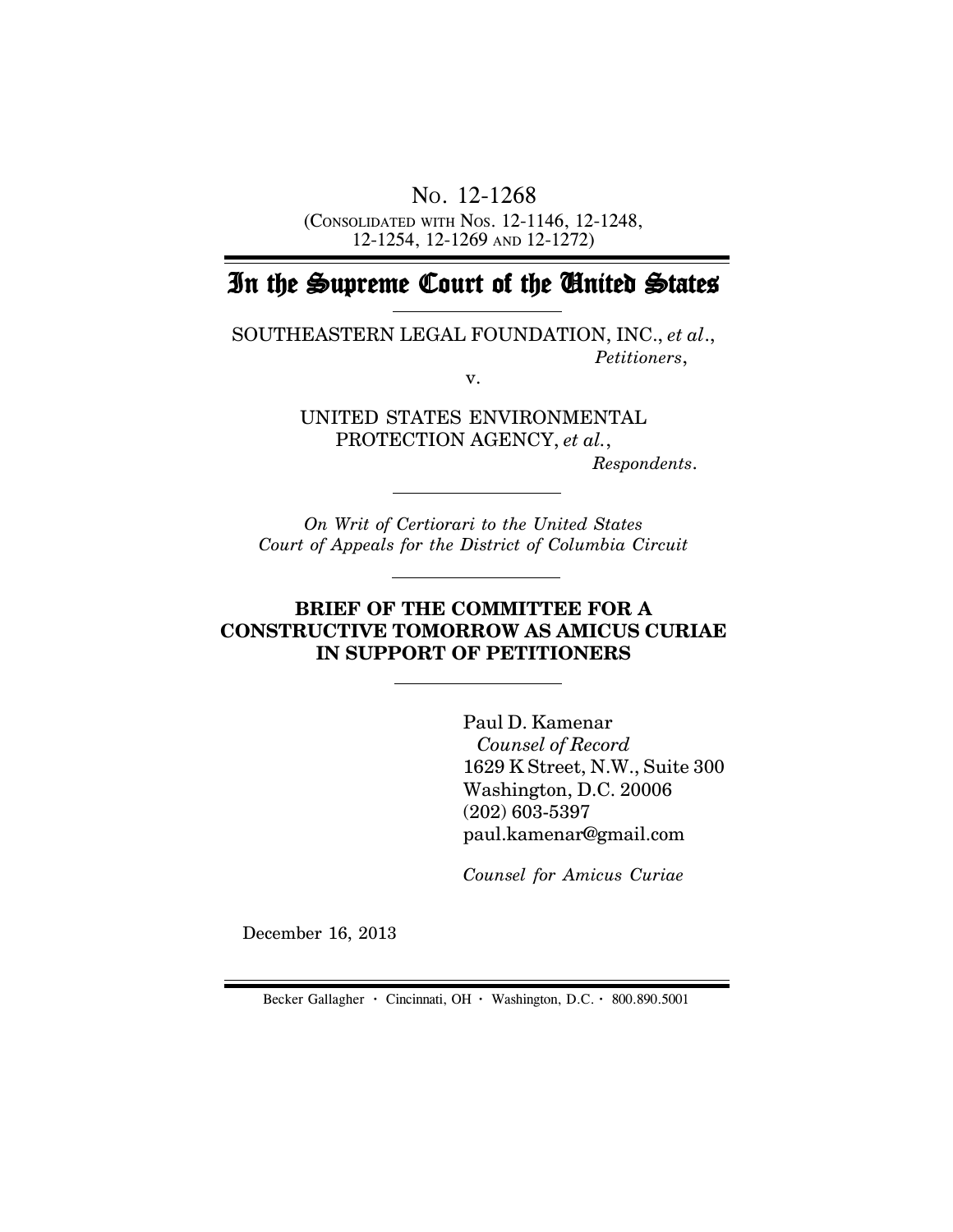No. 12-1268

(Consolidated with Nos. 12-1146, 12-1248, 12-1254, 12-1269 and 12-1272)

# In the Supreme Court of the United States

SOUTHEASTERN LEGAL FOUNDATION, INC., *et al*.,
*Petitioners*,

v.

UNITED STATES ENVIRONMENTAL PROTECTION AGENCY, *et al.*,
*Respondents*.

*On Writ of Certiorari to the United States Court of Appeals for the District of Columbia Circuit*

**BRIEF OF THE COMMITTEE FOR A CONSTRUCTIVE TOMORROW AS AMICUS CURIAE IN SUPPORT OF PETITIONERS**

Paul D. Kamenar
*Counsel of Record*
1629 K Street, N.W., Suite 300
Washington, D.C. 20006
(202) 603-5397
paul.kamenar@gmail.com

*Counsel for Amicus Curiae*

December 16, 2013

Becker Gallagher · Cincinnati, OH · Washington, D.C. · 800.890.5001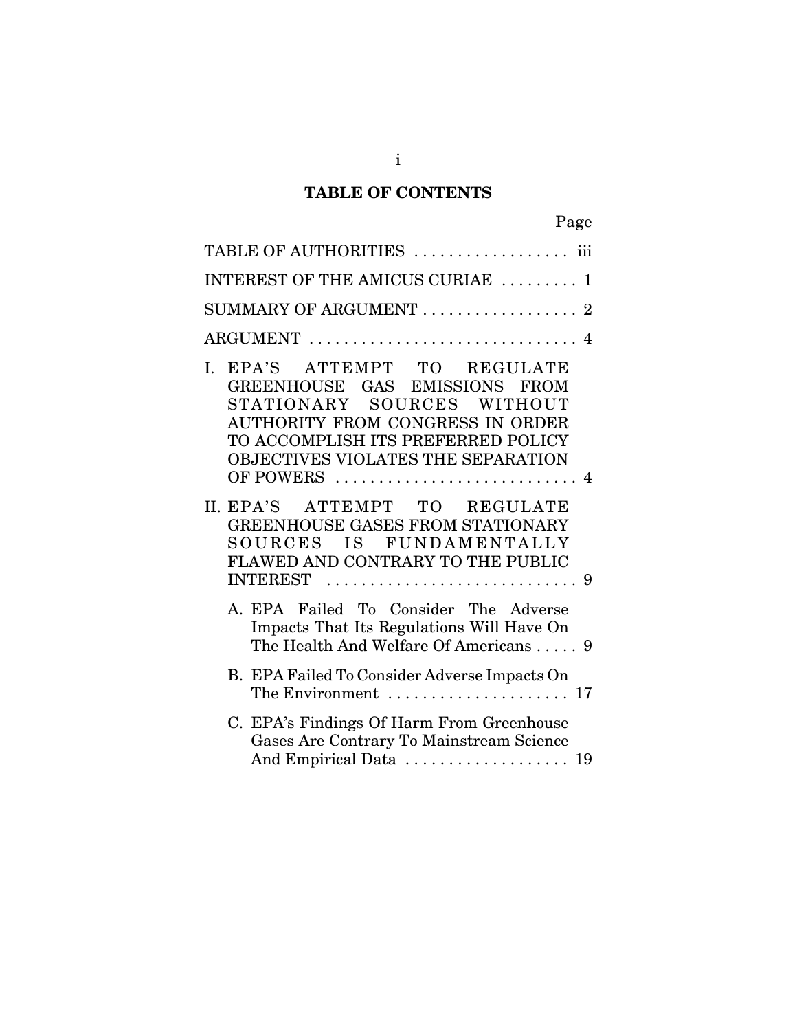## TABLE OF CONTENTS

| | Page |
|---|---|
| TABLE OF AUTHORITIES | iii |
| INTEREST OF THE AMICUS CURIAE | 1 |
| SUMMARY OF ARGUMENT | 2 |
| ARGUMENT | 4 |
| I. EPA'S ATTEMPT TO REGULATE GREENHOUSE GAS EMISSIONS FROM STATIONARY SOURCES WITHOUT AUTHORITY FROM CONGRESS IN ORDER TO ACCOMPLISH ITS PREFERRED POLICY OBJECTIVES VIOLATES THE SEPARATION OF POWERS | 4 |
| II. EPA'S ATTEMPT TO REGULATE GREENHOUSE GASES FROM STATIONARY SOURCES IS FUNDAMENTALLY FLAWED AND CONTRARY TO THE PUBLIC INTEREST | 9 |
| A. EPA Failed To Consider The Adverse Impacts That Its Regulations Will Have On The Health And Welfare Of Americans | 9 |
| B. EPA Failed To Consider Adverse Impacts On The Environment | 17 |
| C. EPA's Findings Of Harm From Greenhouse Gases Are Contrary To Mainstream Science And Empirical Data | 19 |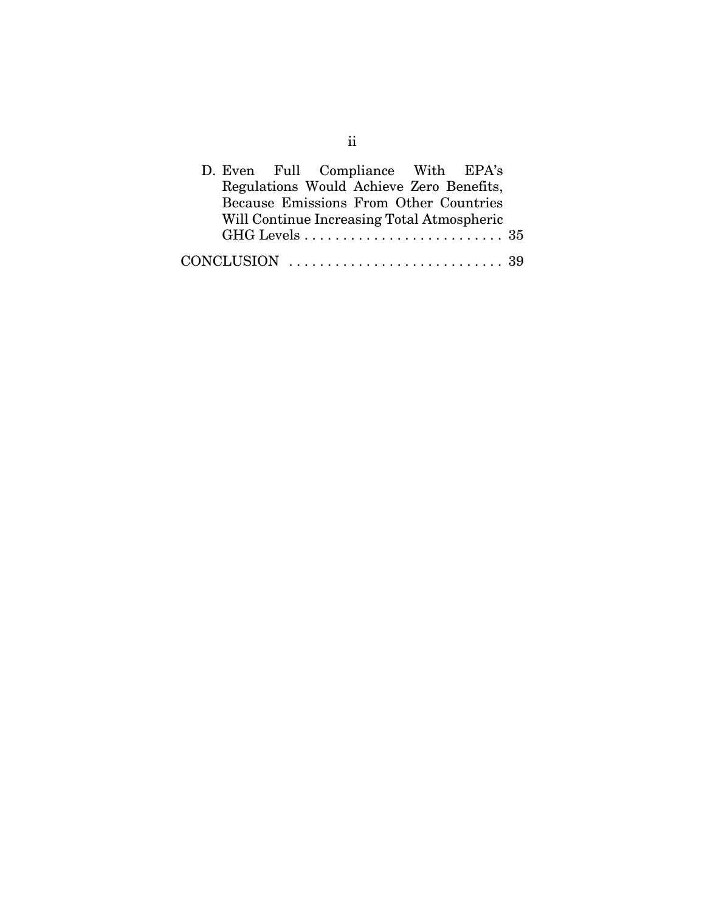D. Even Full Compliance With EPA's Regulations Would Achieve Zero Benefits, Because Emissions From Other Countries Will Continue Increasing Total Atmospheric GHG Levels . . . . . . . . . . . . . . . . . . . . . . . . . . 35

CONCLUSION . . . . . . . . . . . . . . . . . . . . . . . . . . . . 39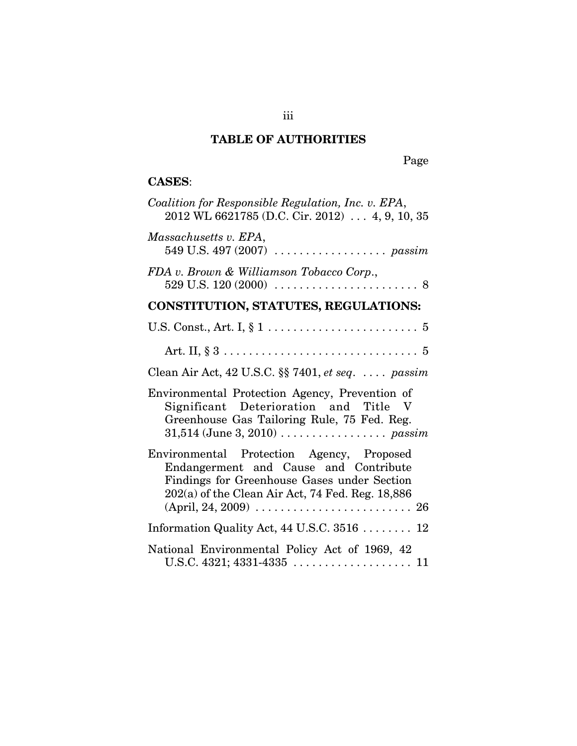## TABLE OF AUTHORITIES

Page

**CASES**:

*Coalition for Responsible Regulation, Inc. v. EPA*, 2012 WL 6621785 (D.C. Cir. 2012) . . . 4, 9, 10, 35

*Massachusetts v. EPA*, 549 U.S. 497 (2007) . . . . . . . . . . . . . . . . . . *passim*

*FDA v. Brown & Williamson Tobacco Corp*., 529 U.S. 120 (2000) . . . . . . . . . . . . . . . . . . . . . . . 8

**CONSTITUTION, STATUTES, REGULATIONS:**

U.S. Const., Art. I, § 1 . . . . . . . . . . . . . . . . . . . . . . . . 5

Art. II, § 3 . . . . . . . . . . . . . . . . . . . . . . . . . . . . . . . 5

Clean Air Act, 42 U.S.C. §§ 7401, *et seq*. . . . . *passim*

Environmental Protection Agency, Prevention of Significant Deterioration and Title V Greenhouse Gas Tailoring Rule, 75 Fed. Reg. 31,514 (June 3, 2010) . . . . . . . . . . . . . . . . . *passim*

Environmental Protection Agency, Proposed Endangerment and Cause and Contribute Findings for Greenhouse Gases under Section 202(a) of the Clean Air Act, 74 Fed. Reg. 18,886 (April, 24, 2009) . . . . . . . . . . . . . . . . . . . . . . . . . 26

Information Quality Act, 44 U.S.C. 3516 . . . . . . . . 12

National Environmental Policy Act of 1969, 42 U.S.C. 4321; 4331-4335 . . . . . . . . . . . . . . . . . . . 11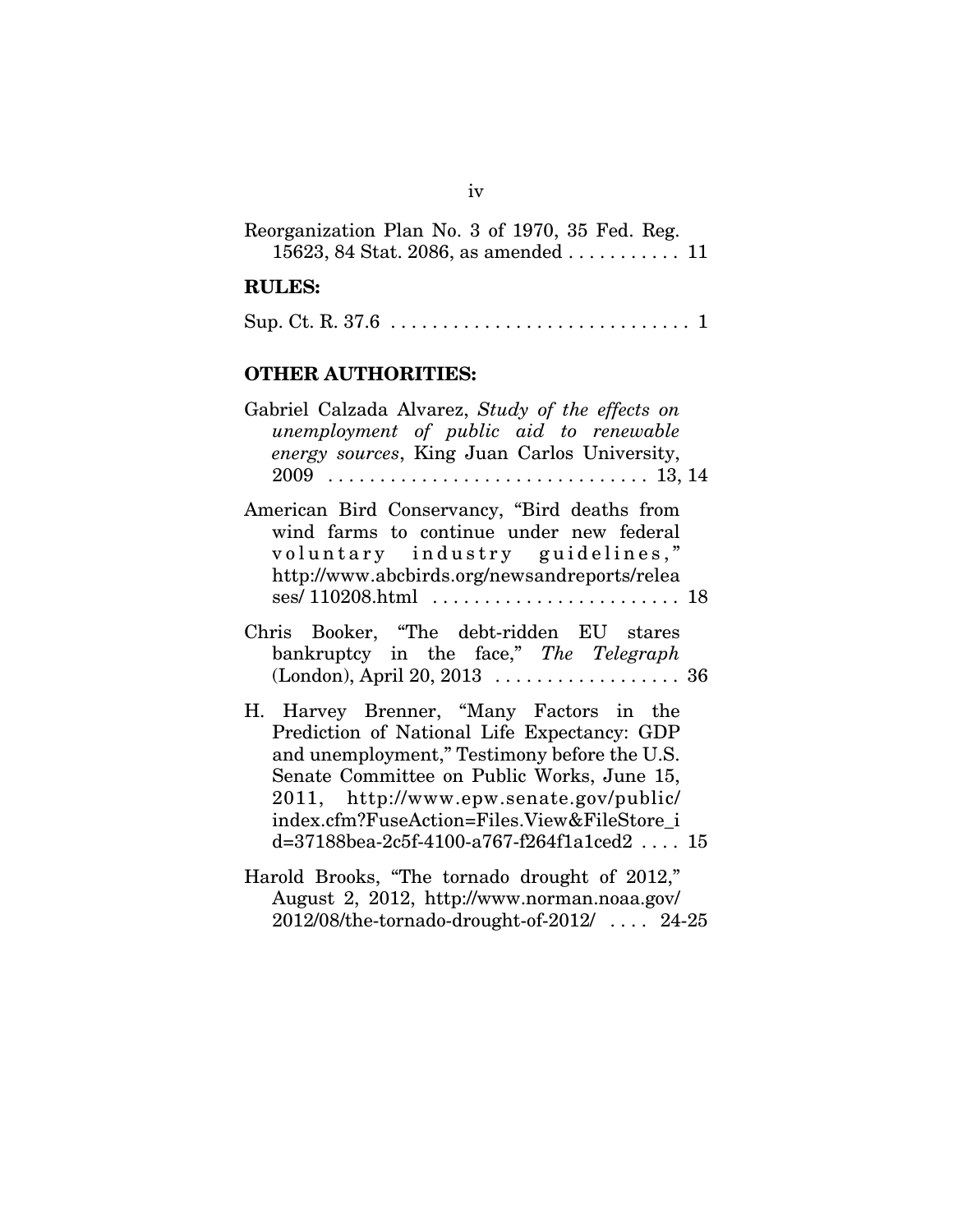Reorganization Plan No. 3 of 1970, 35 Fed. Reg. 15623, 84 Stat. 2086, as amended . . . . . . . . . . . 11

**RULES:**

Sup. Ct. R. 37.6 . . . . . . . . . . . . . . . . . . . . . . . . . . . . . 1

**OTHER AUTHORITIES:**

Gabriel Calzada Alvarez, *Study of the effects on unemployment of public aid to renewable energy sources*, King Juan Carlos University, 2009 . . . . . . . . . . . . . . . . . . . . . . . . . . . . . . 13, 14

American Bird Conservancy, "Bird deaths from wind farms to continue under new federal voluntary industry guidelines," http://www.abcbirds.org/newsandreports/releases/ 110208.html . . . . . . . . . . . . . . . . . . . . . . . . 18

Chris Booker, "The debt-ridden EU stares bankruptcy in the face," *The Telegraph* (London), April 20, 2013 . . . . . . . . . . . . . . . . . . 36

H. Harvey Brenner, "Many Factors in the Prediction of National Life Expectancy: GDP and unemployment," Testimony before the U.S. Senate Committee on Public Works, June 15, 2011, http://www.epw.senate.gov/public/index.cfm?FuseAction=Files.View&FileStore_id=37188bea-2c5f-4100-a767-f264f1a1ced2 . . . . 15

Harold Brooks, "The tornado drought of 2012," August 2, 2012, http://www.norman.noaa.gov/2012/08/the-tornado-drought-of-2012/ . . . . 24-25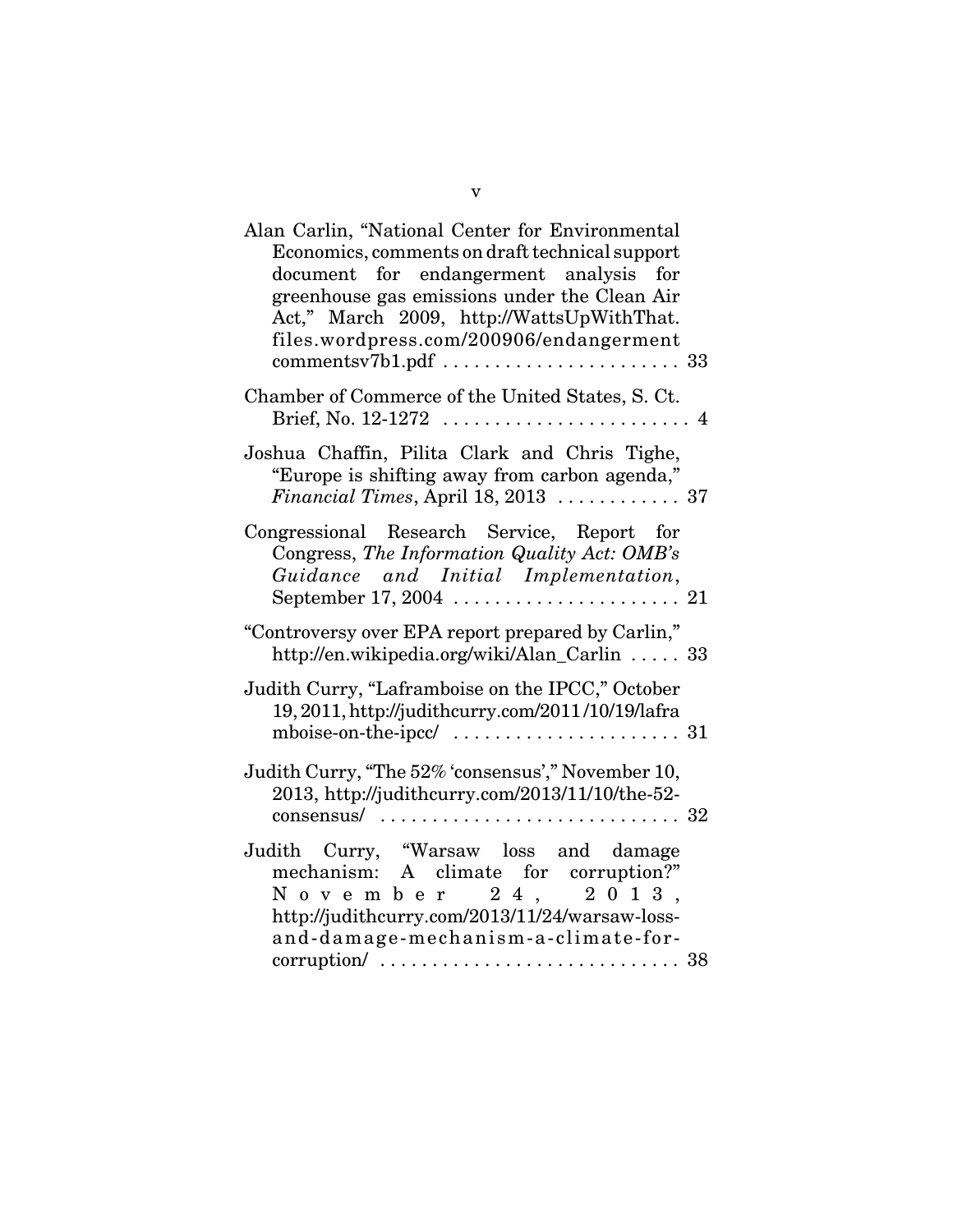Alan Carlin, "National Center for Environmental Economics, comments on draft technical support document for endangerment analysis for greenhouse gas emissions under the Clean Air Act," March 2009, http://WattsUpWithThat.files.wordpress.com/200906/endangermentcommentsv7b1.pdf . . . . . . . . . . . . . . . . . . . . . . 33

Chamber of Commerce of the United States, S. Ct. Brief, No. 12-1272 . . . . . . . . . . . . . . . . . . . . . . . . 4

Joshua Chaffin, Pilita Clark and Chris Tighe, "Europe is shifting away from carbon agenda," *Financial Times*, April 18, 2013 . . . . . . . . . . . . 37

Congressional Research Service, Report for Congress, *The Information Quality Act: OMB's Guidance and Initial Implementation*, September 17, 2004 . . . . . . . . . . . . . . . . . . . . . . 21

"Controversy over EPA report prepared by Carlin," http://en.wikipedia.org/wiki/Alan_Carlin . . . . . 33

Judith Curry, "Laframboise on the IPCC," October 19, 2011, http://judithcurry.com/2011/10/19/laframboise-on-the-ipcc/ . . . . . . . . . . . . . . . . . . . . . . 31

Judith Curry, "The 52% 'consensus'," November 10, 2013, http://judithcurry.com/2013/11/10/the-52-consensus/ . . . . . . . . . . . . . . . . . . . . . . . . . . . . . 32

Judith Curry, "Warsaw loss and damage mechanism: A climate for corruption?" November 24, 2013, http://judithcurry.com/2013/11/24/warsaw-loss-and-damage-mechanism-a-climate-for-corruption/ . . . . . . . . . . . . . . . . . . . . . . . . . . . . . 38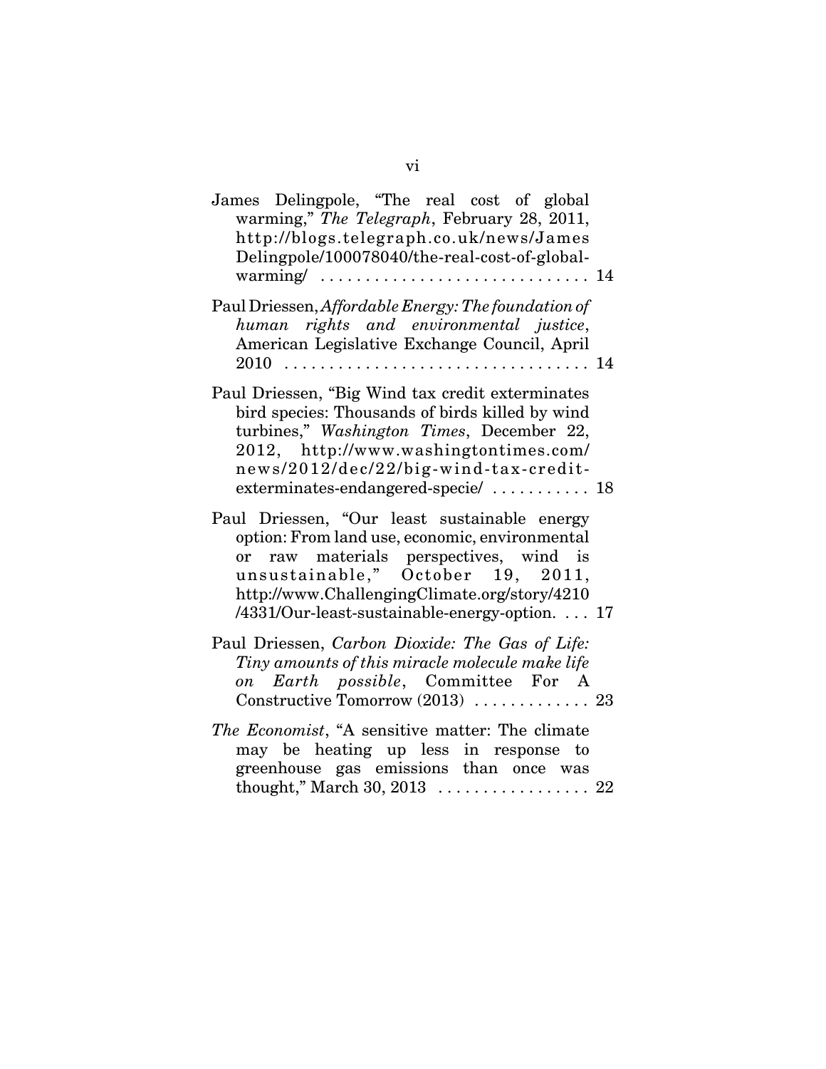James Delingpole, "The real cost of global warming," *The Telegraph*, February 28, 2011, http://blogs.telegraph.co.uk/news/JamesDelingpole/100078040/the-real-cost-of-global-warming/ . . . . . . . . . . . . . . . . . . . . . . . . . . . . . . 14

Paul Driessen, *Affordable Energy: The foundation of human rights and environmental justice*, American Legislative Exchange Council, April 2010 . . . . . . . . . . . . . . . . . . . . . . . . . . . . . . . . . 14

Paul Driessen, "Big Wind tax credit exterminates bird species: Thousands of birds killed by wind turbines," *Washington Times*, December 22, 2012, http://www.washingtontimes.com/news/2012/dec/22/big-wind-tax-credit-exterminates-endangered-specie/ . . . . . . . . . . . 18

Paul Driessen, "Our least sustainable energy option: From land use, economic, environmental or raw materials perspectives, wind is unsustainable," October 19, 2011, http://www.ChallengingClimate.org/story/4210/4331/Our-least-sustainable-energy-option. . . . 17

Paul Driessen, *Carbon Dioxide: The Gas of Life: Tiny amounts of this miracle molecule make life on Earth possible*, Committee For A Constructive Tomorrow (2013) . . . . . . . . . . . . . 23

*The Economist*, "A sensitive matter: The climate may be heating up less in response to greenhouse gas emissions than once was thought," March 30, 2013 . . . . . . . . . . . . . . . . . 22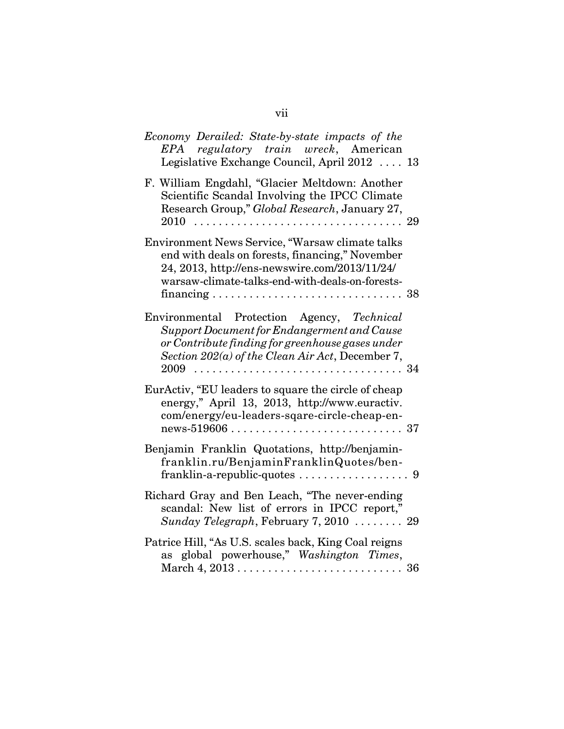*Economy Derailed: State-by-state impacts of the EPA regulatory train wreck*, American Legislative Exchange Council, April 2012 .... 13

F. William Engdahl, "Glacier Meltdown: Another Scientific Scandal Involving the IPCC Climate Research Group," *Global Research*, January 27, 2010 .................................. 29

Environment News Service, "Warsaw climate talks end with deals on forests, financing," November 24, 2013, http://ens-newswire.com/2013/11/24/warsaw-climate-talks-end-with-deals-on-forests-financing ............................... 38

Environmental Protection Agency, *Technical Support Document for Endangerment and Cause or Contribute finding for greenhouse gases under Section 202(a) of the Clean Air Act*, December 7, 2009 .................................. 34

EurActiv, "EU leaders to square the circle of cheap energy," April 13, 2013, http://www.euractiv.com/energy/eu-leaders-sqare-circle-cheap-en-news-519606 ............................ 37

Benjamin Franklin Quotations, http://benjamin-franklin.ru/BenjaminFranklinQuotes/ben-franklin-a-republic-quotes .................. 9

Richard Gray and Ben Leach, "The never-ending scandal: New list of errors in IPCC report," *Sunday Telegraph*, February 7, 2010 ........ 29

Patrice Hill, "As U.S. scales back, King Coal reigns as global powerhouse," *Washington Times*, March 4, 2013 ........................... 36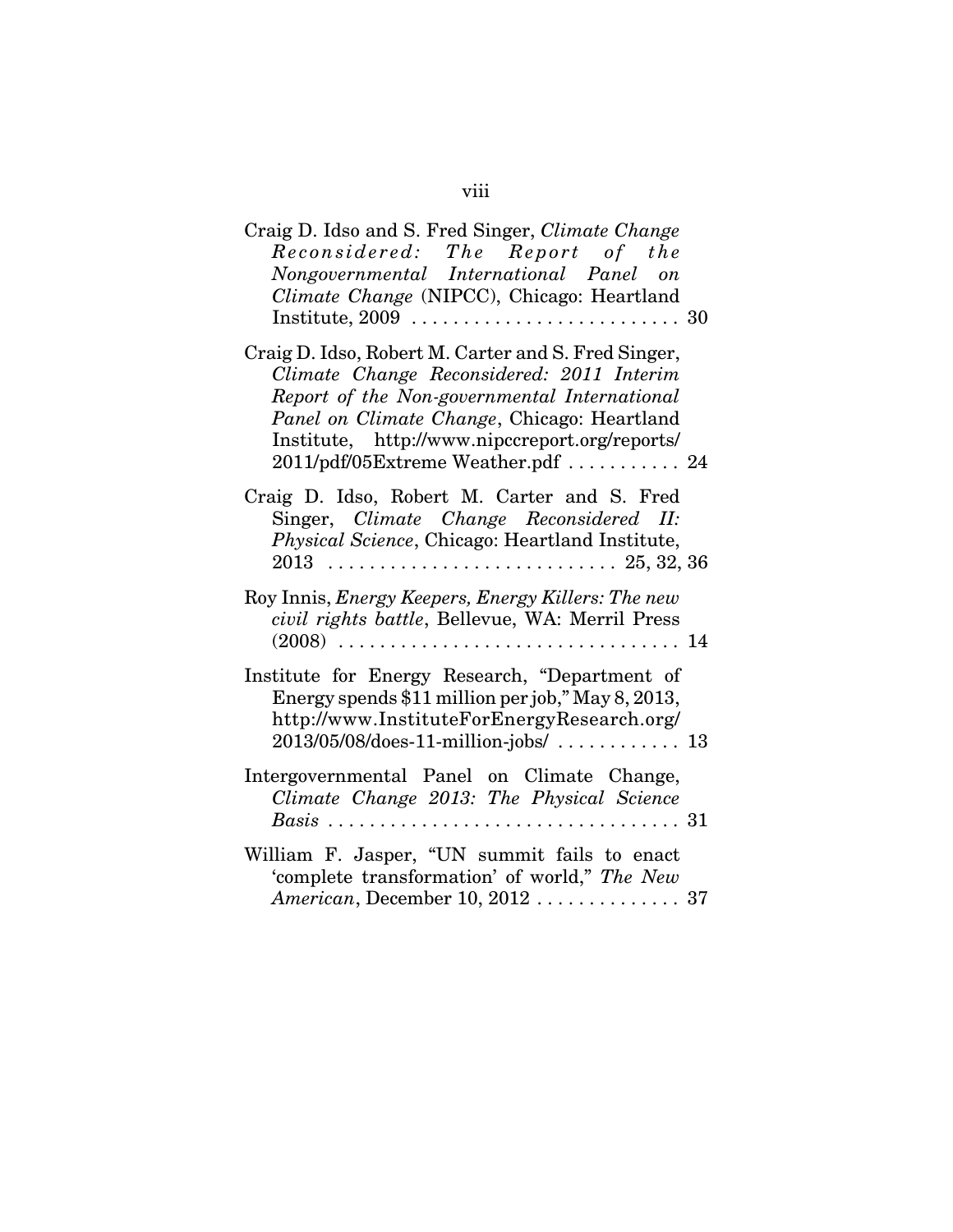Craig D. Idso and S. Fred Singer, *Climate Change Reconsidered: The Report of the Nongovernmental International Panel on Climate Change* (NIPCC), Chicago: Heartland Institute, 2009 . . . . . . . . . . . . . . . . . . . . . . . . . . 30

Craig D. Idso, Robert M. Carter and S. Fred Singer, *Climate Change Reconsidered: 2011 Interim Report of the Non-governmental International Panel on Climate Change*, Chicago: Heartland Institute, http://www.nipccreport.org/reports/2011/pdf/05Extreme Weather.pdf . . . . . . . . . . . 24

Craig D. Idso, Robert M. Carter and S. Fred Singer, *Climate Change Reconsidered II: Physical Science*, Chicago: Heartland Institute, 2013 . . . . . . . . . . . . . . . . . . . . . . . . . . . 25, 32, 36

Roy Innis, *Energy Keepers, Energy Killers: The new civil rights battle*, Bellevue, WA: Merril Press (2008) . . . . . . . . . . . . . . . . . . . . . . . . . . . . . . . . 14

Institute for Energy Research, "Department of Energy spends $11 million per job," May 8, 2013, http://www.InstituteForEnergyResearch.org/2013/05/08/does-11-million-jobs/ . . . . . . . . . . . . 13

Intergovernmental Panel on Climate Change, *Climate Change 2013: The Physical Science Basis* . . . . . . . . . . . . . . . . . . . . . . . . . . . . . . . . . 31

William F. Jasper, "UN summit fails to enact 'complete transformation' of world," *The New American*, December 10, 2012 . . . . . . . . . . . . . . 37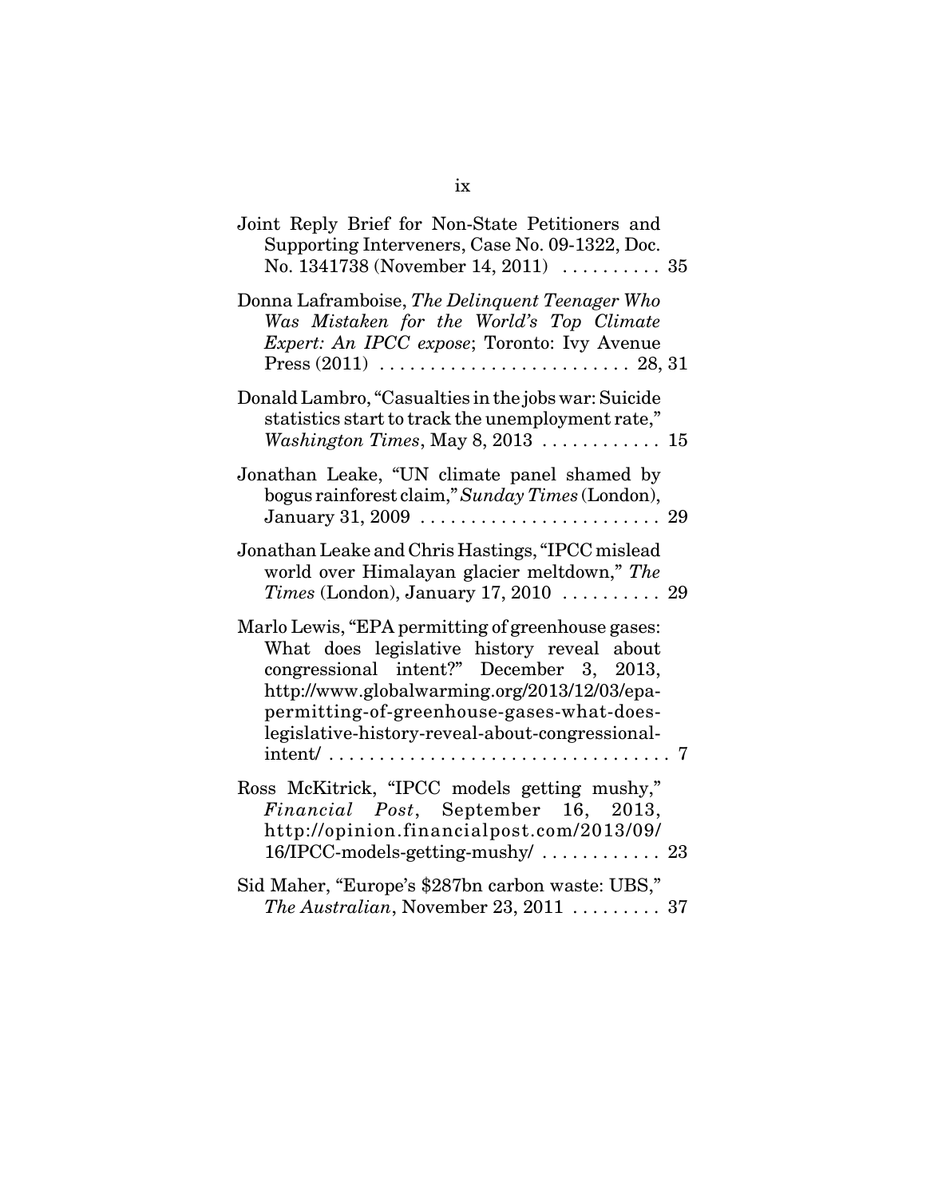Joint Reply Brief for Non-State Petitioners and Supporting Interveners, Case No. 09-1322, Doc. No. 1341738 (November 14, 2011) . . . . . . . . . . 35

Donna Laframboise, *The Delinquent Teenager Who Was Mistaken for the World's Top Climate Expert: An IPCC expose*; Toronto: Ivy Avenue Press (2011) . . . . . . . . . . . . . . . . . . . . . . . . . 28, 31

Donald Lambro, "Casualties in the jobs war: Suicide statistics start to track the unemployment rate," *Washington Times*, May 8, 2013 . . . . . . . . . . . . 15

Jonathan Leake, "UN climate panel shamed by bogus rainforest claim," *Sunday Times* (London), January 31, 2009 . . . . . . . . . . . . . . . . . . . . . . . . 29

Jonathan Leake and Chris Hastings, "IPCC mislead world over Himalayan glacier meltdown," *The Times* (London), January 17, 2010 . . . . . . . . . . 29

Marlo Lewis, "EPA permitting of greenhouse gases: What does legislative history reveal about congressional intent?" December 3, 2013, http://www.globalwarming.org/2013/12/03/epa-permitting-of-greenhouse-gases-what-does-legislative-history-reveal-about-congressional-intent/ . . . . . . . . . . . . . . . . . . . . . . . . . . . . . . . . . . 7

Ross McKitrick, "IPCC models getting mushy," *Financial Post*, September 16, 2013, http://opinion.financialpost.com/2013/09/16/IPCC-models-getting-mushy/ . . . . . . . . . . . . 23

Sid Maher, "Europe's $287bn carbon waste: UBS," *The Australian*, November 23, 2011 . . . . . . . . . 37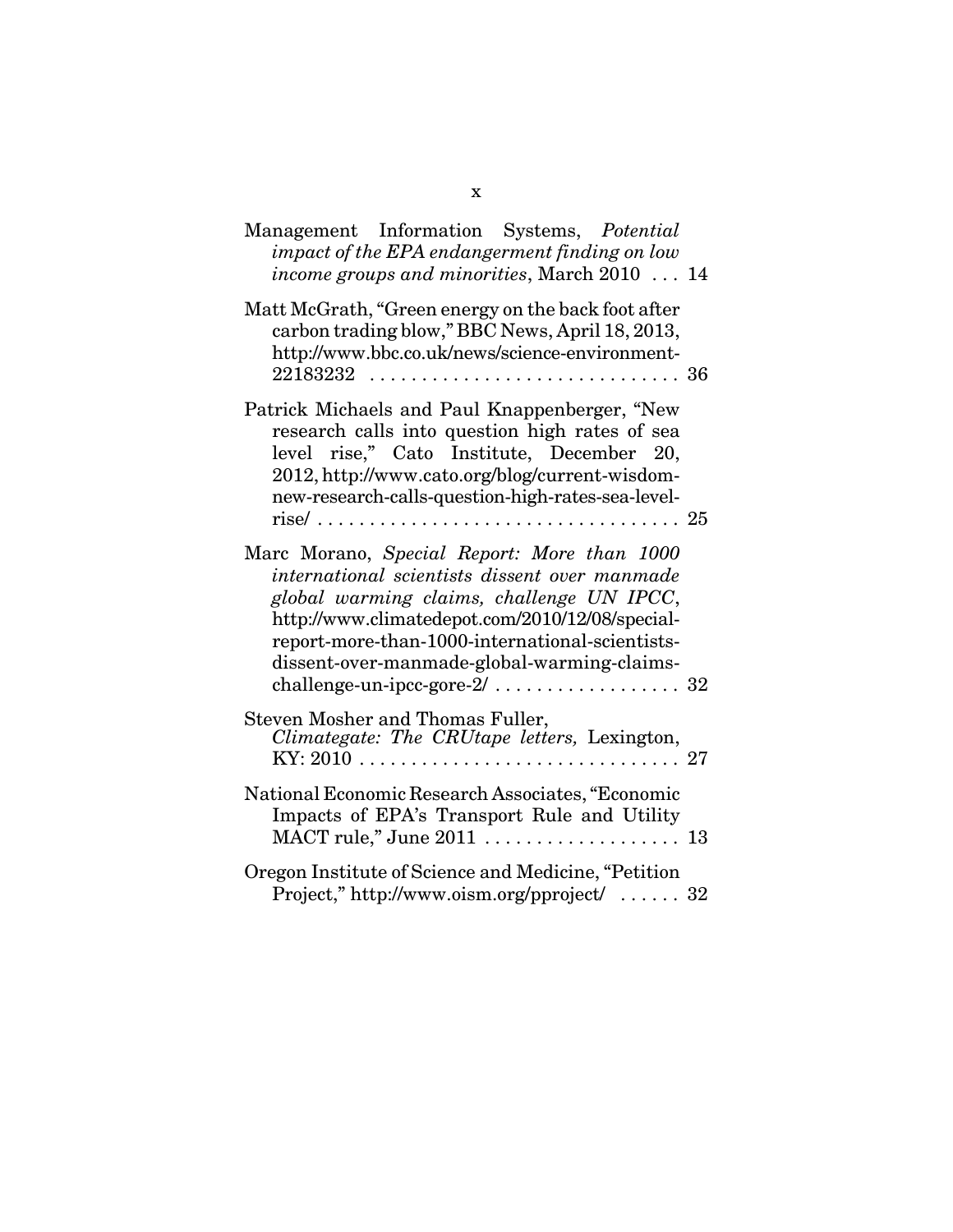Management Information Systems, *Potential impact of the EPA endangerment finding on low income groups and minorities*, March 2010 . . . 14

Matt McGrath, "Green energy on the back foot after carbon trading blow," BBC News, April 18, 2013, http://www.bbc.co.uk/news/science-environment-22183232 . . . . . . . . . . . . . . . . . . . . . . . . . . . . . 36

Patrick Michaels and Paul Knappenberger, "New research calls into question high rates of sea level rise," Cato Institute, December 20, 2012, http://www.cato.org/blog/current-wisdom-new-research-calls-question-high-rates-sea-level-rise/ . . . . . . . . . . . . . . . . . . . . . . . . . . . . . . . . . . 25

Marc Morano, *Special Report: More than 1000 international scientists dissent over manmade global warming claims, challenge UN IPCC*, http://www.climatedepot.com/2010/12/08/special-report-more-than-1000-international-scientists-dissent-over-manmade-global-warming-claims-challenge-un-ipcc-gore-2/ . . . . . . . . . . . . . . . . . . 32

Steven Mosher and Thomas Fuller, *Climategate: The CRUtape letters,* Lexington, KY: 2010 . . . . . . . . . . . . . . . . . . . . . . . . . . . . . . . 27

National Economic Research Associates, "Economic Impacts of EPA's Transport Rule and Utility MACT rule," June 2011 . . . . . . . . . . . . . . . . . . . 13

Oregon Institute of Science and Medicine, "Petition Project," http://www.oism.org/pproject/ . . . . . . 32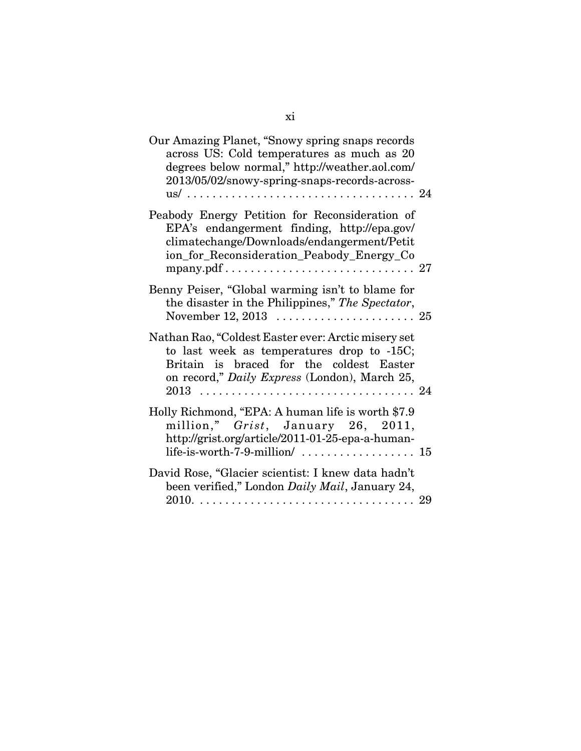Our Amazing Planet, "Snowy spring snaps records across US: Cold temperatures as much as 20 degrees below normal," http://weather.aol.com/2013/05/02/snowy-spring-snaps-records-across-us/ . . . . . . . . . . . . . . . . . . . . . . . . . . . . . . . . . . . 24

Peabody Energy Petition for Reconsideration of EPA's endangerment finding, http://epa.gov/climatechange/Downloads/endangerment/Petition_for_Reconsideration_Peabody_Energy_Company.pdf . . . . . . . . . . . . . . . . . . . . . . . . . . . . . 27

Benny Peiser, "Global warming isn't to blame for the disaster in the Philippines," *The Spectator*, November 12, 2013 . . . . . . . . . . . . . . . . . . . . . 25

Nathan Rao, "Coldest Easter ever: Arctic misery set to last week as temperatures drop to -15C; Britain is braced for the coldest Easter on record," *Daily Express* (London), March 25, 2013 . . . . . . . . . . . . . . . . . . . . . . . . . . . . . . . . . 24

Holly Richmond, "EPA: A human life is worth $7.9 million," *Grist*, January 26, 2011, http://grist.org/article/2011-01-25-epa-a-human-life-is-worth-7-9-million/ . . . . . . . . . . . . . . . . . 15

David Rose, "Glacier scientist: I knew data hadn't been verified," London *Daily Mail*, January 24, 2010. . . . . . . . . . . . . . . . . . . . . . . . . . . . . . . . . . 29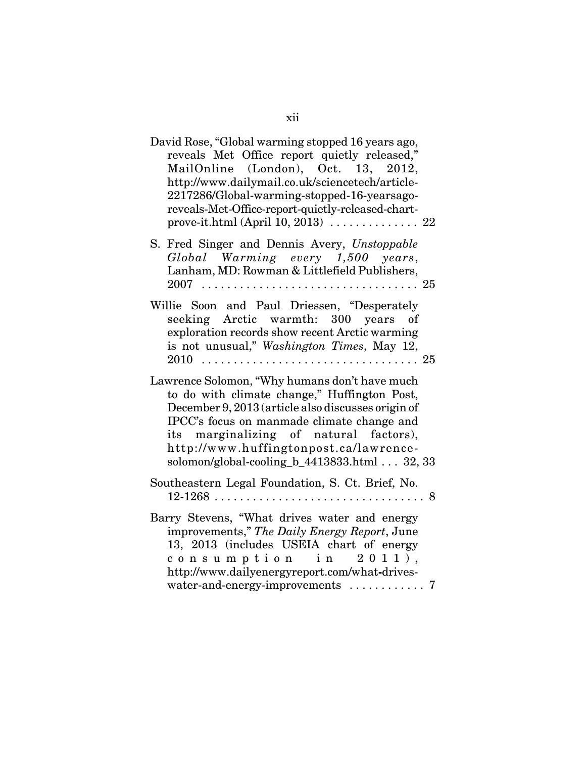David Rose, "Global warming stopped 16 years ago, reveals Met Office report quietly released," MailOnline (London), Oct. 13, 2012, http://www.dailymail.co.uk/sciencetech/article-2217286/Global-warming-stopped-16-yearsago-reveals-Met-Office-report-quietly-released-chart-prove-it.html (April 10, 2013) . . . . . . . . . . . . . . 22

S. Fred Singer and Dennis Avery, *Unstoppable Global Warming every 1,500 years*, Lanham, MD: Rowman & Littlefield Publishers, 2007 . . . . . . . . . . . . . . . . . . . . . . . . . . . . . . . . . 25

Willie Soon and Paul Driessen, "Desperately seeking Arctic warmth: 300 years of exploration records show recent Arctic warming is not unusual," *Washington Times*, May 12, 2010 . . . . . . . . . . . . . . . . . . . . . . . . . . . . . . . . . 25

Lawrence Solomon, "Why humans don't have much to do with climate change," Huffington Post, December 9, 2013 (article also discusses origin of IPCC's focus on manmade climate change and its marginalizing of natural factors), http://www.huffingtonpost.ca/lawrence-solomon/global-cooling_b_4413833.html . . . 32, 33

Southeastern Legal Foundation, S. Ct. Brief, No. 12-1268 . . . . . . . . . . . . . . . . . . . . . . . . . . . . . . . . 8

Barry Stevens, "What drives water and energy improvements," *The Daily Energy Report*, June 13, 2013 (includes USEIA chart of energy consumption in 2011), http://www.dailyenergyreport.com/what-drives-water-and-energy-improvements . . . . . . . . . . . 7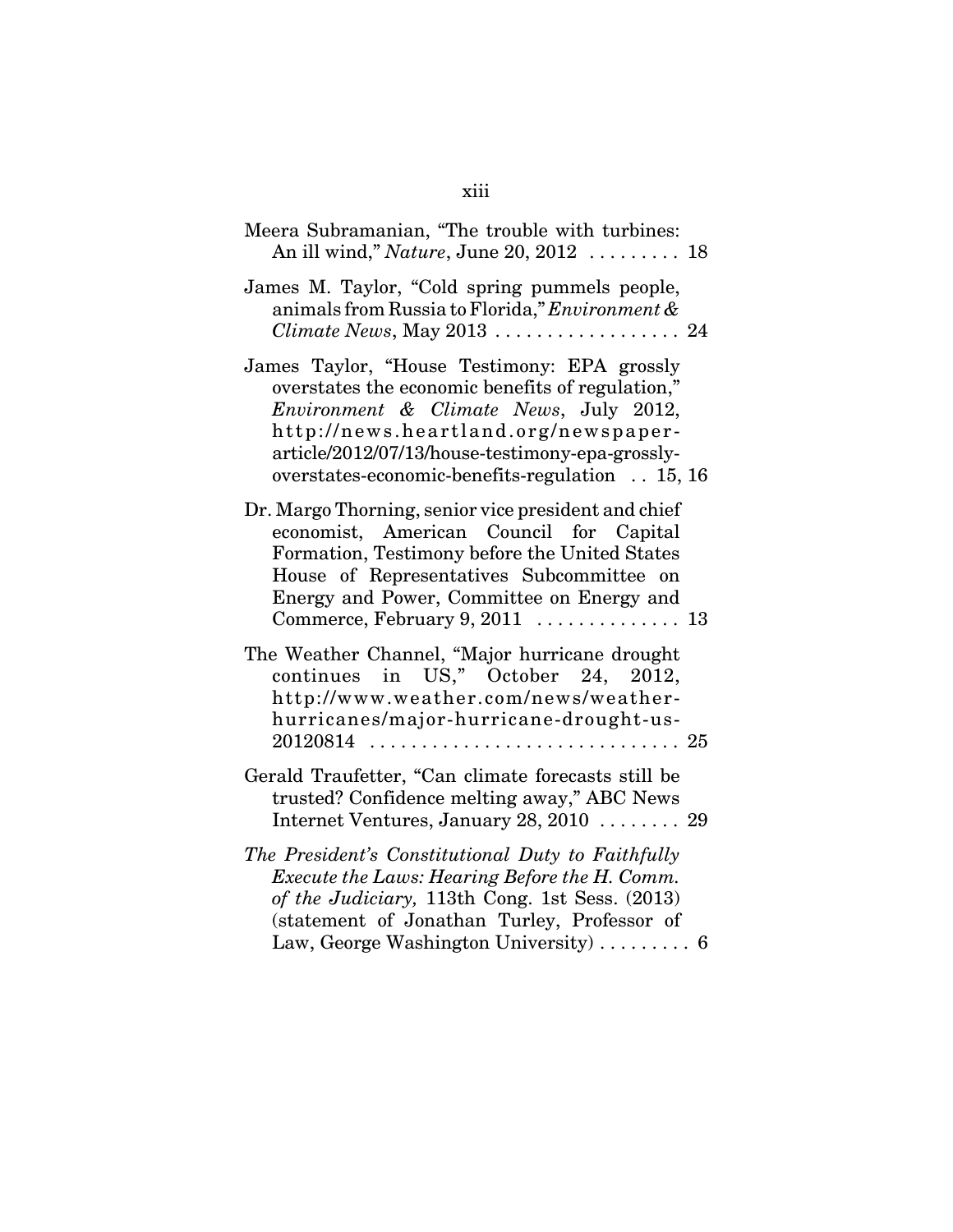Meera Subramanian, "The trouble with turbines: An ill wind," *Nature*, June 20, 2012 . . . . . . . . . 18

James M. Taylor, "Cold spring pummels people, animals from Russia to Florida," *Environment & Climate News*, May 2013 . . . . . . . . . . . . . . . . . . 24

James Taylor, "House Testimony: EPA grossly overstates the economic benefits of regulation," *Environment & Climate News*, July 2012, http://news.heartland.org/newspaper-article/2012/07/13/house-testimony-epa-grossly-overstates-economic-benefits-regulation . . 15, 16

Dr. Margo Thorning, senior vice president and chief economist, American Council for Capital Formation, Testimony before the United States House of Representatives Subcommittee on Energy and Power, Committee on Energy and Commerce, February 9, 2011 . . . . . . . . . . . . . . 13

The Weather Channel, "Major hurricane drought continues in US," October 24, 2012, http://www.weather.com/news/weather-hurricanes/major-hurricane-drought-us-20120814 . . . . . . . . . . . . . . . . . . . . . . . . . . . . . 25

Gerald Traufetter, "Can climate forecasts still be trusted? Confidence melting away," ABC News Internet Ventures, January 28, 2010 . . . . . . . . 29

*The President's Constitutional Duty to Faithfully Execute the Laws: Hearing Before the H. Comm. of the Judiciary,* 113th Cong. 1st Sess. (2013) (statement of Jonathan Turley, Professor of Law, George Washington University) . . . . . . . . . 6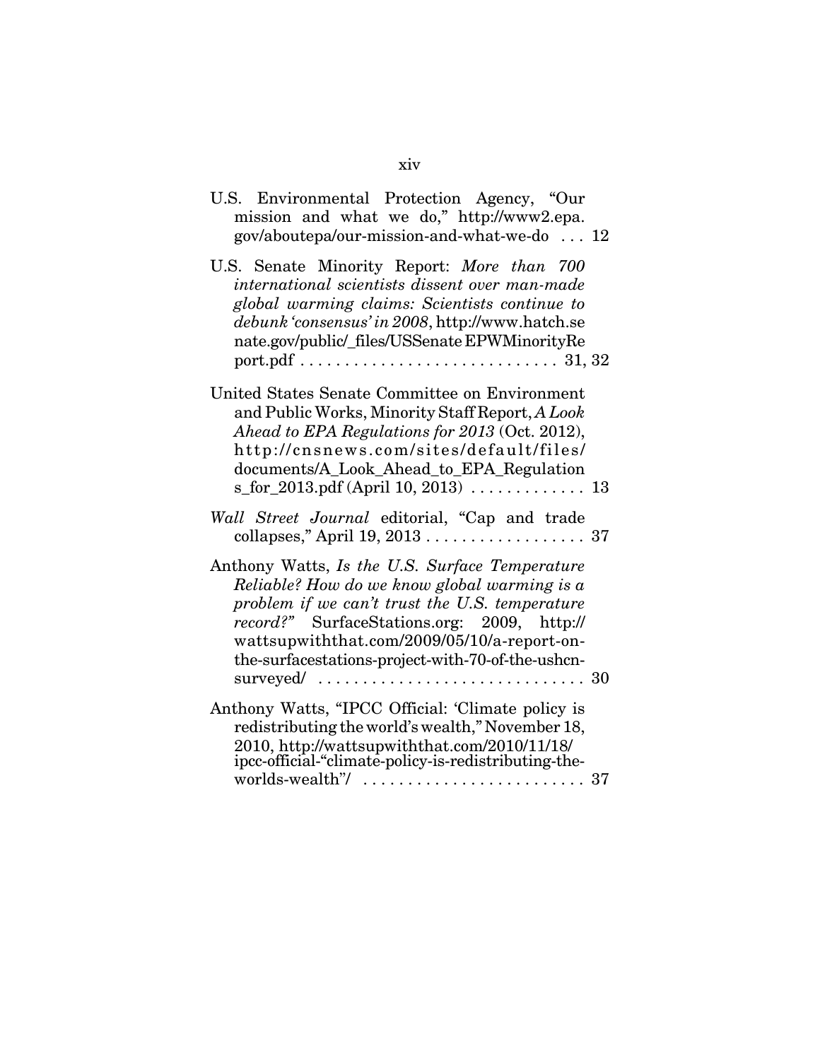U.S. Environmental Protection Agency, "Our mission and what we do," http://www2.epa.gov/aboutepa/our-mission-and-what-we-do . . . 12

U.S. Senate Minority Report: *More than 700 international scientists dissent over man-made global warming claims: Scientists continue to debunk 'consensus' in 2008*, http://www.hatch.senate.gov/public/_files/USSenate EPWMinorityReport.pdf . . . . . . . . . . . . . . . . . . . . . . . . . . . . 31, 32

United States Senate Committee on Environment and Public Works, Minority Staff Report, *A Look Ahead to EPA Regulations for 2013* (Oct. 2012), http://cnsnews.com/sites/default/files/documents/A_Look_Ahead_to_EPA_Regulations_for_2013.pdf (April 10, 2013) . . . . . . . . . . . . . 13

*Wall Street Journal* editorial, "Cap and trade collapses," April 19, 2013 . . . . . . . . . . . . . . . . . . 37

Anthony Watts, *Is the U.S. Surface Temperature Reliable? How do we know global warming is a problem if we can't trust the U.S. temperature record?"* SurfaceStations.org: 2009, http://wattsupwiththat.com/2009/05/10/a-report-on-the-surfacestations-project-with-70-of-the-ushcn-surveyed/ . . . . . . . . . . . . . . . . . . . . . . . . . . . . . . 30

Anthony Watts, "IPCC Official: 'Climate policy is redistributing the world's wealth," November 18, 2010, http://wattsupwiththat.com/2010/11/18/ipcc-official-"climate-policy-is-redistributing-the-worlds-wealth"/ . . . . . . . . . . . . . . . . . . . . . . . . . 37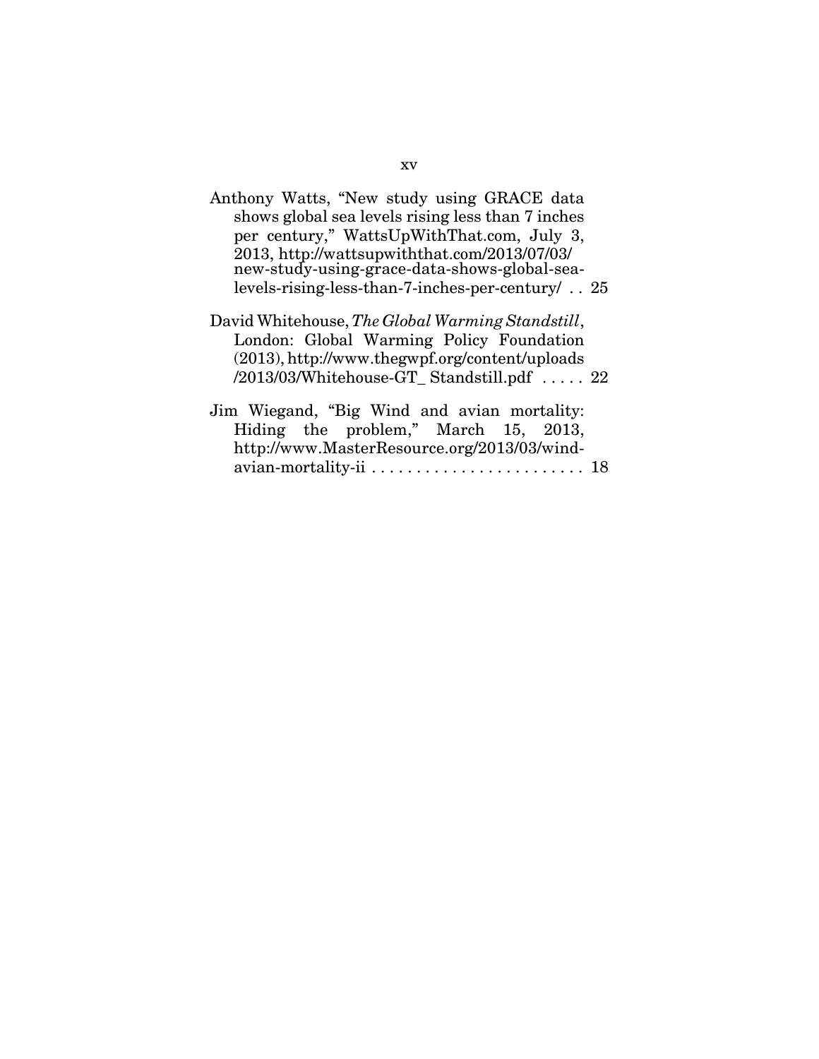Anthony Watts, "New study using GRACE data shows global sea levels rising less than 7 inches per century," WattsUpWithThat.com, July 3, 2013, http://wattsupwiththat.com/2013/07/03/new-study-using-grace-data-shows-global-sea-levels-rising-less-than-7-inches-per-century/ . . 25

David Whitehouse, *The Global Warming Standstill*, London: Global Warming Policy Foundation (2013), http://www.thegwpf.org/content/uploads/2013/03/Whitehouse-GT_ Standstill.pdf . . . . . 22

Jim Wiegand, "Big Wind and avian mortality: Hiding the problem," March 15, 2013, http://www.MasterResource.org/2013/03/wind-avian-mortality-ii . . . . . . . . . . . . . . . . . . . . . . . . 18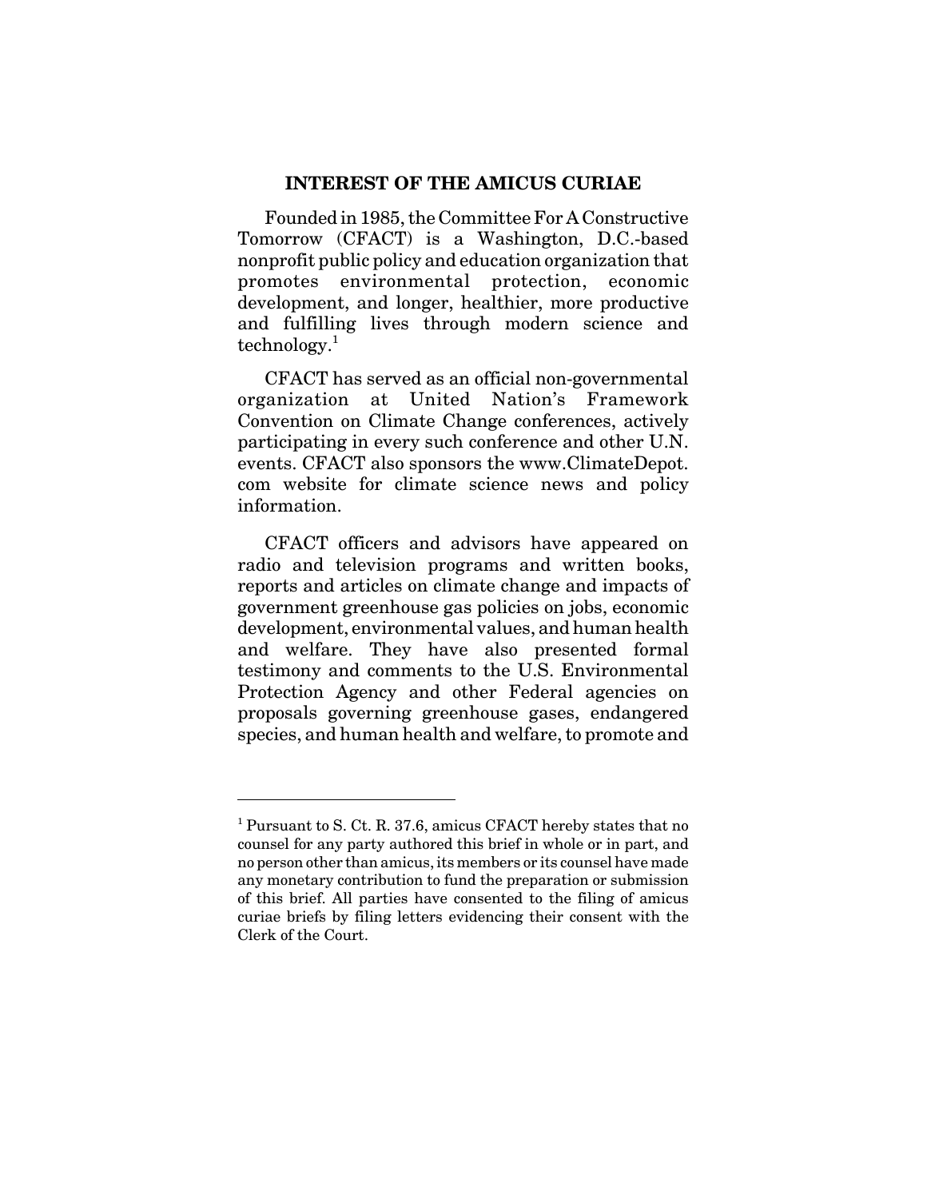## INTEREST OF THE AMICUS CURIAE

Founded in 1985, the Committee For A Constructive Tomorrow (CFACT) is a Washington, D.C.-based nonprofit public policy and education organization that promotes environmental protection, economic development, and longer, healthier, more productive and fulfilling lives through modern science and technology.[1]

CFACT has served as an official non-governmental organization at United Nation's Framework Convention on Climate Change conferences, actively participating in every such conference and other U.N. events. CFACT also sponsors the www.ClimateDepot.com website for climate science news and policy information.

CFACT officers and advisors have appeared on radio and television programs and written books, reports and articles on climate change and impacts of government greenhouse gas policies on jobs, economic development, environmental values, and human health and welfare. They have also presented formal testimony and comments to the U.S. Environmental Protection Agency and other Federal agencies on proposals governing greenhouse gases, endangered species, and human health and welfare, to promote and

---

[1] Pursuant to S. Ct. R. 37.6, amicus CFACT hereby states that no counsel for any party authored this brief in whole or in part, and no person other than amicus, its members or its counsel have made any monetary contribution to fund the preparation or submission of this brief. All parties have consented to the filing of amicus curiae briefs by filing letters evidencing their consent with the Clerk of the Court.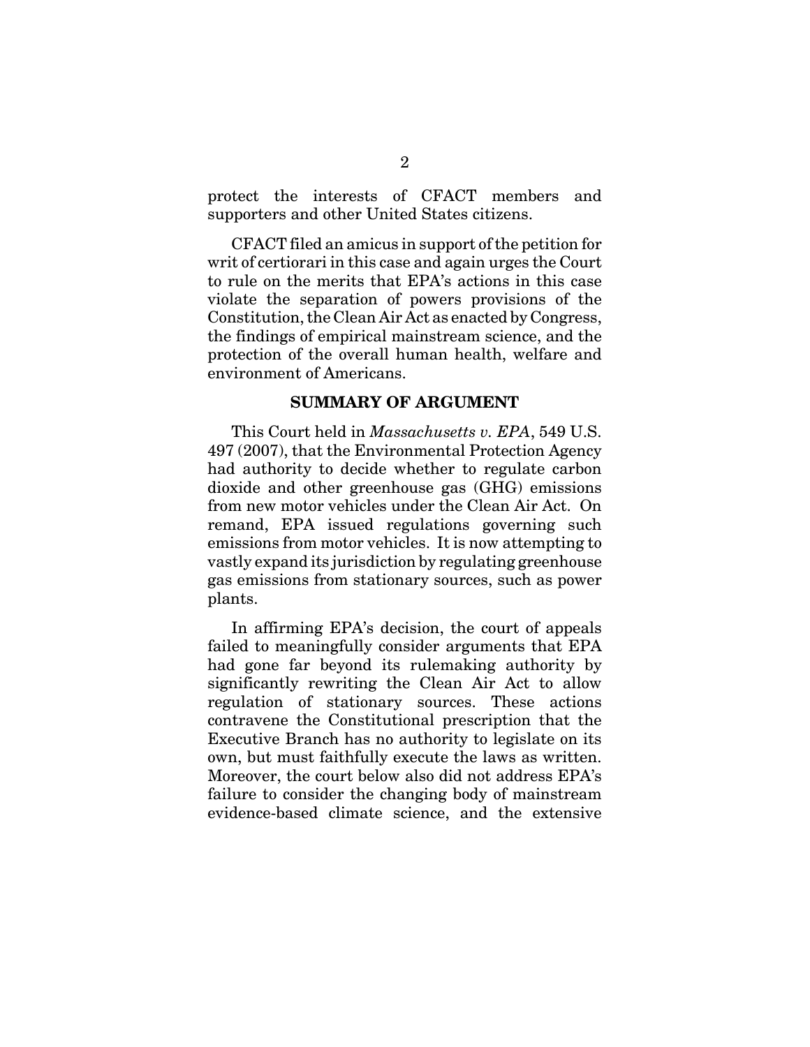protect the interests of CFACT members and supporters and other United States citizens.

CFACT filed an amicus in support of the petition for writ of certiorari in this case and again urges the Court to rule on the merits that EPA's actions in this case violate the separation of powers provisions of the Constitution, the Clean Air Act as enacted by Congress, the findings of empirical mainstream science, and the protection of the overall human health, welfare and environment of Americans.

## SUMMARY OF ARGUMENT

This Court held in *Massachusetts v. EPA*, 549 U.S. 497 (2007), that the Environmental Protection Agency had authority to decide whether to regulate carbon dioxide and other greenhouse gas (GHG) emissions from new motor vehicles under the Clean Air Act. On remand, EPA issued regulations governing such emissions from motor vehicles. It is now attempting to vastly expand its jurisdiction by regulating greenhouse gas emissions from stationary sources, such as power plants.

In affirming EPA's decision, the court of appeals failed to meaningfully consider arguments that EPA had gone far beyond its rulemaking authority by significantly rewriting the Clean Air Act to allow regulation of stationary sources. These actions contravene the Constitutional prescription that the Executive Branch has no authority to legislate on its own, but must faithfully execute the laws as written. Moreover, the court below also did not address EPA's failure to consider the changing body of mainstream evidence-based climate science, and the extensive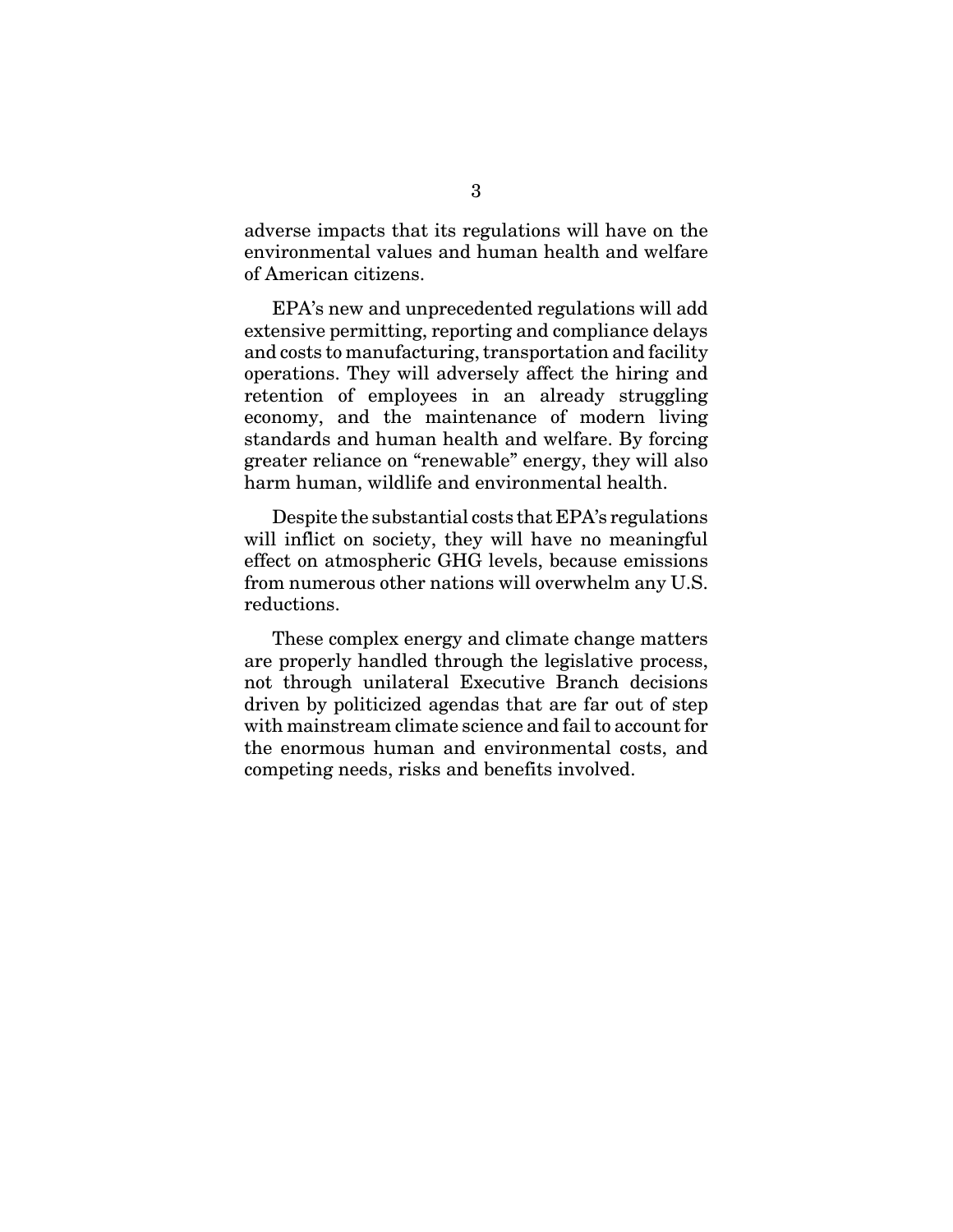adverse impacts that its regulations will have on the environmental values and human health and welfare of American citizens.

EPA's new and unprecedented regulations will add extensive permitting, reporting and compliance delays and costs to manufacturing, transportation and facility operations. They will adversely affect the hiring and retention of employees in an already struggling economy, and the maintenance of modern living standards and human health and welfare. By forcing greater reliance on "renewable" energy, they will also harm human, wildlife and environmental health.

Despite the substantial costs that EPA's regulations will inflict on society, they will have no meaningful effect on atmospheric GHG levels, because emissions from numerous other nations will overwhelm any U.S. reductions.

These complex energy and climate change matters are properly handled through the legislative process, not through unilateral Executive Branch decisions driven by politicized agendas that are far out of step with mainstream climate science and fail to account for the enormous human and environmental costs, and competing needs, risks and benefits involved.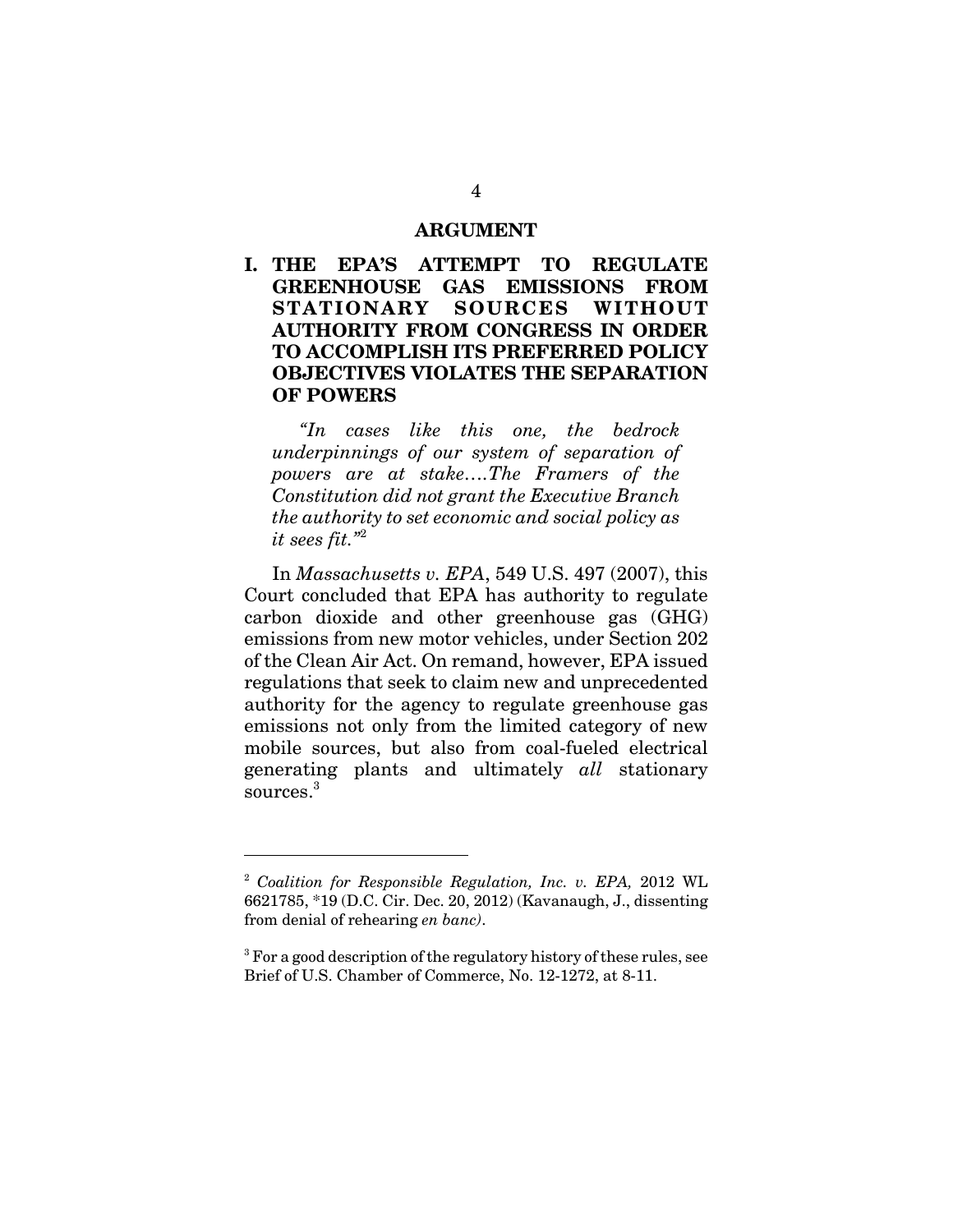## ARGUMENT

### I. THE EPA'S ATTEMPT TO REGULATE GREENHOUSE GAS EMISSIONS FROM STATIONARY SOURCES WITHOUT AUTHORITY FROM CONGRESS IN ORDER TO ACCOMPLISH ITS PREFERRED POLICY OBJECTIVES VIOLATES THE SEPARATION OF POWERS

*"In cases like this one, the bedrock underpinnings of our system of separation of powers are at stake….The Framers of the Constitution did not grant the Executive Branch the authority to set economic and social policy as it sees fit."*[2]

In *Massachusetts v. EPA*, 549 U.S. 497 (2007), this Court concluded that EPA has authority to regulate carbon dioxide and other greenhouse gas (GHG) emissions from new motor vehicles, under Section 202 of the Clean Air Act. On remand, however, EPA issued regulations that seek to claim new and unprecedented authority for the agency to regulate greenhouse gas emissions not only from the limited category of new mobile sources, but also from coal-fueled electrical generating plants and ultimately *all* stationary sources.[3]

---

[2] *Coalition for Responsible Regulation, Inc. v. EPA,* 2012 WL 6621785, *19 (D.C. Cir. Dec. 20, 2012) (Kavanaugh, J., dissenting from denial of rehearing *en banc)*.

[3] For a good description of the regulatory history of these rules, see Brief of U.S. Chamber of Commerce, No. 12-1272, at 8-11.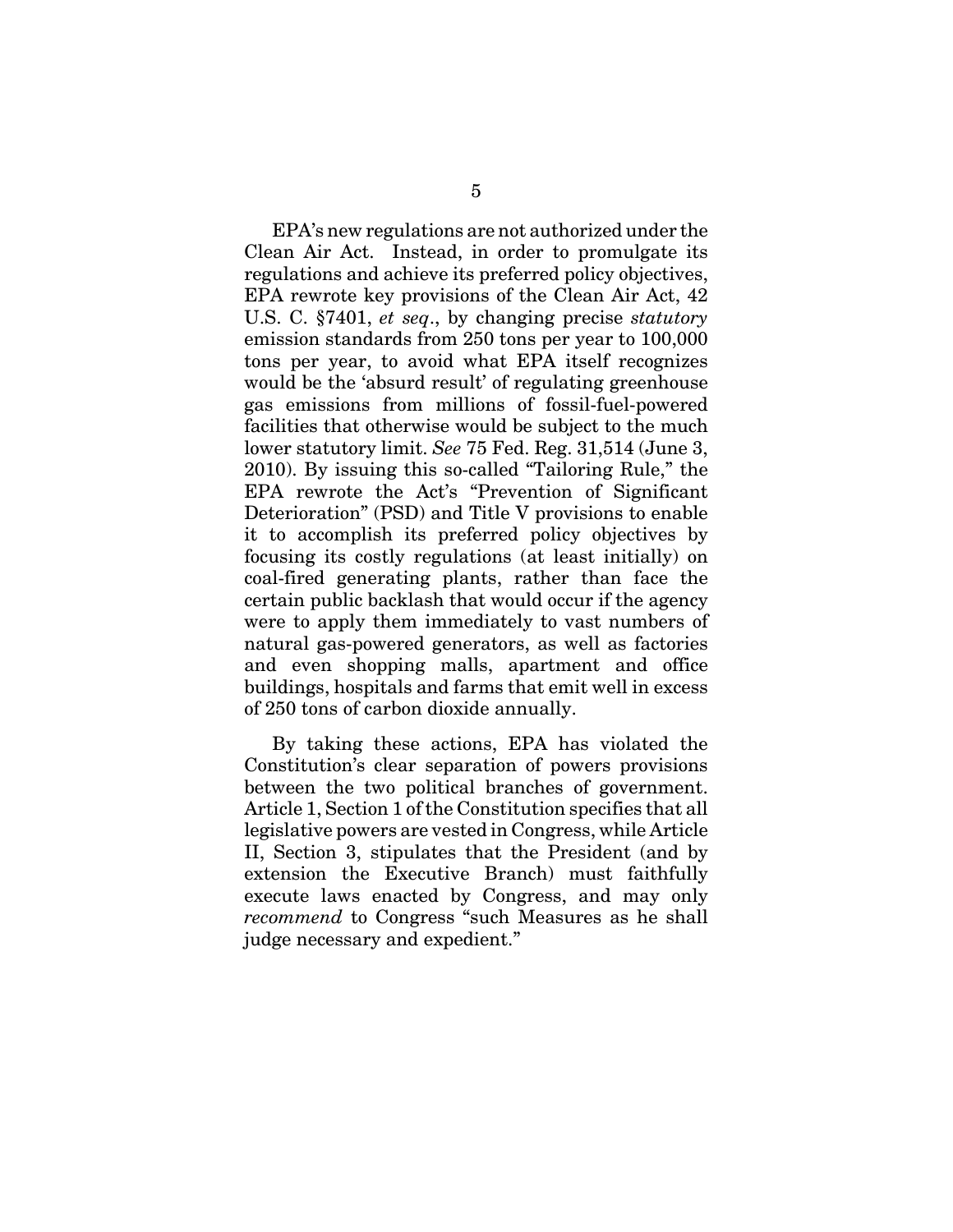EPA's new regulations are not authorized under the Clean Air Act. Instead, in order to promulgate its regulations and achieve its preferred policy objectives, EPA rewrote key provisions of the Clean Air Act, 42 U.S. C. §7401, *et seq*., by changing precise *statutory* emission standards from 250 tons per year to 100,000 tons per year, to avoid what EPA itself recognizes would be the 'absurd result' of regulating greenhouse gas emissions from millions of fossil-fuel-powered facilities that otherwise would be subject to the much lower statutory limit. *See* 75 Fed. Reg. 31,514 (June 3, 2010). By issuing this so-called "Tailoring Rule," the EPA rewrote the Act's "Prevention of Significant Deterioration" (PSD) and Title V provisions to enable it to accomplish its preferred policy objectives by focusing its costly regulations (at least initially) on coal-fired generating plants, rather than face the certain public backlash that would occur if the agency were to apply them immediately to vast numbers of natural gas-powered generators, as well as factories and even shopping malls, apartment and office buildings, hospitals and farms that emit well in excess of 250 tons of carbon dioxide annually.

By taking these actions, EPA has violated the Constitution's clear separation of powers provisions between the two political branches of government. Article 1, Section 1 of the Constitution specifies that all legislative powers are vested in Congress, while Article II, Section 3, stipulates that the President (and by extension the Executive Branch) must faithfully execute laws enacted by Congress, and may only *recommend* to Congress "such Measures as he shall judge necessary and expedient."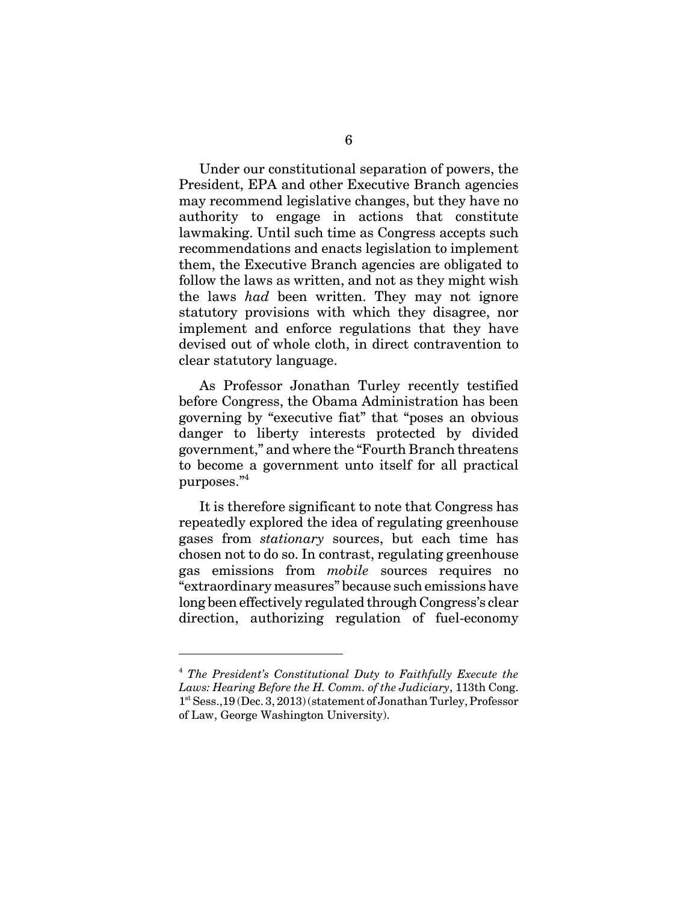Under our constitutional separation of powers, the President, EPA and other Executive Branch agencies may recommend legislative changes, but they have no authority to engage in actions that constitute lawmaking. Until such time as Congress accepts such recommendations and enacts legislation to implement them, the Executive Branch agencies are obligated to follow the laws as written, and not as they might wish the laws *had* been written. They may not ignore statutory provisions with which they disagree, nor implement and enforce regulations that they have devised out of whole cloth, in direct contravention to clear statutory language.

As Professor Jonathan Turley recently testified before Congress, the Obama Administration has been governing by "executive fiat" that "poses an obvious danger to liberty interests protected by divided government," and where the "Fourth Branch threatens to become a government unto itself for all practical purposes."[4]

It is therefore significant to note that Congress has repeatedly explored the idea of regulating greenhouse gases from *stationary* sources, but each time has chosen not to do so. In contrast, regulating greenhouse gas emissions from *mobile* sources requires no "extraordinary measures" because such emissions have long been effectively regulated through Congress's clear direction, authorizing regulation of fuel-economy

---

[4] *The President's Constitutional Duty to Faithfully Execute the Laws: Hearing Before the H. Comm. of the Judiciary*, 113th Cong. 1st Sess.,19 (Dec. 3, 2013) (statement of Jonathan Turley, Professor of Law, George Washington University).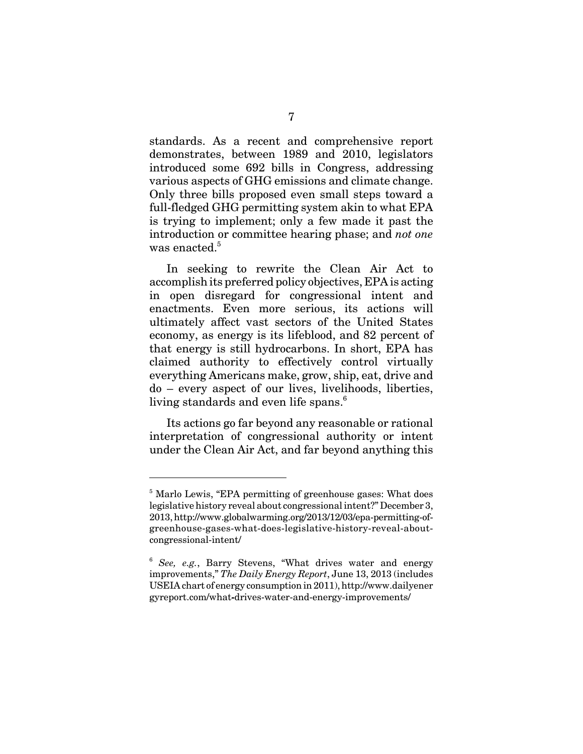standards. As a recent and comprehensive report demonstrates, between 1989 and 2010, legislators introduced some 692 bills in Congress, addressing various aspects of GHG emissions and climate change. Only three bills proposed even small steps toward a full-fledged GHG permitting system akin to what EPA is trying to implement; only a few made it past the introduction or committee hearing phase; and *not one* was enacted.[5]

In seeking to rewrite the Clean Air Act to accomplish its preferred policy objectives, EPA is acting in open disregard for congressional intent and enactments. Even more serious, its actions will ultimately affect vast sectors of the United States economy, as energy is its lifeblood, and 82 percent of that energy is still hydrocarbons. In short, EPA has claimed authority to effectively control virtually everything Americans make, grow, ship, eat, drive and do – every aspect of our lives, livelihoods, liberties, living standards and even life spans.[6]

Its actions go far beyond any reasonable or rational interpretation of congressional authority or intent under the Clean Air Act, and far beyond anything this

---

[5] Marlo Lewis, "EPA permitting of greenhouse gases: What does legislative history reveal about congressional intent?" December 3, 2013, http://www.globalwarming.org/2013/12/03/epa-permitting-of-greenhouse-gases-what-does-legislative-history-reveal-about-congressional-intent/

[6] *See, e.g.*, Barry Stevens, "What drives water and energy improvements," *The Daily Energy Report*, June 13, 2013 (includes USEIA chart of energy consumption in 2011), http://www.dailyenergyreport.com/what-drives-water-and-energy-improvements/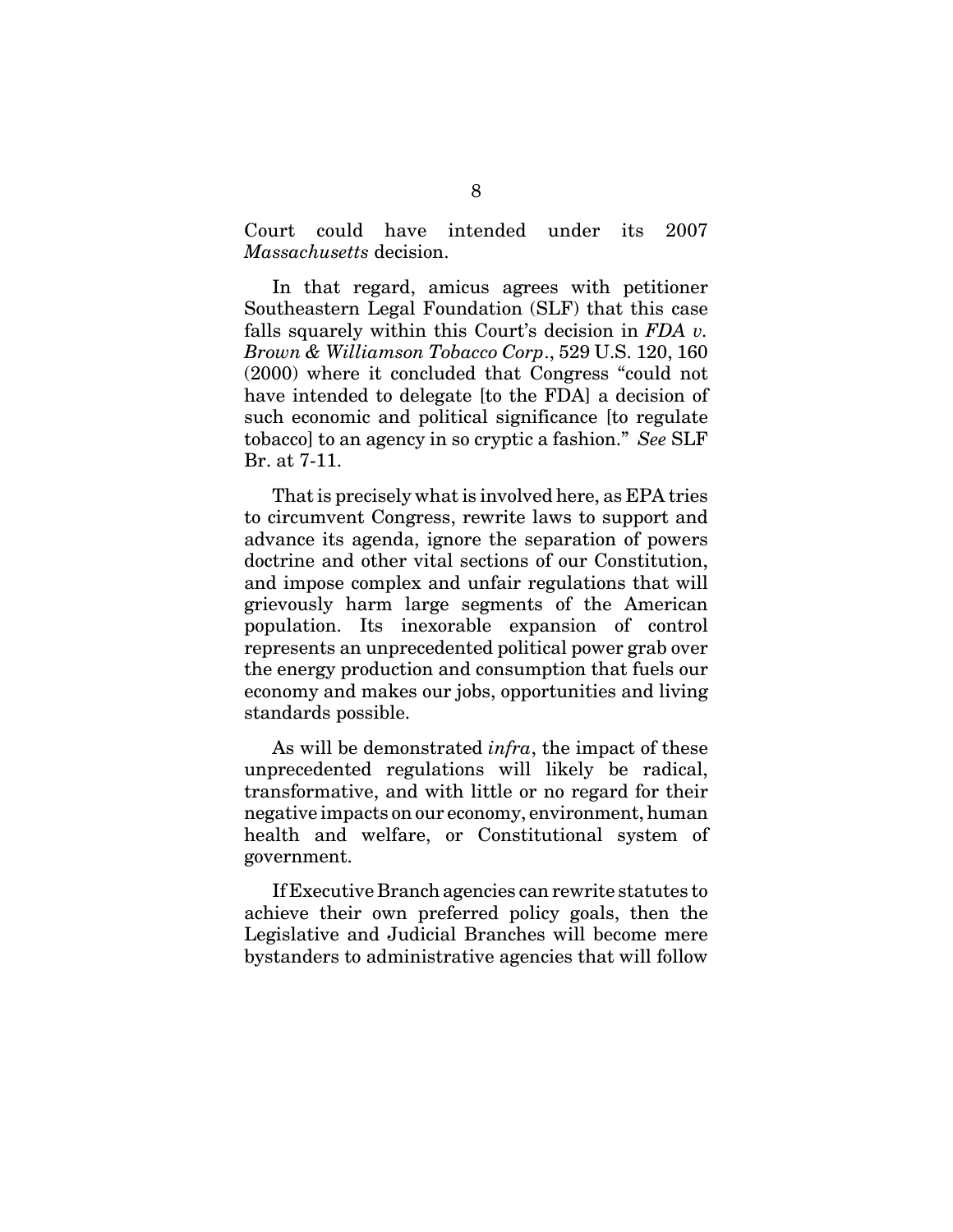Court could have intended under its 2007 *Massachusetts* decision.

In that regard, amicus agrees with petitioner Southeastern Legal Foundation (SLF) that this case falls squarely within this Court's decision in *FDA v. Brown & Williamson Tobacco Corp*., 529 U.S. 120, 160 (2000) where it concluded that Congress "could not have intended to delegate [to the FDA] a decision of such economic and political significance [to regulate tobacco] to an agency in so cryptic a fashion." *See* SLF Br. at 7-11.

That is precisely what is involved here, as EPA tries to circumvent Congress, rewrite laws to support and advance its agenda, ignore the separation of powers doctrine and other vital sections of our Constitution, and impose complex and unfair regulations that will grievously harm large segments of the American population. Its inexorable expansion of control represents an unprecedented political power grab over the energy production and consumption that fuels our economy and makes our jobs, opportunities and living standards possible.

As will be demonstrated *infra*, the impact of these unprecedented regulations will likely be radical, transformative, and with little or no regard for their negative impacts on our economy, environment, human health and welfare, or Constitutional system of government.

If Executive Branch agencies can rewrite statutes to achieve their own preferred policy goals, then the Legislative and Judicial Branches will become mere bystanders to administrative agencies that will follow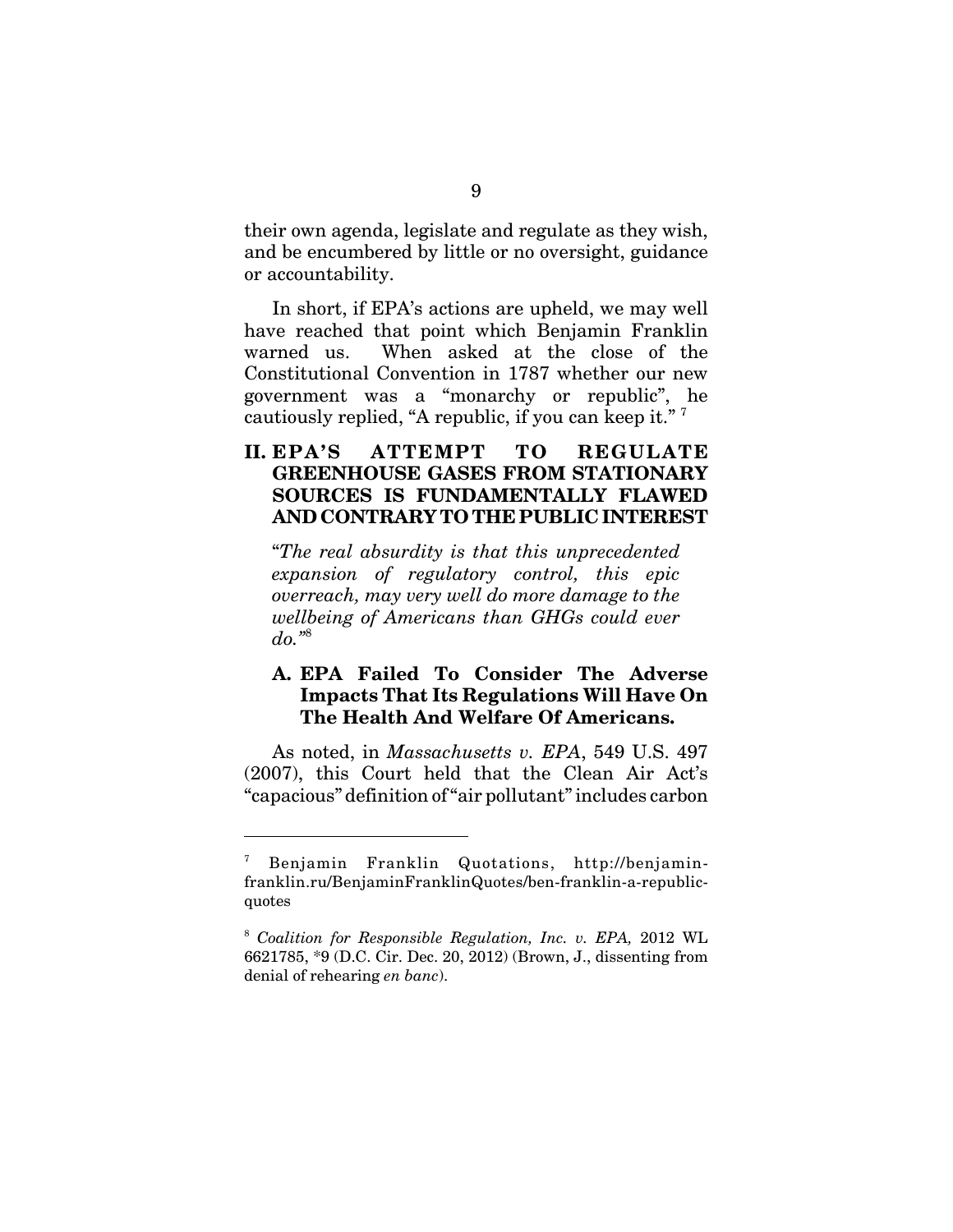their own agenda, legislate and regulate as they wish, and be encumbered by little or no oversight, guidance or accountability.

In short, if EPA's actions are upheld, we may well have reached that point which Benjamin Franklin warned us. When asked at the close of the Constitutional Convention in 1787 whether our new government was a "monarchy or republic", he cautiously replied, "A republic, if you can keep it." [7]

## II. EPA'S ATTEMPT TO REGULATE GREENHOUSE GASES FROM STATIONARY SOURCES IS FUNDAMENTALLY FLAWED AND CONTRARY TO THE PUBLIC INTEREST

*"The real absurdity is that this unprecedented expansion of regulatory control, this epic overreach, may very well do more damage to the wellbeing of Americans than GHGs could ever do."*[8]

### A. EPA Failed To Consider The Adverse Impacts That Its Regulations Will Have On The Health And Welfare Of Americans.

As noted, in *Massachusetts v. EPA*, 549 U.S. 497 (2007), this Court held that the Clean Air Act's "capacious" definition of "air pollutant" includes carbon

---

[7] Benjamin Franklin Quotations, http://benjamin-franklin.ru/BenjaminFranklinQuotes/ben-franklin-a-republic-quotes

[8] *Coalition for Responsible Regulation, Inc. v. EPA,* 2012 WL 6621785, *9 (D.C. Cir. Dec. 20, 2012) (Brown, J., dissenting from denial of rehearing *en banc*).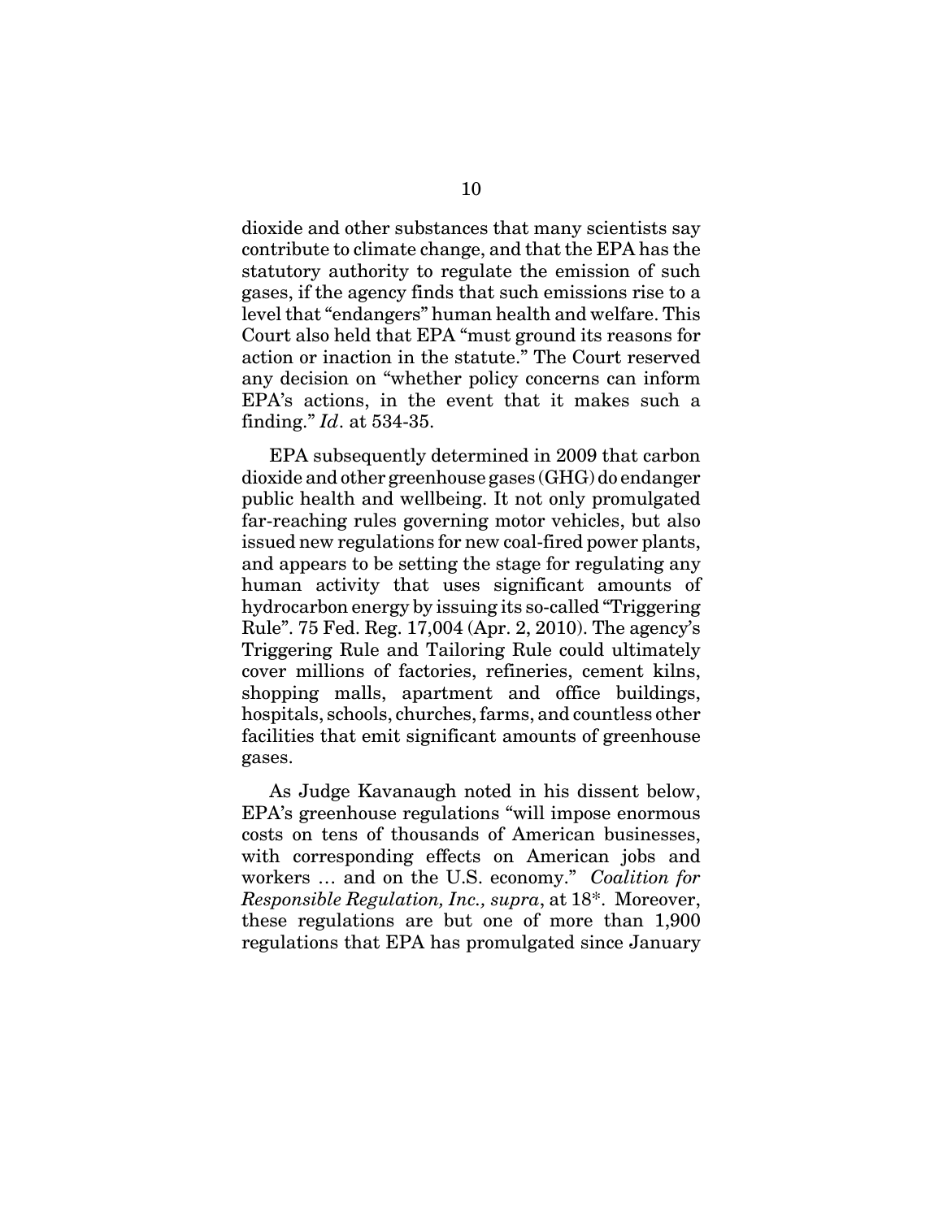dioxide and other substances that many scientists say contribute to climate change, and that the EPA has the statutory authority to regulate the emission of such gases, if the agency finds that such emissions rise to a level that "endangers" human health and welfare. This Court also held that EPA "must ground its reasons for action or inaction in the statute." The Court reserved any decision on "whether policy concerns can inform EPA's actions, in the event that it makes such a finding." *Id*. at 534-35.

EPA subsequently determined in 2009 that carbon dioxide and other greenhouse gases (GHG) do endanger public health and wellbeing. It not only promulgated far-reaching rules governing motor vehicles, but also issued new regulations for new coal-fired power plants, and appears to be setting the stage for regulating any human activity that uses significant amounts of hydrocarbon energy by issuing its so-called "Triggering Rule". 75 Fed. Reg. 17,004 (Apr. 2, 2010). The agency's Triggering Rule and Tailoring Rule could ultimately cover millions of factories, refineries, cement kilns, shopping malls, apartment and office buildings, hospitals, schools, churches, farms, and countless other facilities that emit significant amounts of greenhouse gases.

As Judge Kavanaugh noted in his dissent below, EPA's greenhouse regulations "will impose enormous costs on tens of thousands of American businesses, with corresponding effects on American jobs and workers … and on the U.S. economy." *Coalition for Responsible Regulation, Inc., supra*, at 18*. Moreover, these regulations are but one of more than 1,900 regulations that EPA has promulgated since January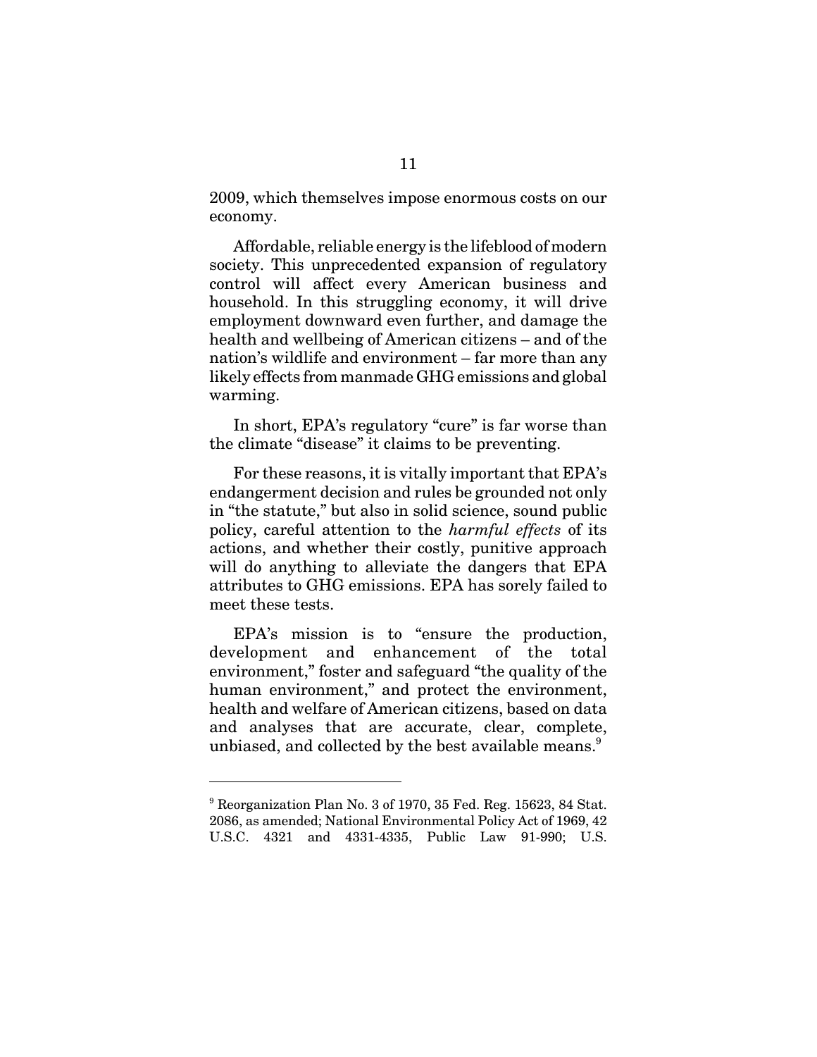2009, which themselves impose enormous costs on our economy.

Affordable, reliable energy is the lifeblood of modern society. This unprecedented expansion of regulatory control will affect every American business and household. In this struggling economy, it will drive employment downward even further, and damage the health and wellbeing of American citizens – and of the nation's wildlife and environment – far more than any likely effects from manmade GHG emissions and global warming.

In short, EPA's regulatory "cure" is far worse than the climate "disease" it claims to be preventing.

For these reasons, it is vitally important that EPA's endangerment decision and rules be grounded not only in "the statute," but also in solid science, sound public policy, careful attention to the *harmful effects* of its actions, and whether their costly, punitive approach will do anything to alleviate the dangers that EPA attributes to GHG emissions. EPA has sorely failed to meet these tests.

EPA's mission is to "ensure the production, development and enhancement of the total environment," foster and safeguard "the quality of the human environment," and protect the environment, health and welfare of American citizens, based on data and analyses that are accurate, clear, complete, unbiased, and collected by the best available means.[9]

---

[9] Reorganization Plan No. 3 of 1970, 35 Fed. Reg. 15623, 84 Stat. 2086, as amended; National Environmental Policy Act of 1969, 42 U.S.C. 4321 and 4331-4335, Public Law 91-990; U.S.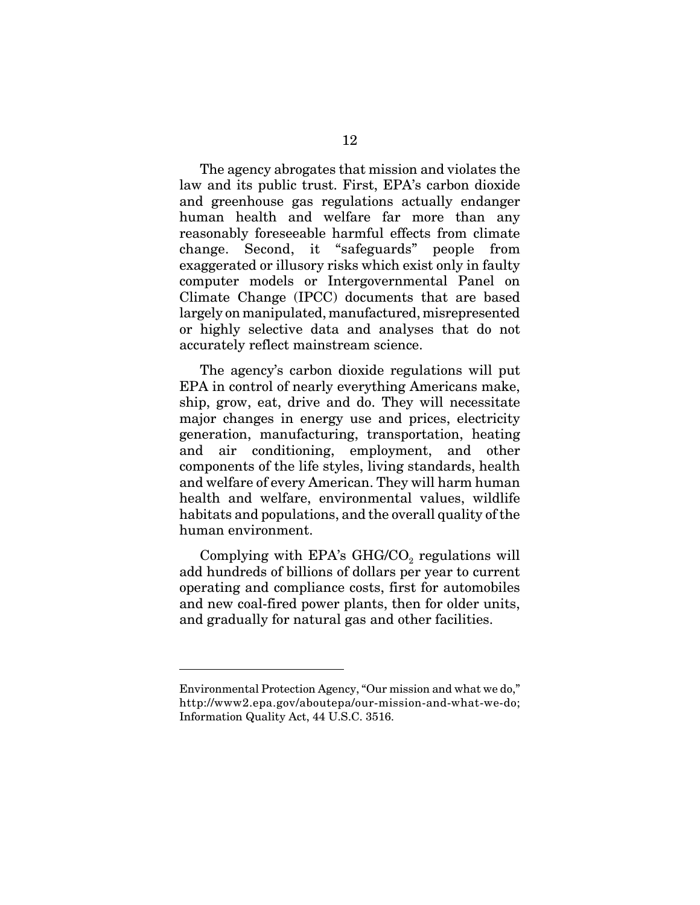The agency abrogates that mission and violates the law and its public trust. First, EPA's carbon dioxide and greenhouse gas regulations actually endanger human health and welfare far more than any reasonably foreseeable harmful effects from climate change. Second, it "safeguards" people from exaggerated or illusory risks which exist only in faulty computer models or Intergovernmental Panel on Climate Change (IPCC) documents that are based largely on manipulated, manufactured, misrepresented or highly selective data and analyses that do not accurately reflect mainstream science.

The agency's carbon dioxide regulations will put EPA in control of nearly everything Americans make, ship, grow, eat, drive and do. They will necessitate major changes in energy use and prices, electricity generation, manufacturing, transportation, heating and air conditioning, employment, and other components of the life styles, living standards, health and welfare of every American. They will harm human health and welfare, environmental values, wildlife habitats and populations, and the overall quality of the human environment.

Complying with EPA's GHG/$CO_2$ regulations will add hundreds of billions of dollars per year to current operating and compliance costs, first for automobiles and new coal-fired power plants, then for older units, and gradually for natural gas and other facilities.

---

Environmental Protection Agency, "Our mission and what we do," http://www2.epa.gov/aboutepa/our-mission-and-what-we-do; Information Quality Act, 44 U.S.C. 3516.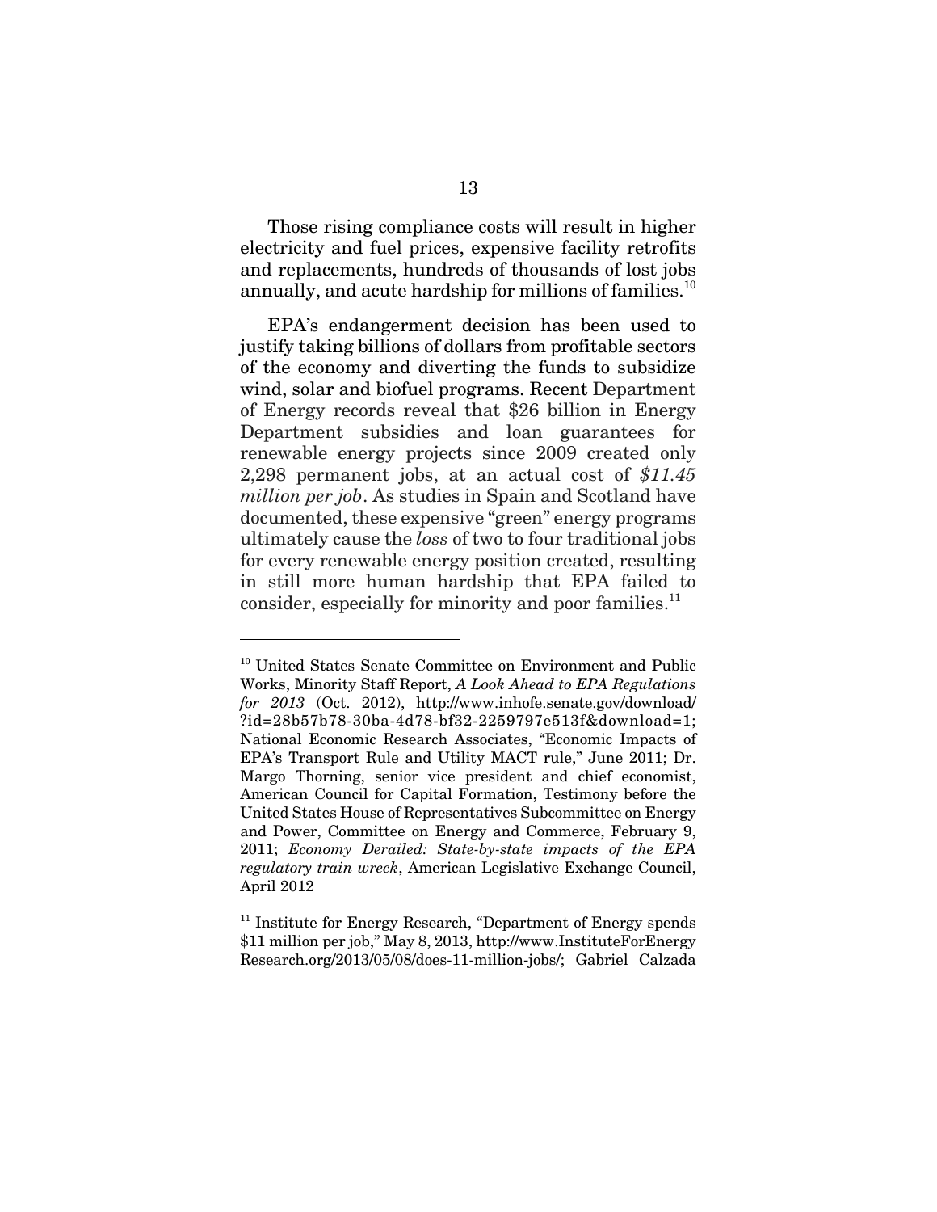Those rising compliance costs will result in higher electricity and fuel prices, expensive facility retrofits and replacements, hundreds of thousands of lost jobs annually, and acute hardship for millions of families.[10]

EPA's endangerment decision has been used to justify taking billions of dollars from profitable sectors of the economy and diverting the funds to subsidize wind, solar and biofuel programs. Recent Department of Energy records reveal that $26 billion in Energy Department subsidies and loan guarantees for renewable energy projects since 2009 created only 2,298 permanent jobs, at an actual cost of *$11.45 million per job*. As studies in Spain and Scotland have documented, these expensive "green" energy programs ultimately cause the *loss* of two to four traditional jobs for every renewable energy position created, resulting in still more human hardship that EPA failed to consider, especially for minority and poor families.[11]

---

[10] United States Senate Committee on Environment and Public Works, Minority Staff Report, *A Look Ahead to EPA Regulations for 2013* (Oct. 2012), http://www.inhofe.senate.gov/download/?id=28b57b78-30ba-4d78-bf32-2259797e513f&download=1; National Economic Research Associates, "Economic Impacts of EPA's Transport Rule and Utility MACT rule," June 2011; Dr. Margo Thorning, senior vice president and chief economist, American Council for Capital Formation, Testimony before the United States House of Representatives Subcommittee on Energy and Power, Committee on Energy and Commerce, February 9, 2011; *Economy Derailed: State-by-state impacts of the EPA regulatory train wreck*, American Legislative Exchange Council, April 2012

[11] Institute for Energy Research, "Department of Energy spends $11 million per job," May 8, 2013, http://www.InstituteForEnergyResearch.org/2013/05/08/does-11-million-jobs/; Gabriel Calzada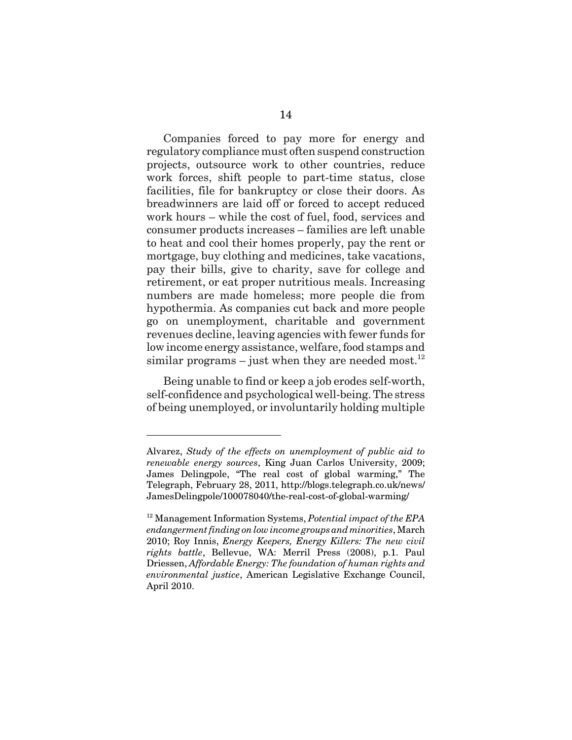Companies forced to pay more for energy and regulatory compliance must often suspend construction projects, outsource work to other countries, reduce work forces, shift people to part-time status, close facilities, file for bankruptcy or close their doors. As breadwinners are laid off or forced to accept reduced work hours – while the cost of fuel, food, services and consumer products increases – families are left unable to heat and cool their homes properly, pay the rent or mortgage, buy clothing and medicines, take vacations, pay their bills, give to charity, save for college and retirement, or eat proper nutritious meals. Increasing numbers are made homeless; more people die from hypothermia. As companies cut back and more people go on unemployment, charitable and government revenues decline, leaving agencies with fewer funds for low income energy assistance, welfare, food stamps and similar programs – just when they are needed most.[12]

Being unable to find or keep a job erodes self-worth, self-confidence and psychological well-being. The stress of being unemployed, or involuntarily holding multiple

---

Alvarez, *Study of the effects on unemployment of public aid to renewable energy sources*, King Juan Carlos University, 2009; James Delingpole, "The real cost of global warming," The Telegraph, February 28, 2011, http://blogs.telegraph.co.uk/news/JamesDelingpole/100078040/the-real-cost-of-global-warming/

[12] Management Information Systems, *Potential impact of the EPA endangerment finding on low income groups and minorities*, March 2010; Roy Innis, *Energy Keepers, Energy Killers: The new civil rights battle*, Bellevue, WA: Merril Press (2008), p.1. Paul Driessen, *Affordable Energy: The foundation of human rights and environmental justice*, American Legislative Exchange Council, April 2010.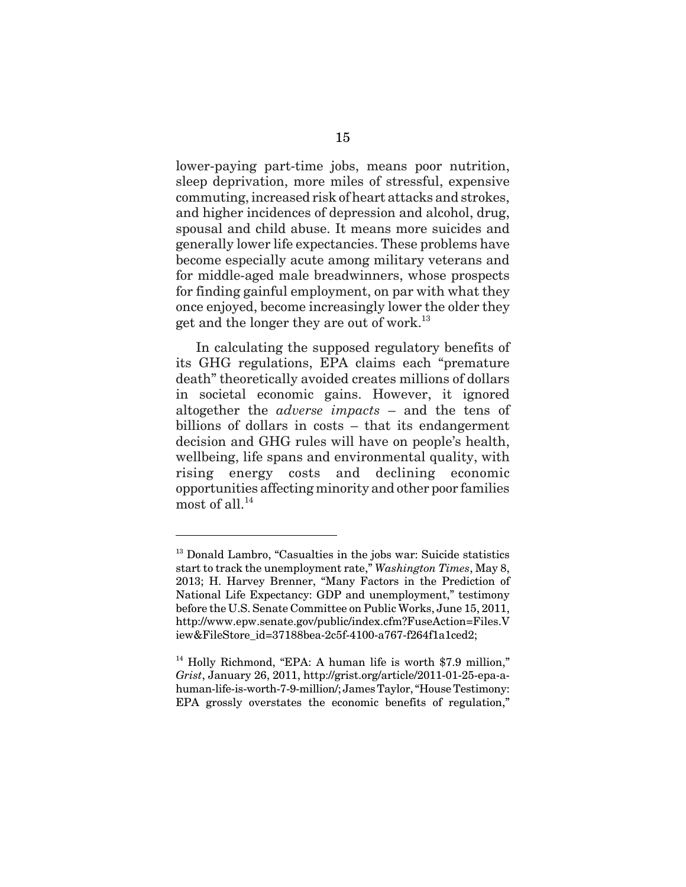lower-paying part-time jobs, means poor nutrition, sleep deprivation, more miles of stressful, expensive commuting, increased risk of heart attacks and strokes, and higher incidences of depression and alcohol, drug, spousal and child abuse. It means more suicides and generally lower life expectancies. These problems have become especially acute among military veterans and for middle-aged male breadwinners, whose prospects for finding gainful employment, on par with what they once enjoyed, become increasingly lower the older they get and the longer they are out of work.[13]

In calculating the supposed regulatory benefits of its GHG regulations, EPA claims each "premature death" theoretically avoided creates millions of dollars in societal economic gains. However, it ignored altogether the *adverse impacts* – and the tens of billions of dollars in costs – that its endangerment decision and GHG rules will have on people's health, wellbeing, life spans and environmental quality, with rising energy costs and declining economic opportunities affecting minority and other poor families most of all.[14]

---

[13] Donald Lambro, "Casualties in the jobs war: Suicide statistics start to track the unemployment rate," *Washington Times*, May 8, 2013; H. Harvey Brenner, "Many Factors in the Prediction of National Life Expectancy: GDP and unemployment," testimony before the U.S. Senate Committee on Public Works, June 15, 2011, http://www.epw.senate.gov/public/index.cfm?FuseAction=Files.View&FileStore_id=37188bea-2c5f-4100-a767-f264f1a1ced2;

[14] Holly Richmond, "EPA: A human life is worth $7.9 million," *Grist*, January 26, 2011, http://grist.org/article/2011-01-25-epa-a-human-life-is-worth-7-9-million/; James Taylor, "House Testimony: EPA grossly overstates the economic benefits of regulation,"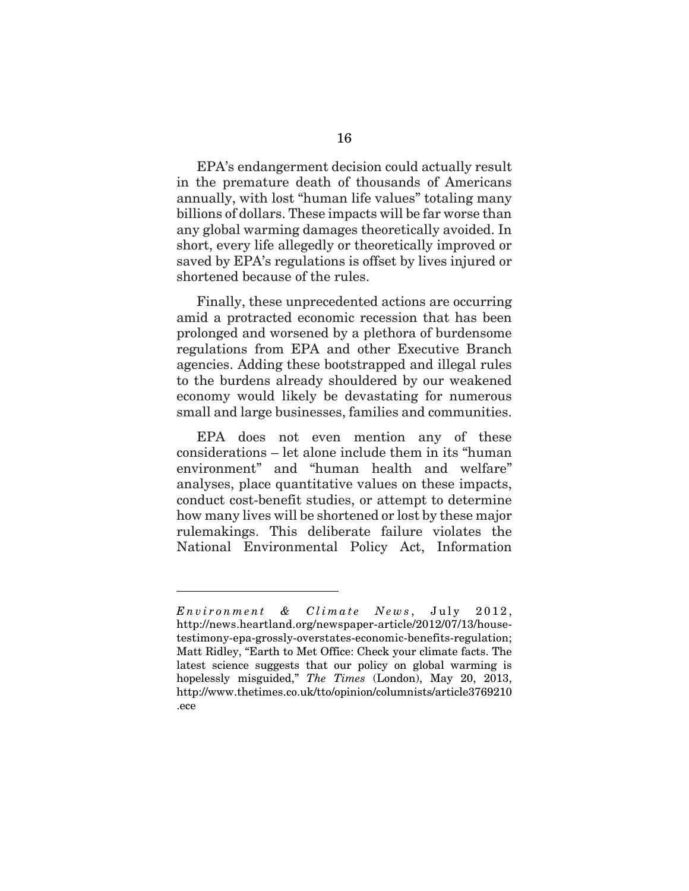EPA's endangerment decision could actually result in the premature death of thousands of Americans annually, with lost "human life values" totaling many billions of dollars. These impacts will be far worse than any global warming damages theoretically avoided. In short, every life allegedly or theoretically improved or saved by EPA's regulations is offset by lives injured or shortened because of the rules.

Finally, these unprecedented actions are occurring amid a protracted economic recession that has been prolonged and worsened by a plethora of burdensome regulations from EPA and other Executive Branch agencies. Adding these bootstrapped and illegal rules to the burdens already shouldered by our weakened economy would likely be devastating for numerous small and large businesses, families and communities.

EPA does not even mention any of these considerations – let alone include them in its "human environment" and "human health and welfare" analyses, place quantitative values on these impacts, conduct cost-benefit studies, or attempt to determine how many lives will be shortened or lost by these major rulemakings. This deliberate failure violates the National Environmental Policy Act, Information

---

*Environment & Climate News*, July 2012, http://news.heartland.org/newspaper-article/2012/07/13/house-testimony-epa-grossly-overstates-economic-benefits-regulation; Matt Ridley, "Earth to Met Office: Check your climate facts. The latest science suggests that our policy on global warming is hopelessly misguided," *The Times* (London), May 20, 2013, http://www.thetimes.co.uk/tto/opinion/columnists/article3769210.ece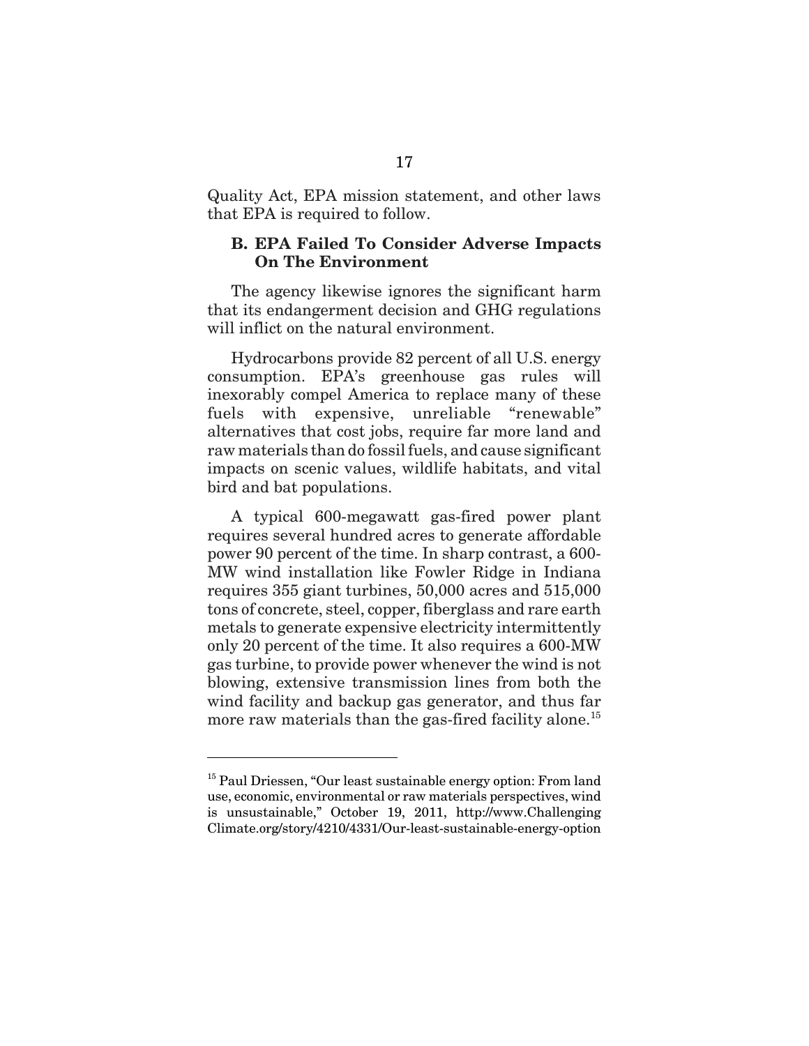Quality Act, EPA mission statement, and other laws that EPA is required to follow.

### B. EPA Failed To Consider Adverse Impacts On The Environment

The agency likewise ignores the significant harm that its endangerment decision and GHG regulations will inflict on the natural environment.

Hydrocarbons provide 82 percent of all U.S. energy consumption. EPA's greenhouse gas rules will inexorably compel America to replace many of these fuels with expensive, unreliable "renewable" alternatives that cost jobs, require far more land and raw materials than do fossil fuels, and cause significant impacts on scenic values, wildlife habitats, and vital bird and bat populations.

A typical 600-megawatt gas-fired power plant requires several hundred acres to generate affordable power 90 percent of the time. In sharp contrast, a 600-MW wind installation like Fowler Ridge in Indiana requires 355 giant turbines, 50,000 acres and 515,000 tons of concrete, steel, copper, fiberglass and rare earth metals to generate expensive electricity intermittently only 20 percent of the time. It also requires a 600-MW gas turbine, to provide power whenever the wind is not blowing, extensive transmission lines from both the wind facility and backup gas generator, and thus far more raw materials than the gas-fired facility alone.[15]

---

[15] Paul Driessen, "Our least sustainable energy option: From land use, economic, environmental or raw materials perspectives, wind is unsustainable," October 19, 2011, http://www.ChallengingClimate.org/story/4210/4331/Our-least-sustainable-energy-option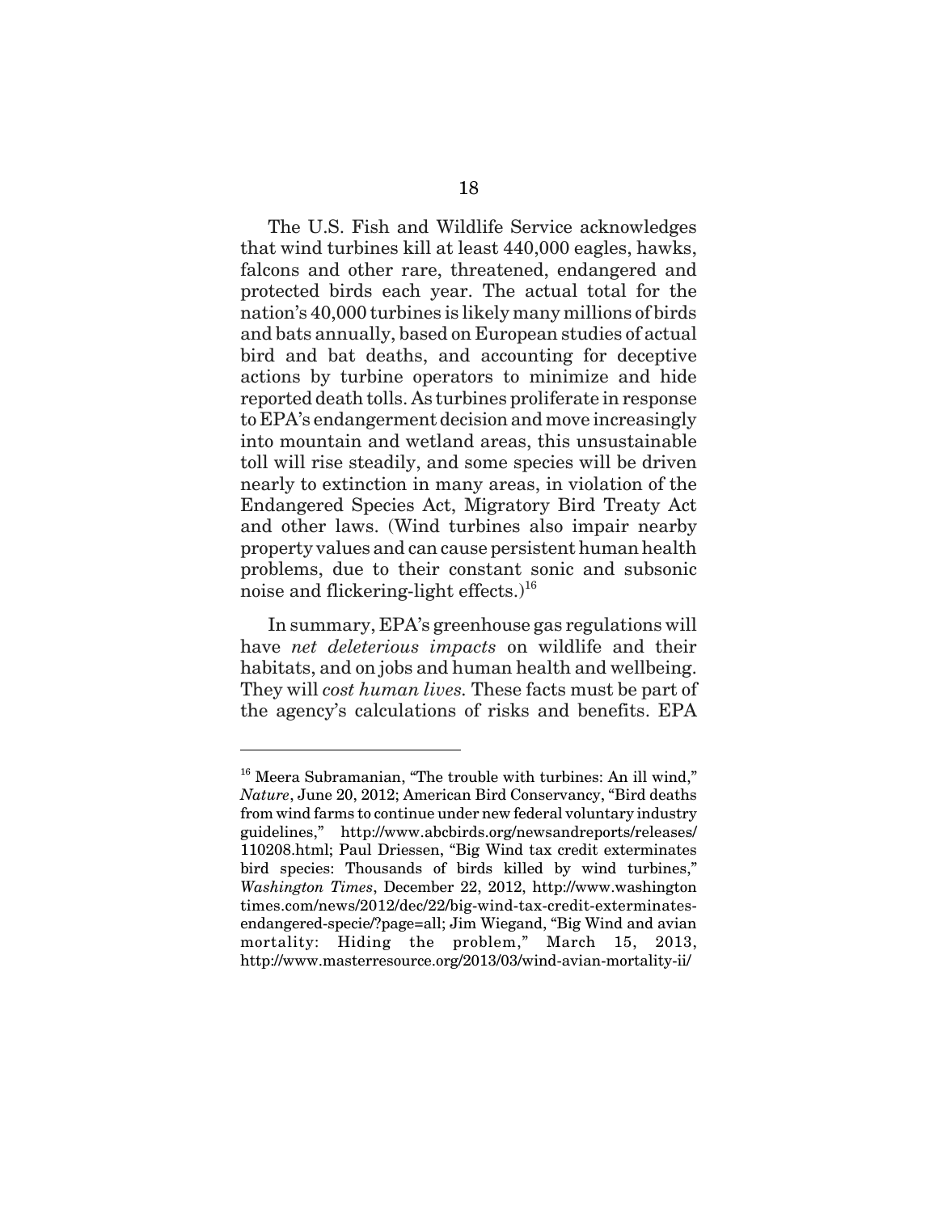The U.S. Fish and Wildlife Service acknowledges that wind turbines kill at least 440,000 eagles, hawks, falcons and other rare, threatened, endangered and protected birds each year. The actual total for the nation's 40,000 turbines is likely many millions of birds and bats annually, based on European studies of actual bird and bat deaths, and accounting for deceptive actions by turbine operators to minimize and hide reported death tolls. As turbines proliferate in response to EPA's endangerment decision and move increasingly into mountain and wetland areas, this unsustainable toll will rise steadily, and some species will be driven nearly to extinction in many areas, in violation of the Endangered Species Act, Migratory Bird Treaty Act and other laws. (Wind turbines also impair nearby property values and can cause persistent human health problems, due to their constant sonic and subsonic noise and flickering-light effects.)[16]

In summary, EPA's greenhouse gas regulations will have *net deleterious impacts* on wildlife and their habitats, and on jobs and human health and wellbeing. They will *cost human lives.* These facts must be part of the agency's calculations of risks and benefits. EPA

---

[16] Meera Subramanian, "The trouble with turbines: An ill wind," *Nature*, June 20, 2012; American Bird Conservancy, "Bird deaths from wind farms to continue under new federal voluntary industry guidelines," http://www.abcbirds.org/newsandreports/releases/110208.html; Paul Driessen, "Big Wind tax credit exterminates bird species: Thousands of birds killed by wind turbines," *Washington Times*, December 22, 2012, http://www.washingtontimes.com/news/2012/dec/22/big-wind-tax-credit-exterminates-endangered-specie/?page=all; Jim Wiegand, "Big Wind and avian mortality: Hiding the problem," March 15, 2013, http://www.masterresource.org/2013/03/wind-avian-mortality-ii/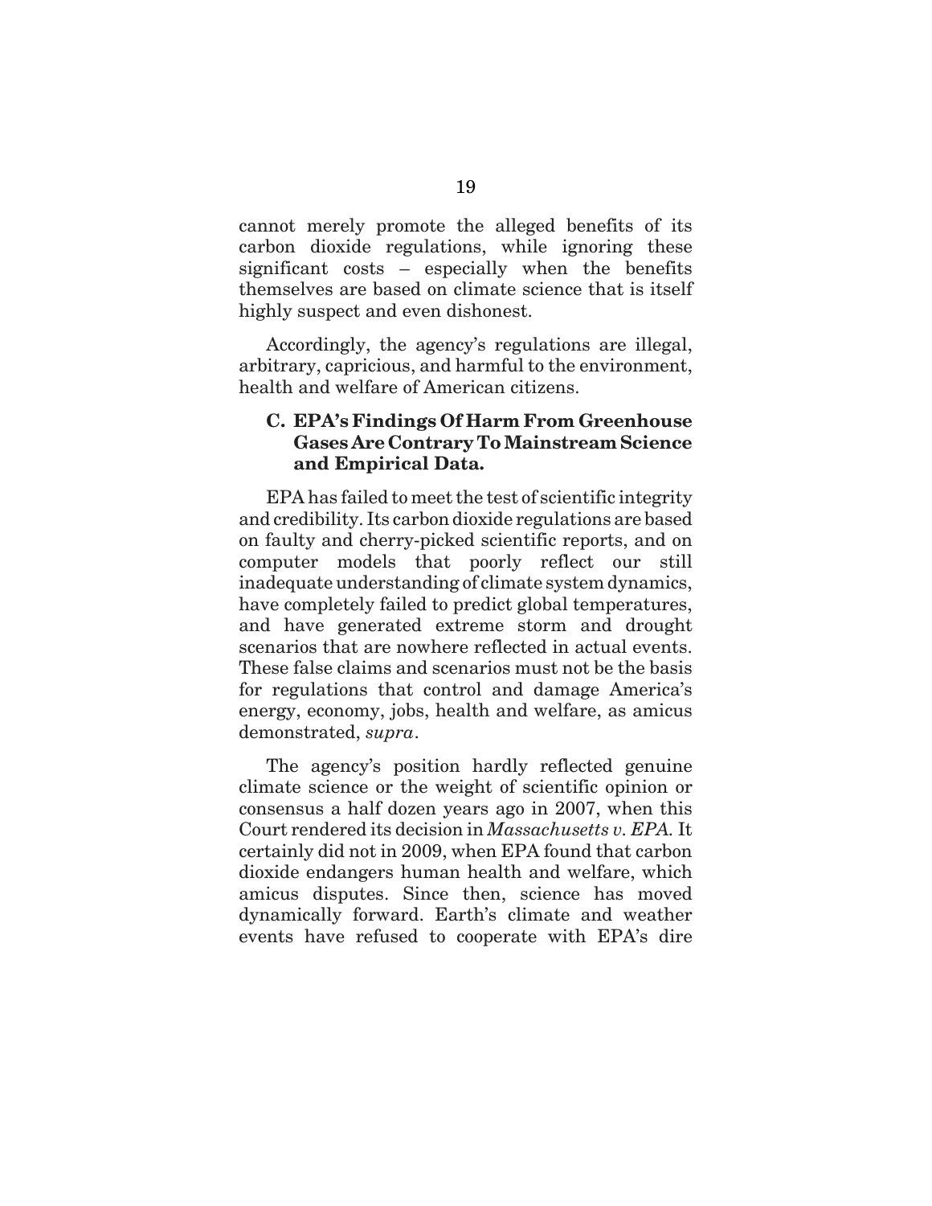cannot merely promote the alleged benefits of its carbon dioxide regulations, while ignoring these significant costs – especially when the benefits themselves are based on climate science that is itself highly suspect and even dishonest.

Accordingly, the agency's regulations are illegal, arbitrary, capricious, and harmful to the environment, health and welfare of American citizens.

### C. EPA's Findings Of Harm From Greenhouse Gases Are Contrary To Mainstream Science and Empirical Data.

EPA has failed to meet the test of scientific integrity and credibility. Its carbon dioxide regulations are based on faulty and cherry-picked scientific reports, and on computer models that poorly reflect our still inadequate understanding of climate system dynamics, have completely failed to predict global temperatures, and have generated extreme storm and drought scenarios that are nowhere reflected in actual events. These false claims and scenarios must not be the basis for regulations that control and damage America's energy, economy, jobs, health and welfare, as amicus demonstrated, *supra*.

The agency's position hardly reflected genuine climate science or the weight of scientific opinion or consensus a half dozen years ago in 2007, when this Court rendered its decision in *Massachusetts v. EPA.* It certainly did not in 2009, when EPA found that carbon dioxide endangers human health and welfare, which amicus disputes. Since then, science has moved dynamically forward. Earth's climate and weather events have refused to cooperate with EPA's dire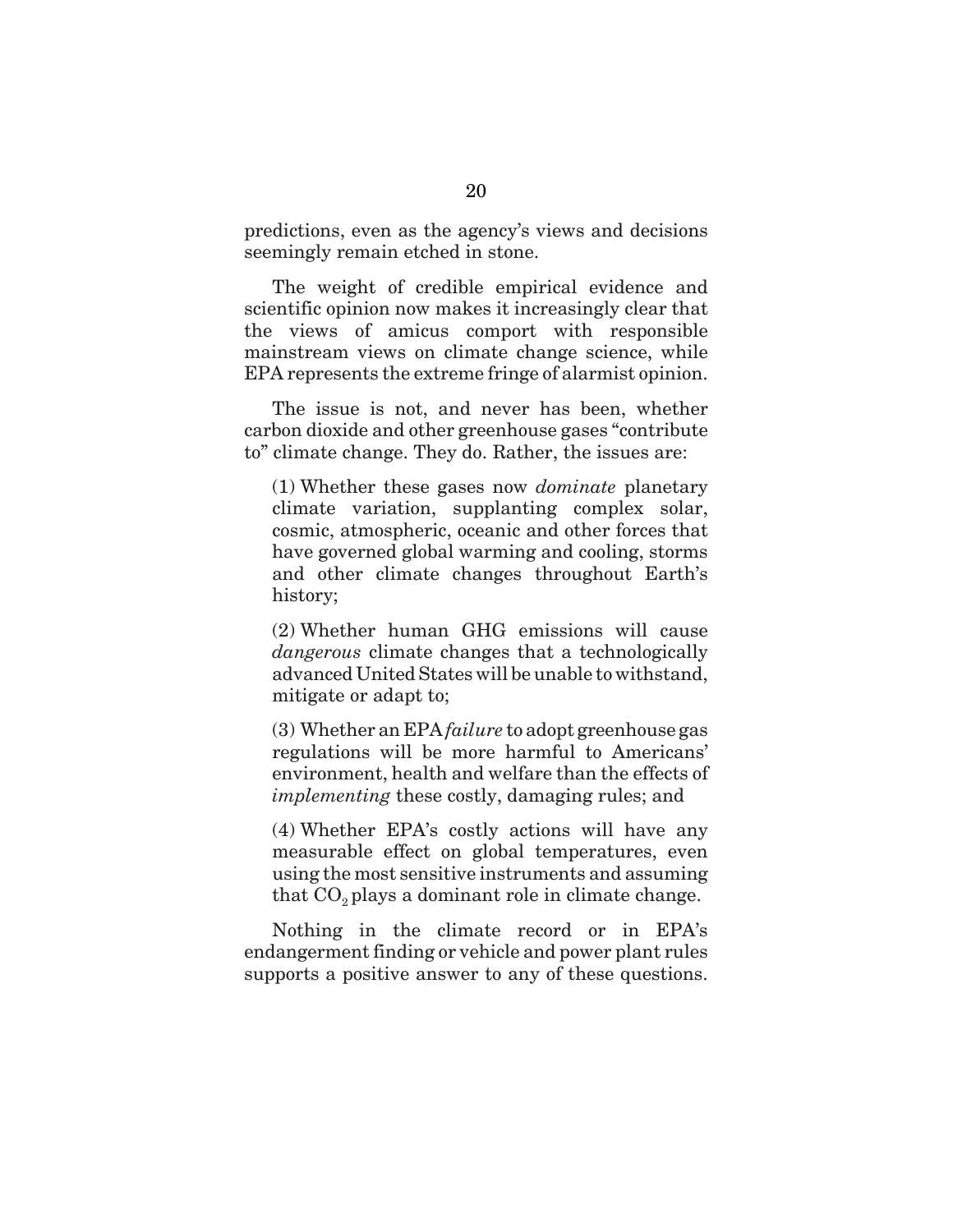predictions, even as the agency's views and decisions seemingly remain etched in stone.

The weight of credible empirical evidence and scientific opinion now makes it increasingly clear that the views of amicus comport with responsible mainstream views on climate change science, while EPA represents the extreme fringe of alarmist opinion.

The issue is not, and never has been, whether carbon dioxide and other greenhouse gases "contribute to" climate change. They do. Rather, the issues are:

(1) Whether these gases now *dominate* planetary climate variation, supplanting complex solar, cosmic, atmospheric, oceanic and other forces that have governed global warming and cooling, storms and other climate changes throughout Earth's history;

(2) Whether human GHG emissions will cause *dangerous* climate changes that a technologically advanced United States will be unable to withstand, mitigate or adapt to;

(3) Whether an EPA *failure* to adopt greenhouse gas regulations will be more harmful to Americans' environment, health and welfare than the effects of *implementing* these costly, damaging rules; and

(4) Whether EPA's costly actions will have any measurable effect on global temperatures, even using the most sensitive instruments and assuming that $CO_2$ plays a dominant role in climate change.

Nothing in the climate record or in EPA's endangerment finding or vehicle and power plant rules supports a positive answer to any of these questions.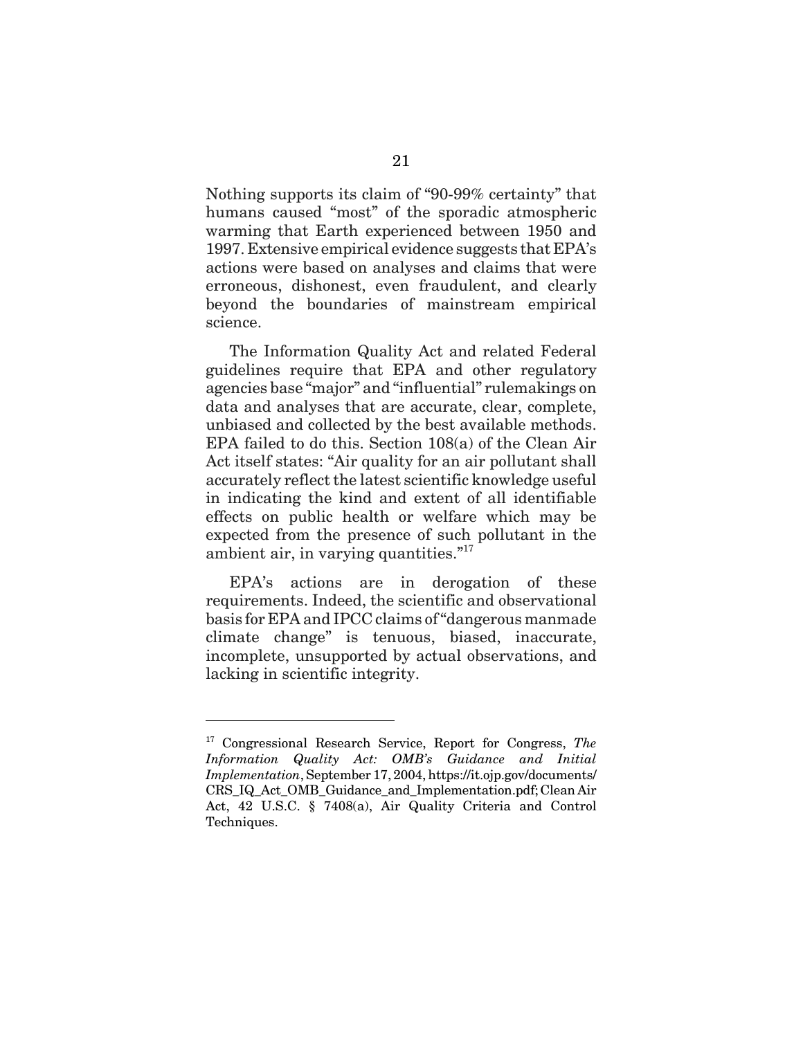Nothing supports its claim of "90-99% certainty" that humans caused "most" of the sporadic atmospheric warming that Earth experienced between 1950 and 1997. Extensive empirical evidence suggests that EPA's actions were based on analyses and claims that were erroneous, dishonest, even fraudulent, and clearly beyond the boundaries of mainstream empirical science.

The Information Quality Act and related Federal guidelines require that EPA and other regulatory agencies base "major" and "influential" rulemakings on data and analyses that are accurate, clear, complete, unbiased and collected by the best available methods. EPA failed to do this. Section 108(a) of the Clean Air Act itself states: "Air quality for an air pollutant shall accurately reflect the latest scientific knowledge useful in indicating the kind and extent of all identifiable effects on public health or welfare which may be expected from the presence of such pollutant in the ambient air, in varying quantities."[17]

EPA's actions are in derogation of these requirements. Indeed, the scientific and observational basis for EPA and IPCC claims of "dangerous manmade climate change" is tenuous, biased, inaccurate, incomplete, unsupported by actual observations, and lacking in scientific integrity.

---

[17] Congressional Research Service, Report for Congress, *The Information Quality Act: OMB's Guidance and Initial Implementation*, September 17, 2004, https://it.ojp.gov/documents/CRS_IQ_Act_OMB_Guidance_and_Implementation.pdf; Clean Air Act, 42 U.S.C. § 7408(a), Air Quality Criteria and Control Techniques.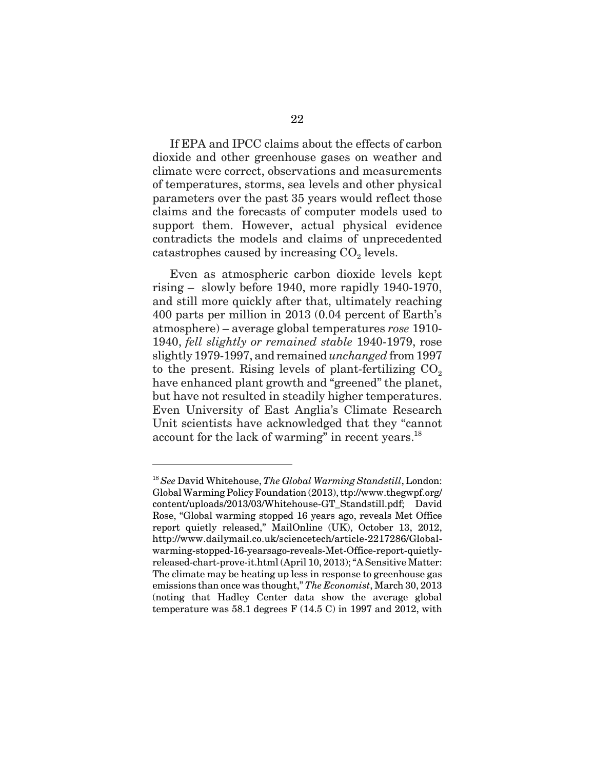If EPA and IPCC claims about the effects of carbon dioxide and other greenhouse gases on weather and climate were correct, observations and measurements of temperatures, storms, sea levels and other physical parameters over the past 35 years would reflect those claims and the forecasts of computer models used to support them. However, actual physical evidence contradicts the models and claims of unprecedented catastrophes caused by increasing $CO_2$ levels.

Even as atmospheric carbon dioxide levels kept rising – slowly before 1940, more rapidly 1940-1970, and still more quickly after that, ultimately reaching 400 parts per million in 2013 (0.04 percent of Earth's atmosphere) – average global temperatures *rose* 1910-1940, *fell slightly or remained stable* 1940-1979, rose slightly 1979-1997, and remained *unchanged* from 1997 to the present. Rising levels of plant-fertilizing $CO_2$ have enhanced plant growth and "greened" the planet, but have not resulted in steadily higher temperatures. Even University of East Anglia's Climate Research Unit scientists have acknowledged that they "cannot account for the lack of warming" in recent years.[18]

---

[18] *See* David Whitehouse, *The Global Warming Standstill*, London: Global Warming Policy Foundation (2013), ttp://www.thegwpf.org/content/uploads/2013/03/Whitehouse-GT_Standstill.pdf; David Rose, "Global warming stopped 16 years ago, reveals Met Office report quietly released," MailOnline (UK), October 13, 2012, http://www.dailymail.co.uk/sciencetech/article-2217286/Global-warming-stopped-16-yearsago-reveals-Met-Office-report-quietly-released-chart-prove-it.html (April 10, 2013); "A Sensitive Matter: The climate may be heating up less in response to greenhouse gas emissions than once was thought," *The Economist*, March 30, 2013 (noting that Hadley Center data show the average global temperature was 58.1 degrees F (14.5 C) in 1997 and 2012, with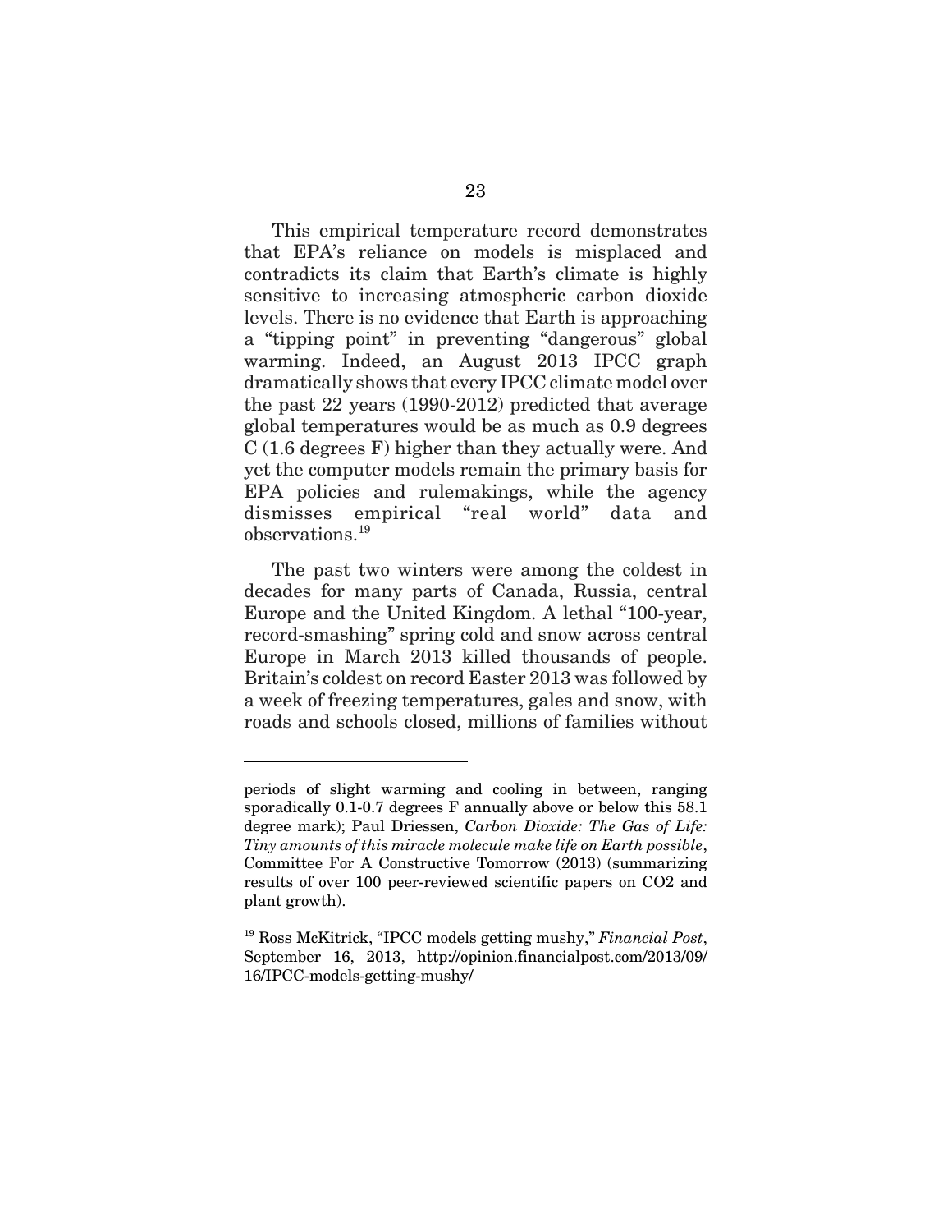This empirical temperature record demonstrates that EPA's reliance on models is misplaced and contradicts its claim that Earth's climate is highly sensitive to increasing atmospheric carbon dioxide levels. There is no evidence that Earth is approaching a "tipping point" in preventing "dangerous" global warming. Indeed, an August 2013 IPCC graph dramatically shows that every IPCC climate model over the past 22 years (1990-2012) predicted that average global temperatures would be as much as 0.9 degrees C (1.6 degrees F) higher than they actually were. And yet the computer models remain the primary basis for EPA policies and rulemakings, while the agency dismisses empirical "real world" data and observations.[19]

The past two winters were among the coldest in decades for many parts of Canada, Russia, central Europe and the United Kingdom. A lethal "100-year, record-smashing" spring cold and snow across central Europe in March 2013 killed thousands of people. Britain's coldest on record Easter 2013 was followed by a week of freezing temperatures, gales and snow, with roads and schools closed, millions of families without

---

periods of slight warming and cooling in between, ranging sporadically 0.1-0.7 degrees F annually above or below this 58.1 degree mark); Paul Driessen, *Carbon Dioxide: The Gas of Life: Tiny amounts of this miracle molecule make life on Earth possible*, Committee For A Constructive Tomorrow (2013) (summarizing results of over 100 peer-reviewed scientific papers on CO2 and plant growth).

[19] Ross McKitrick, "IPCC models getting mushy," *Financial Post*, September 16, 2013, http://opinion.financialpost.com/2013/09/16/IPCC-models-getting-mushy/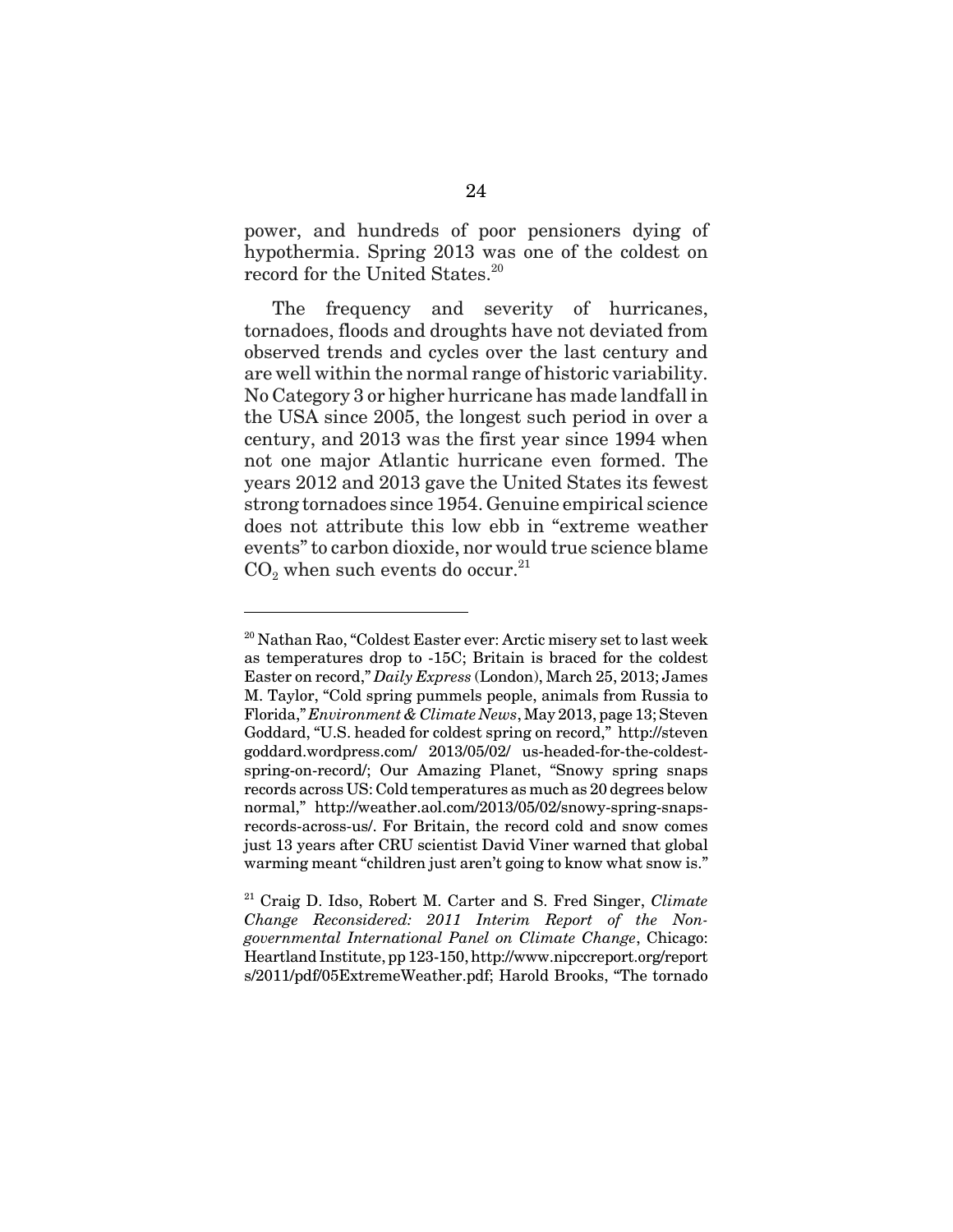power, and hundreds of poor pensioners dying of hypothermia. Spring 2013 was one of the coldest on record for the United States.[20]

The frequency and severity of hurricanes, tornadoes, floods and droughts have not deviated from observed trends and cycles over the last century and are well within the normal range of historic variability. No Category 3 or higher hurricane has made landfall in the USA since 2005, the longest such period in over a century, and 2013 was the first year since 1994 when not one major Atlantic hurricane even formed. The years 2012 and 2013 gave the United States its fewest strong tornadoes since 1954. Genuine empirical science does not attribute this low ebb in "extreme weather events" to carbon dioxide, nor would true science blame $CO_2$ when such events do occur.[21]

---

[20] Nathan Rao, "Coldest Easter ever: Arctic misery set to last week as temperatures drop to -15C; Britain is braced for the coldest Easter on record," *Daily Express* (London), March 25, 2013; James M. Taylor, "Cold spring pummels people, animals from Russia to Florida," *Environment & Climate News*, May 2013, page 13; Steven Goddard, "U.S. headed for coldest spring on record," http://stevengoddard.wordpress.com/ 2013/05/02/ us-headed-for-the-coldest-spring-on-record/; Our Amazing Planet, "Snowy spring snaps records across US: Cold temperatures as much as 20 degrees below normal," http://weather.aol.com/2013/05/02/snowy-spring-snaps-records-across-us/. For Britain, the record cold and snow comes just 13 years after CRU scientist David Viner warned that global warming meant "children just aren't going to know what snow is."

[21] Craig D. Idso, Robert M. Carter and S. Fred Singer, *Climate Change Reconsidered: 2011 Interim Report of the Nongovernmental International Panel on Climate Change*, Chicago: Heartland Institute, pp 123-150, http://www.nipccreport.org/reports/2011/pdf/05ExtremeWeather.pdf; Harold Brooks, "The tornado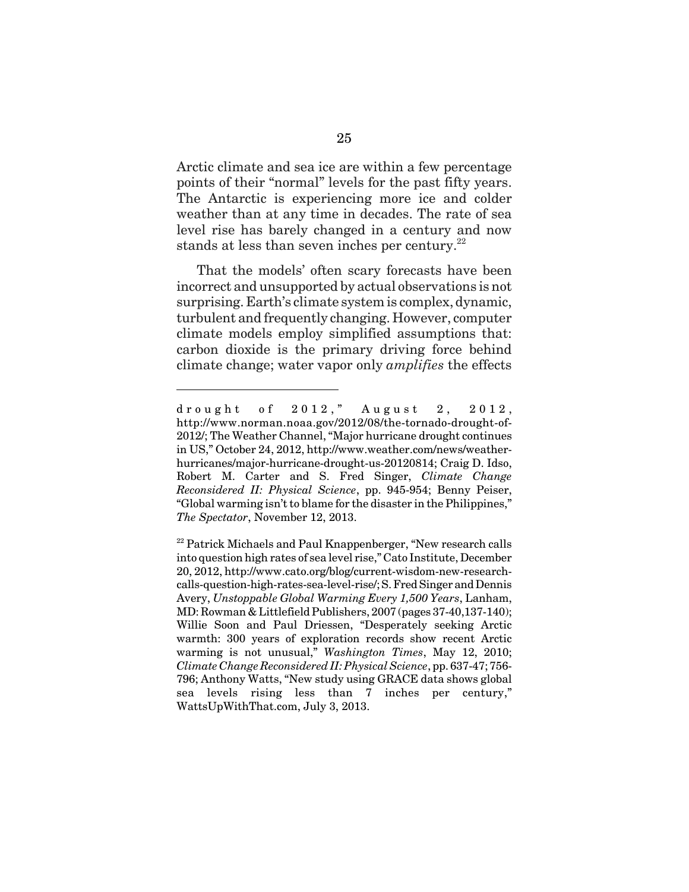Arctic climate and sea ice are within a few percentage points of their "normal" levels for the past fifty years. The Antarctic is experiencing more ice and colder weather than at any time in decades. The rate of sea level rise has barely changed in a century and now stands at less than seven inches per century.[22]

That the models' often scary forecasts have been incorrect and unsupported by actual observations is not surprising. Earth's climate system is complex, dynamic, turbulent and frequently changing. However, computer climate models employ simplified assumptions that: carbon dioxide is the primary driving force behind climate change; water vapor only *amplifies* the effects

---

drought of 2012," August 2, 2012, http://www.norman.noaa.gov/2012/08/the-tornado-drought-of-2012/; The Weather Channel, "Major hurricane drought continues in US," October 24, 2012, http://www.weather.com/news/weather-hurricanes/major-hurricane-drought-us-20120814; Craig D. Idso, Robert M. Carter and S. Fred Singer, *Climate Change Reconsidered II: Physical Science*, pp. 945-954; Benny Peiser, "Global warming isn't to blame for the disaster in the Philippines," *The Spectator*, November 12, 2013.

[22] Patrick Michaels and Paul Knappenberger, "New research calls into question high rates of sea level rise," Cato Institute, December 20, 2012, http://www.cato.org/blog/current-wisdom-new-research-calls-question-high-rates-sea-level-rise/; S. Fred Singer and Dennis Avery, *Unstoppable Global Warming Every 1,500 Years*, Lanham, MD: Rowman & Littlefield Publishers, 2007 (pages 37-40,137-140); Willie Soon and Paul Driessen, "Desperately seeking Arctic warmth: 300 years of exploration records show recent Arctic warming is not unusual," *Washington Times*, May 12, 2010; *Climate Change Reconsidered II: Physical Science*, pp. 637-47; 756-796; Anthony Watts, "New study using GRACE data shows global sea levels rising less than 7 inches per century," WattsUpWithThat.com, July 3, 2013.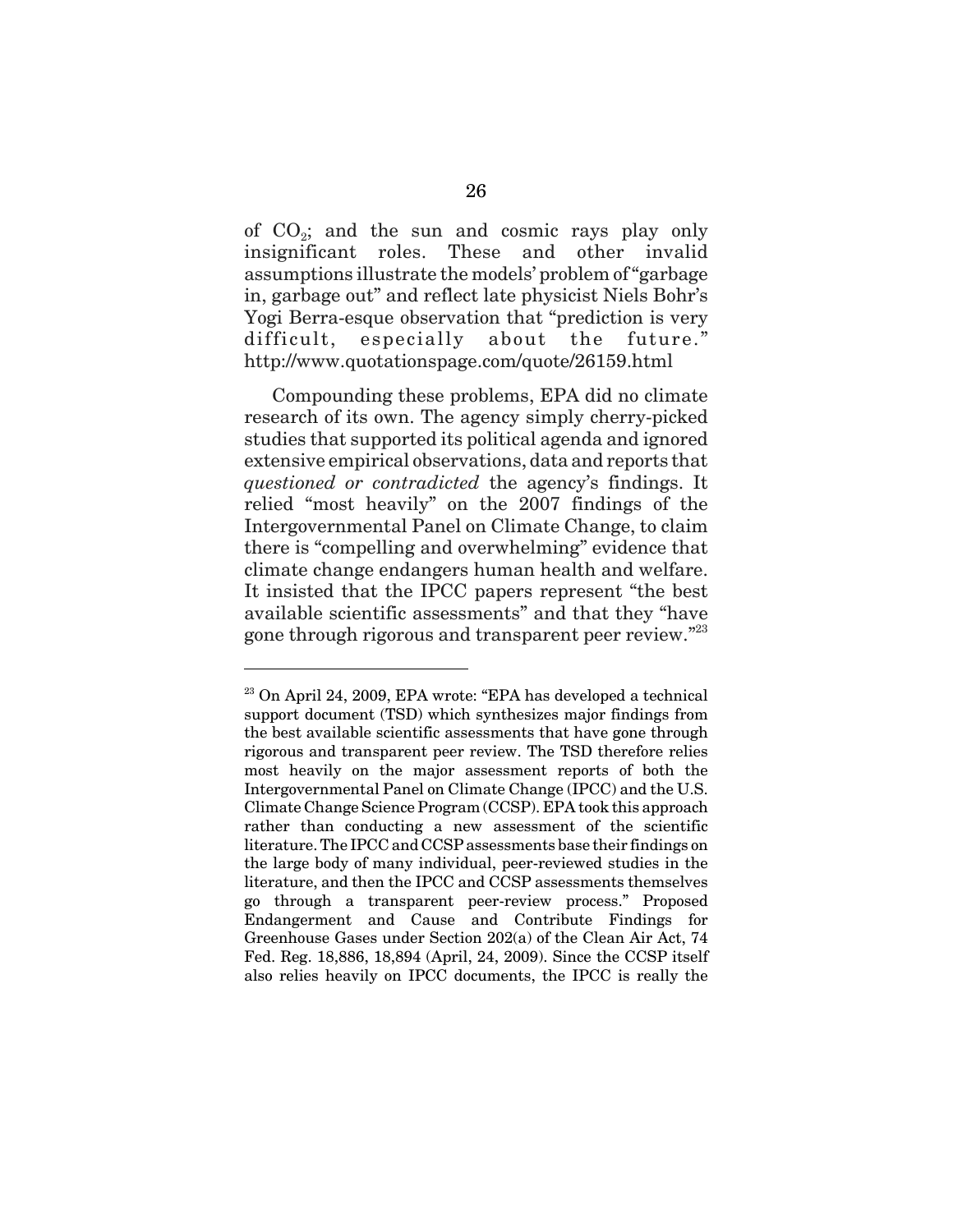of $CO_2$; and the sun and cosmic rays play only insignificant roles. These and other invalid assumptions illustrate the models' problem of "garbage in, garbage out" and reflect late physicist Niels Bohr's Yogi Berra-esque observation that "prediction is very difficult, especially about the future." http://www.quotationspage.com/quote/26159.html

Compounding these problems, EPA did no climate research of its own. The agency simply cherry-picked studies that supported its political agenda and ignored extensive empirical observations, data and reports that *questioned or contradicted* the agency's findings. It relied "most heavily" on the 2007 findings of the Intergovernmental Panel on Climate Change, to claim there is "compelling and overwhelming" evidence that climate change endangers human health and welfare. It insisted that the IPCC papers represent "the best available scientific assessments" and that they "have gone through rigorous and transparent peer review."[23]

---

[23] On April 24, 2009, EPA wrote: "EPA has developed a technical support document (TSD) which synthesizes major findings from the best available scientific assessments that have gone through rigorous and transparent peer review. The TSD therefore relies most heavily on the major assessment reports of both the Intergovernmental Panel on Climate Change (IPCC) and the U.S. Climate Change Science Program (CCSP). EPA took this approach rather than conducting a new assessment of the scientific literature. The IPCC and CCSP assessments base their findings on the large body of many individual, peer-reviewed studies in the literature, and then the IPCC and CCSP assessments themselves go through a transparent peer-review process." Proposed Endangerment and Cause and Contribute Findings for Greenhouse Gases under Section 202(a) of the Clean Air Act, 74 Fed. Reg. 18,886, 18,894 (April, 24, 2009). Since the CCSP itself also relies heavily on IPCC documents, the IPCC is really the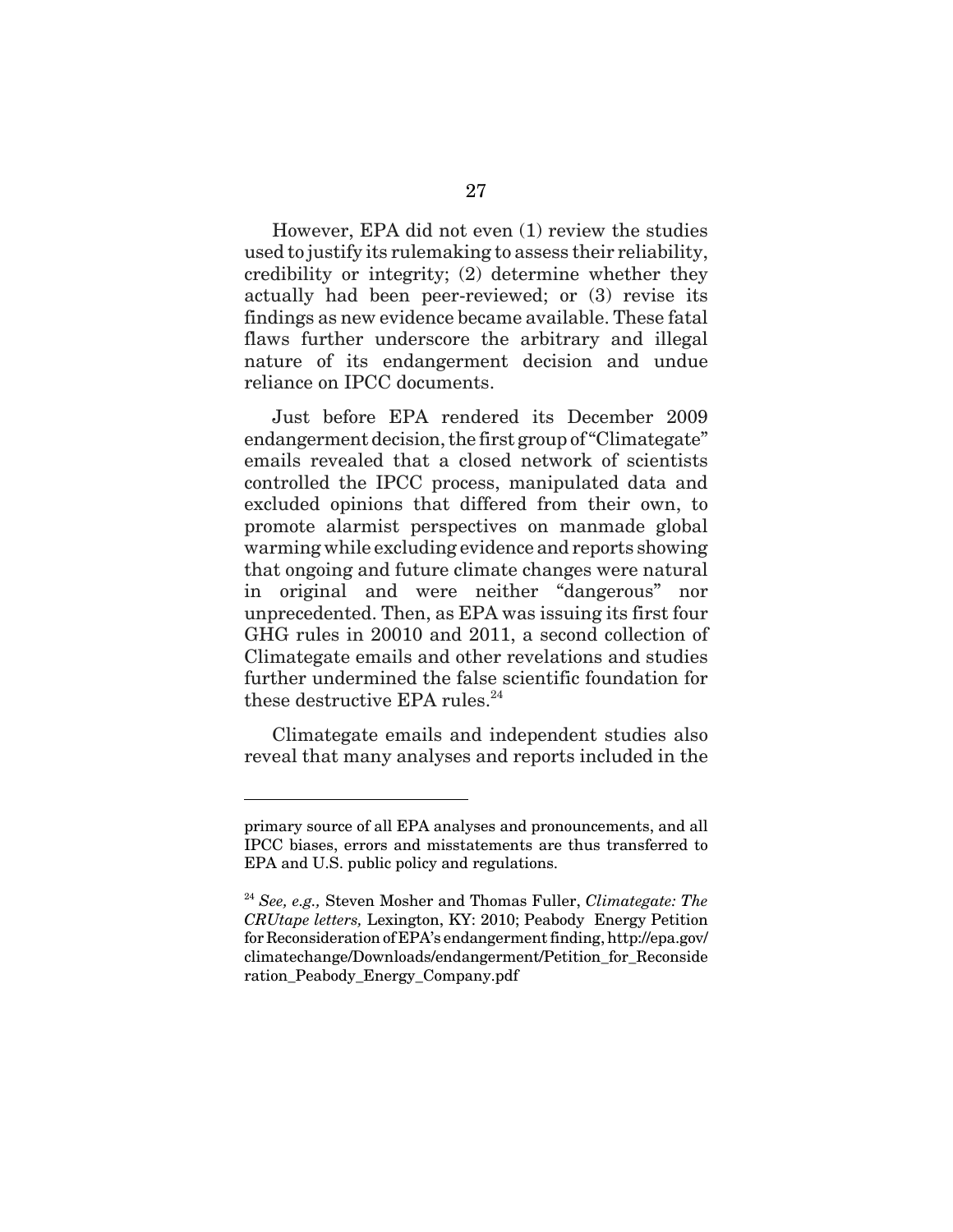However, EPA did not even (1) review the studies used to justify its rulemaking to assess their reliability, credibility or integrity; (2) determine whether they actually had been peer-reviewed; or (3) revise its findings as new evidence became available. These fatal flaws further underscore the arbitrary and illegal nature of its endangerment decision and undue reliance on IPCC documents.

Just before EPA rendered its December 2009 endangerment decision, the first group of "Climategate" emails revealed that a closed network of scientists controlled the IPCC process, manipulated data and excluded opinions that differed from their own, to promote alarmist perspectives on manmade global warming while excluding evidence and reports showing that ongoing and future climate changes were natural in original and were neither "dangerous" nor unprecedented. Then, as EPA was issuing its first four GHG rules in 20010 and 2011, a second collection of Climategate emails and other revelations and studies further undermined the false scientific foundation for these destructive EPA rules.[24]

Climategate emails and independent studies also reveal that many analyses and reports included in the

---

primary source of all EPA analyses and pronouncements, and all IPCC biases, errors and misstatements are thus transferred to EPA and U.S. public policy and regulations.

[24] *See, e.g.,* Steven Mosher and Thomas Fuller, *Climategate: The CRUtape letters,* Lexington, KY: 2010; Peabody Energy Petition for Reconsideration of EPA's endangerment finding, http://epa.gov/climatechange/Downloads/endangerment/Petition_for_Reconsideration_Peabody_Energy_Company.pdf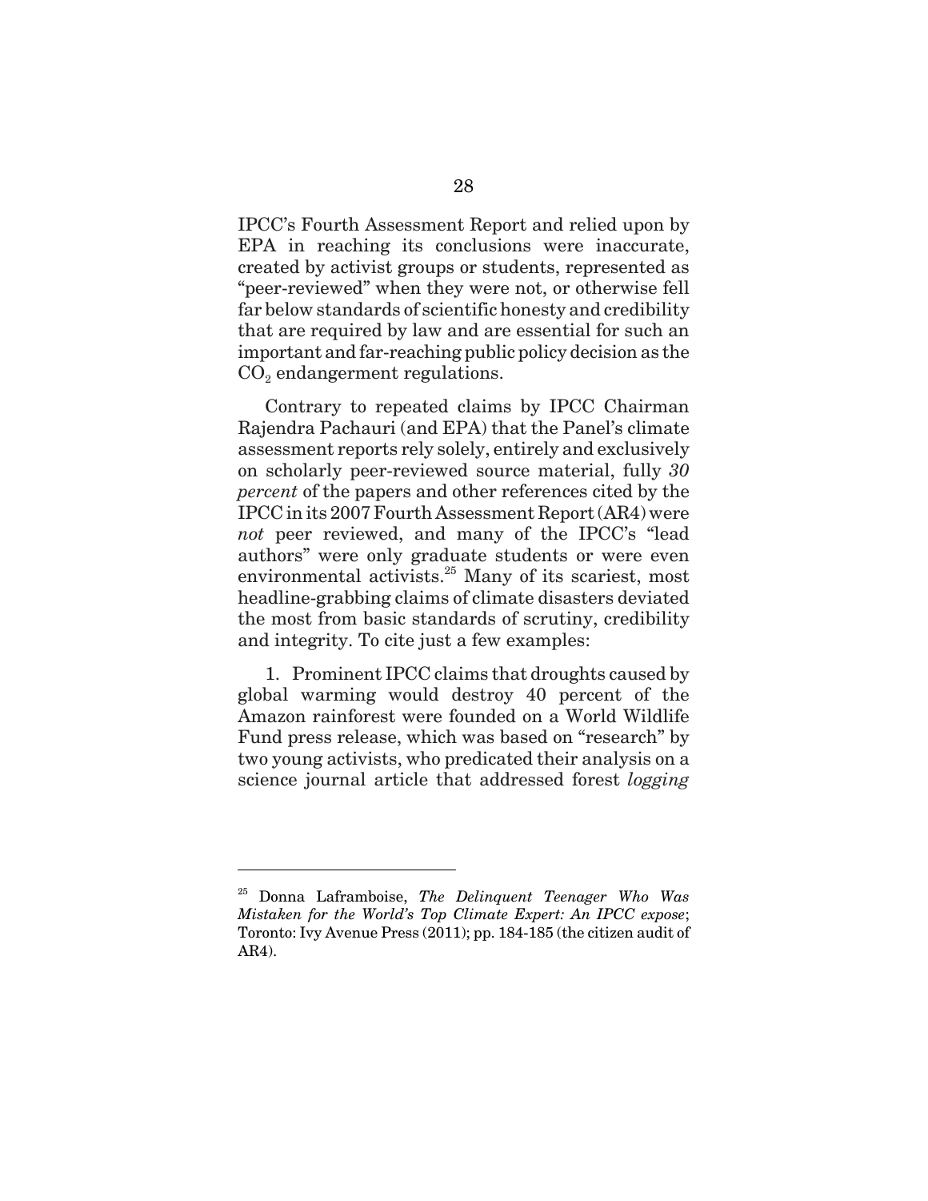IPCC's Fourth Assessment Report and relied upon by EPA in reaching its conclusions were inaccurate, created by activist groups or students, represented as "peer-reviewed" when they were not, or otherwise fell far below standards of scientific honesty and credibility that are required by law and are essential for such an important and far-reaching public policy decision as the $CO_2$ endangerment regulations.

Contrary to repeated claims by IPCC Chairman Rajendra Pachauri (and EPA) that the Panel's climate assessment reports rely solely, entirely and exclusively on scholarly peer-reviewed source material, fully *30 percent* of the papers and other references cited by the IPCC in its 2007 Fourth Assessment Report (AR4) were *not* peer reviewed, and many of the IPCC's "lead authors" were only graduate students or were even environmental activists.[25] Many of its scariest, most headline-grabbing claims of climate disasters deviated the most from basic standards of scrutiny, credibility and integrity. To cite just a few examples:

1. Prominent IPCC claims that droughts caused by global warming would destroy 40 percent of the Amazon rainforest were founded on a World Wildlife Fund press release, which was based on "research" by two young activists, who predicated their analysis on a science journal article that addressed forest *logging*

---

[25] Donna Laframboise, *The Delinquent Teenager Who Was Mistaken for the World's Top Climate Expert: An IPCC expose*; Toronto: Ivy Avenue Press (2011); pp. 184-185 (the citizen audit of AR4).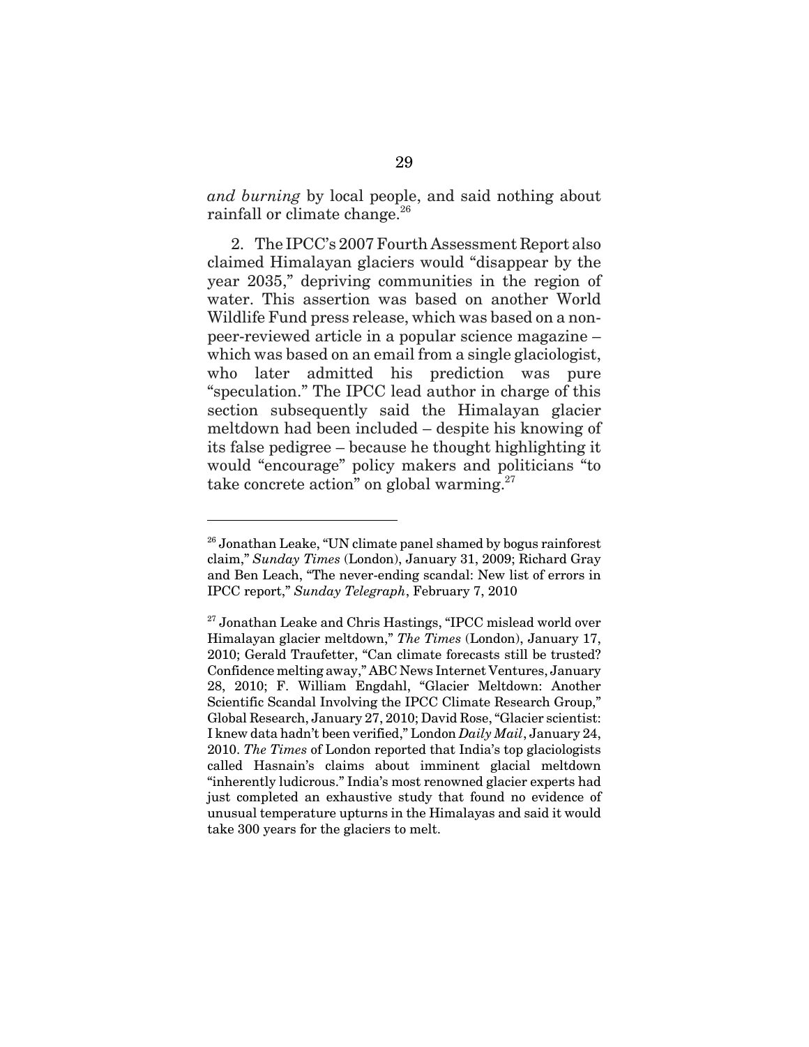*and burning* by local people, and said nothing about rainfall or climate change.[26]

2. The IPCC's 2007 Fourth Assessment Report also claimed Himalayan glaciers would "disappear by the year 2035," depriving communities in the region of water. This assertion was based on another World Wildlife Fund press release, which was based on a non-peer-reviewed article in a popular science magazine – which was based on an email from a single glaciologist, who later admitted his prediction was pure "speculation." The IPCC lead author in charge of this section subsequently said the Himalayan glacier meltdown had been included – despite his knowing of its false pedigree – because he thought highlighting it would "encourage" policy makers and politicians "to take concrete action" on global warming.[27]

---

[26] Jonathan Leake, "UN climate panel shamed by bogus rainforest claim," *Sunday Times* (London), January 31, 2009; Richard Gray and Ben Leach, "The never-ending scandal: New list of errors in IPCC report," *Sunday Telegraph*, February 7, 2010

[27] Jonathan Leake and Chris Hastings, "IPCC mislead world over Himalayan glacier meltdown," *The Times* (London), January 17, 2010; Gerald Traufetter, "Can climate forecasts still be trusted? Confidence melting away," ABC News Internet Ventures, January 28, 2010; F. William Engdahl, "Glacier Meltdown: Another Scientific Scandal Involving the IPCC Climate Research Group," Global Research, January 27, 2010; David Rose, "Glacier scientist: I knew data hadn't been verified," London *Daily Mail*, January 24, 2010. *The Times* of London reported that India's top glaciologists called Hasnain's claims about imminent glacial meltdown "inherently ludicrous." India's most renowned glacier experts had just completed an exhaustive study that found no evidence of unusual temperature upturns in the Himalayas and said it would take 300 years for the glaciers to melt.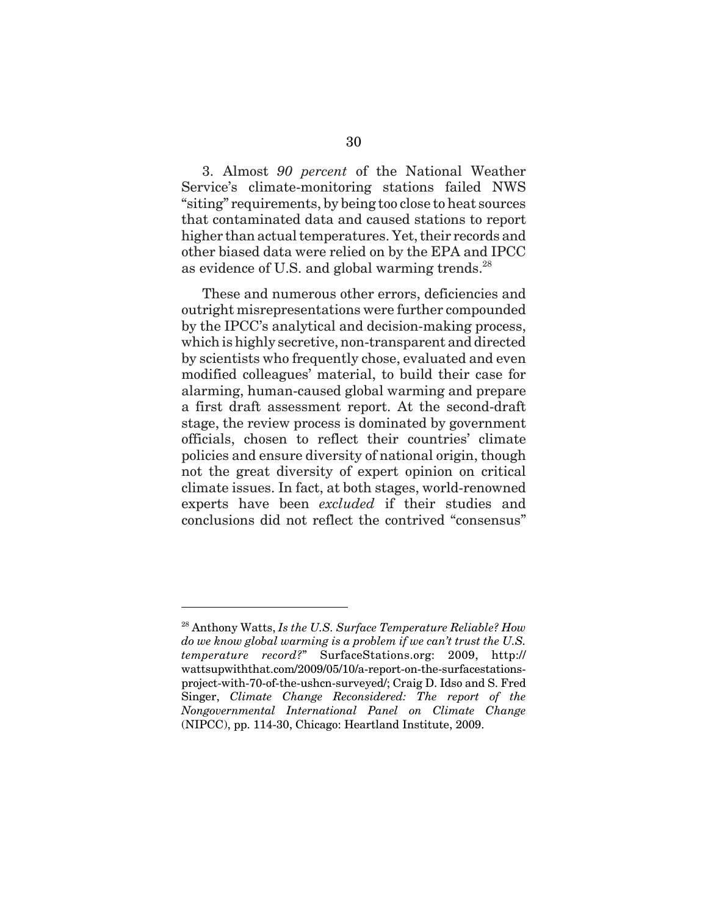3. Almost *90 percent* of the National Weather Service's climate-monitoring stations failed NWS "siting" requirements, by being too close to heat sources that contaminated data and caused stations to report higher than actual temperatures. Yet, their records and other biased data were relied on by the EPA and IPCC as evidence of U.S. and global warming trends.[28]

These and numerous other errors, deficiencies and outright misrepresentations were further compounded by the IPCC's analytical and decision-making process, which is highly secretive, non-transparent and directed by scientists who frequently chose, evaluated and even modified colleagues' material, to build their case for alarming, human-caused global warming and prepare a first draft assessment report. At the second-draft stage, the review process is dominated by government officials, chosen to reflect their countries' climate policies and ensure diversity of national origin, though not the great diversity of expert opinion on critical climate issues. In fact, at both stages, world-renowned experts have been *excluded* if their studies and conclusions did not reflect the contrived "consensus"

---

[28] Anthony Watts, *Is the U.S. Surface Temperature Reliable? How do we know global warming is a problem if we can't trust the U.S. temperature record?*" SurfaceStations.org: 2009, http://wattsupwiththat.com/2009/05/10/a-report-on-the-surfacestations-project-with-70-of-the-ushcn-surveyed/; Craig D. Idso and S. Fred Singer, *Climate Change Reconsidered: The report of the Nongovernmental International Panel on Climate Change* (NIPCC), pp. 114-30, Chicago: Heartland Institute, 2009.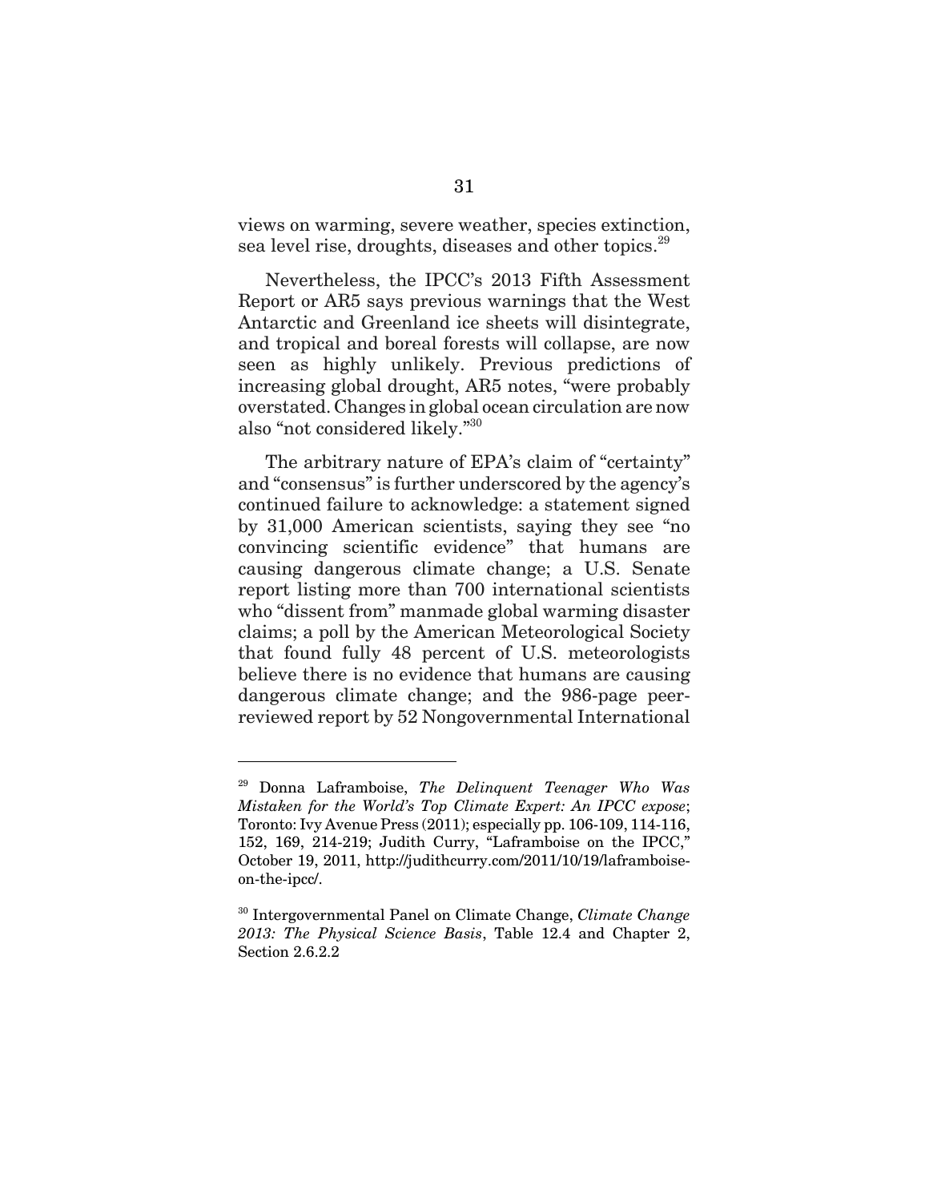views on warming, severe weather, species extinction, sea level rise, droughts, diseases and other topics.[29]

Nevertheless, the IPCC's 2013 Fifth Assessment Report or AR5 says previous warnings that the West Antarctic and Greenland ice sheets will disintegrate, and tropical and boreal forests will collapse, are now seen as highly unlikely. Previous predictions of increasing global drought, AR5 notes, "were probably overstated. Changes in global ocean circulation are now also "not considered likely."[30]

The arbitrary nature of EPA's claim of "certainty" and "consensus" is further underscored by the agency's continued failure to acknowledge: a statement signed by 31,000 American scientists, saying they see "no convincing scientific evidence" that humans are causing dangerous climate change; a U.S. Senate report listing more than 700 international scientists who "dissent from" manmade global warming disaster claims; a poll by the American Meteorological Society that found fully 48 percent of U.S. meteorologists believe there is no evidence that humans are causing dangerous climate change; and the 986-page peer-reviewed report by 52 Nongovernmental International

---

[29] Donna Laframboise, *The Delinquent Teenager Who Was Mistaken for the World's Top Climate Expert: An IPCC expose*; Toronto: Ivy Avenue Press (2011); especially pp. 106-109, 114-116, 152, 169, 214-219; Judith Curry, "Laframboise on the IPCC," October 19, 2011, http://judithcurry.com/2011/10/19/laframboise-on-the-ipcc/.

[30] Intergovernmental Panel on Climate Change, *Climate Change 2013: The Physical Science Basis*, Table 12.4 and Chapter 2, Section 2.6.2.2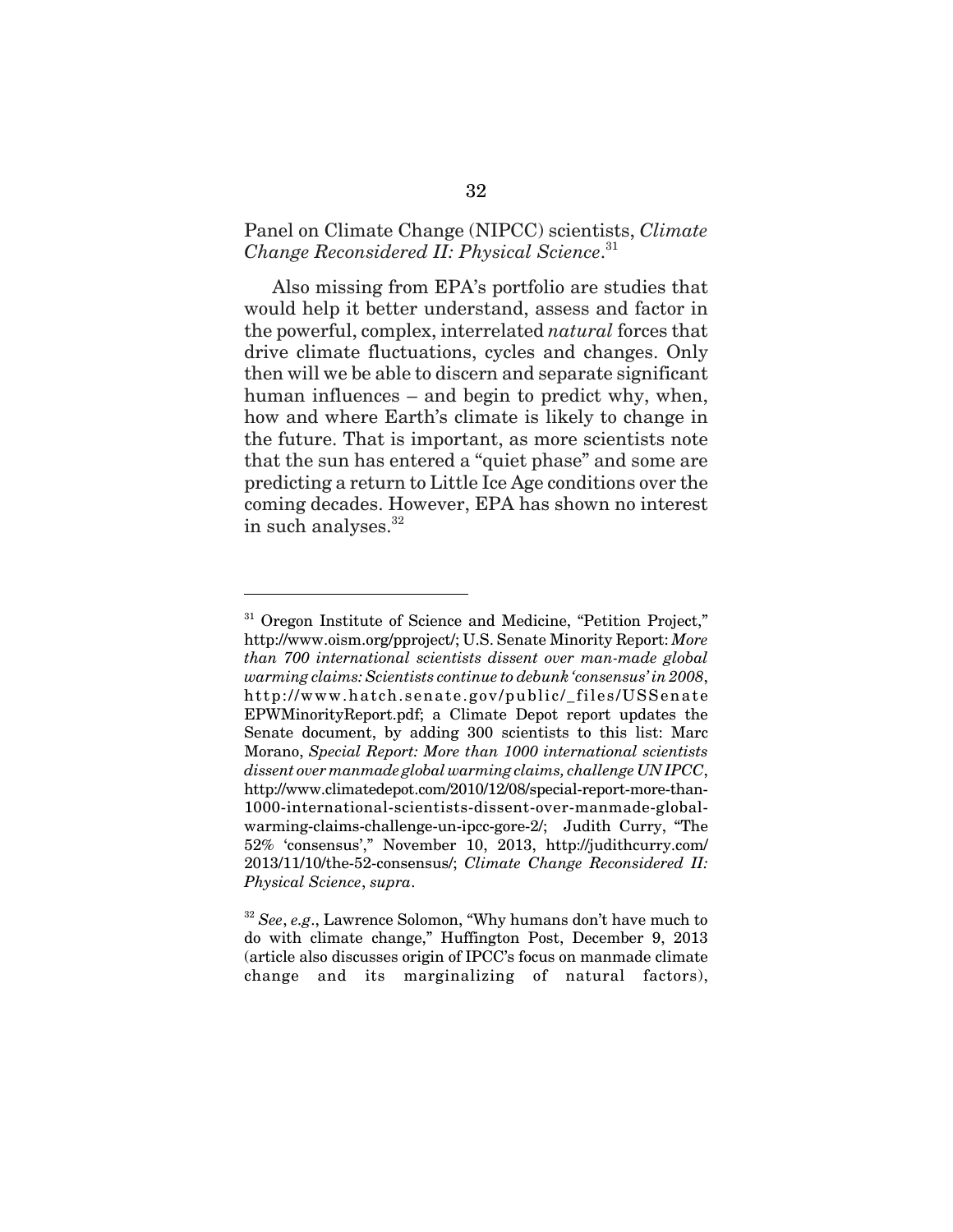Panel on Climate Change (NIPCC) scientists, *Climate Change Reconsidered II: Physical Science*.[31]

Also missing from EPA's portfolio are studies that would help it better understand, assess and factor in the powerful, complex, interrelated *natural* forces that drive climate fluctuations, cycles and changes. Only then will we be able to discern and separate significant human influences – and begin to predict why, when, how and where Earth's climate is likely to change in the future. That is important, as more scientists note that the sun has entered a "quiet phase" and some are predicting a return to Little Ice Age conditions over the coming decades. However, EPA has shown no interest in such analyses.[32]

---

[31] Oregon Institute of Science and Medicine, "Petition Project," http://www.oism.org/pproject/; U.S. Senate Minority Report: *More than 700 international scientists dissent over man-made global warming claims: Scientists continue to debunk 'consensus' in 2008*, http://www.hatch.senate.gov/public/_files/USSenate EPWMinorityReport.pdf; a Climate Depot report updates the Senate document, by adding 300 scientists to this list: Marc Morano, *Special Report: More than 1000 international scientists dissent over manmade global warming claims, challenge UN IPCC*, http://www.climatedepot.com/2010/12/08/special-report-more-than-1000-international-scientists-dissent-over-manmade-global-warming-claims-challenge-un-ipcc-gore-2/; Judith Curry, "The 52% 'consensus'," November 10, 2013, http://judithcurry.com/2013/11/10/the-52-consensus/; *Climate Change Reconsidered II: Physical Science*, *supra*.

[32] *See*, *e.g*., Lawrence Solomon, "Why humans don't have much to do with climate change," Huffington Post, December 9, 2013 (article also discusses origin of IPCC's focus on manmade climate change and its marginalizing of natural factors),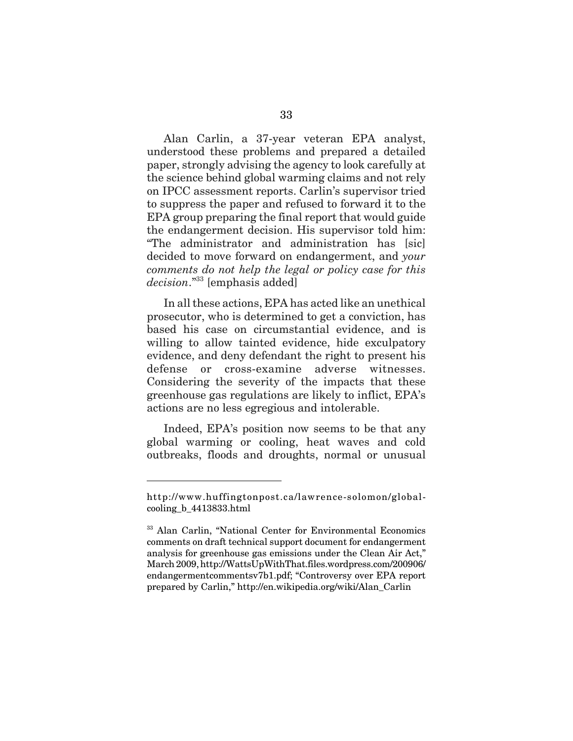Alan Carlin, a 37-year veteran EPA analyst, understood these problems and prepared a detailed paper, strongly advising the agency to look carefully at the science behind global warming claims and not rely on IPCC assessment reports. Carlin's supervisor tried to suppress the paper and refused to forward it to the EPA group preparing the final report that would guide the endangerment decision. His supervisor told him: "The administrator and administration has [sic] decided to move forward on endangerment, and *your comments do not help the legal or policy case for this decision*."[33] [emphasis added]

In all these actions, EPA has acted like an unethical prosecutor, who is determined to get a conviction, has based his case on circumstantial evidence, and is willing to allow tainted evidence, hide exculpatory evidence, and deny defendant the right to present his defense or cross-examine adverse witnesses. Considering the severity of the impacts that these greenhouse gas regulations are likely to inflict, EPA's actions are no less egregious and intolerable.

Indeed, EPA's position now seems to be that any global warming or cooling, heat waves and cold outbreaks, floods and droughts, normal or unusual

---

http://www.huffingtonpost.ca/lawrence-solomon/global-cooling_b_4413833.html

[33] Alan Carlin, "National Center for Environmental Economics comments on draft technical support document for endangerment analysis for greenhouse gas emissions under the Clean Air Act," March 2009, http://WattsUpWithThat.files.wordpress.com/200906/endangermentcommentsv7b1.pdf; "Controversy over EPA report prepared by Carlin," http://en.wikipedia.org/wiki/Alan_Carlin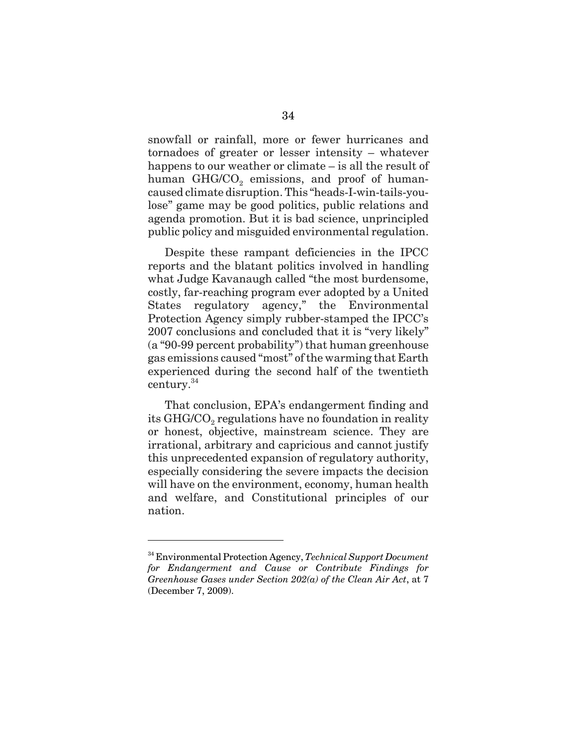snowfall or rainfall, more or fewer hurricanes and tornadoes of greater or lesser intensity – whatever happens to our weather or climate – is all the result of human GHG/$CO_2$ emissions, and proof of human-caused climate disruption. This "heads-I-win-tails-you-lose" game may be good politics, public relations and agenda promotion. But it is bad science, unprincipled public policy and misguided environmental regulation.

Despite these rampant deficiencies in the IPCC reports and the blatant politics involved in handling what Judge Kavanaugh called "the most burdensome, costly, far-reaching program ever adopted by a United States regulatory agency," the Environmental Protection Agency simply rubber-stamped the IPCC's 2007 conclusions and concluded that it is "very likely" (a "90-99 percent probability") that human greenhouse gas emissions caused "most" of the warming that Earth experienced during the second half of the twentieth century.[34]

That conclusion, EPA's endangerment finding and its GHG/$CO_2$ regulations have no foundation in reality or honest, objective, mainstream science. They are irrational, arbitrary and capricious and cannot justify this unprecedented expansion of regulatory authority, especially considering the severe impacts the decision will have on the environment, economy, human health and welfare, and Constitutional principles of our nation.

---

[34] Environmental Protection Agency, *Technical Support Document for Endangerment and Cause or Contribute Findings for Greenhouse Gases under Section 202(a) of the Clean Air Act*, at 7 (December 7, 2009).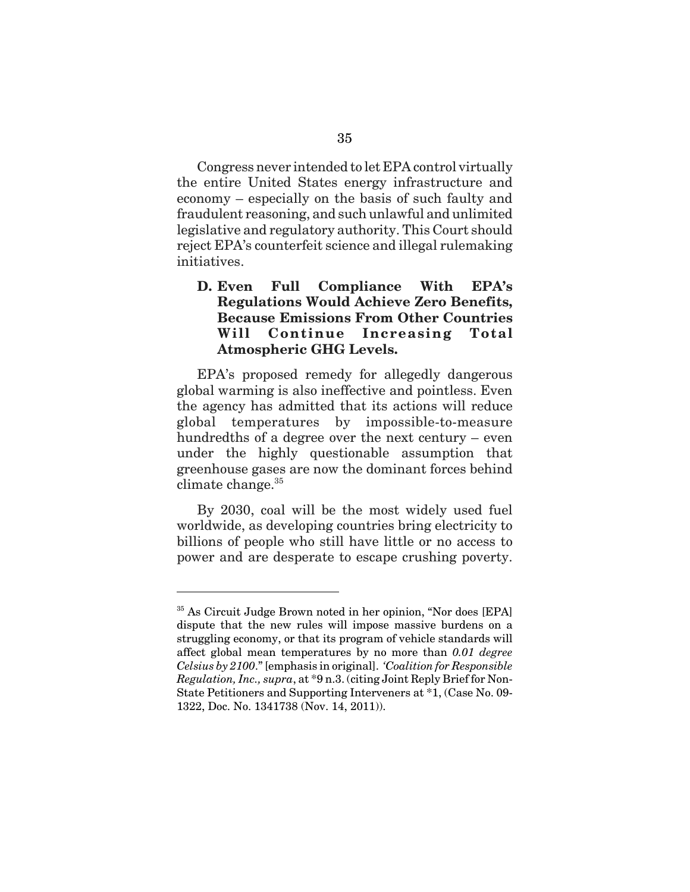Congress never intended to let EPA control virtually the entire United States energy infrastructure and economy – especially on the basis of such faulty and fraudulent reasoning, and such unlawful and unlimited legislative and regulatory authority. This Court should reject EPA's counterfeit science and illegal rulemaking initiatives.

### D. Even Full Compliance With EPA's Regulations Would Achieve Zero Benefits, Because Emissions From Other Countries Will Continue Increasing Total Atmospheric GHG Levels.

EPA's proposed remedy for allegedly dangerous global warming is also ineffective and pointless. Even the agency has admitted that its actions will reduce global temperatures by impossible-to-measure hundredths of a degree over the next century – even under the highly questionable assumption that greenhouse gases are now the dominant forces behind climate change.[35]

By 2030, coal will be the most widely used fuel worldwide, as developing countries bring electricity to billions of people who still have little or no access to power and are desperate to escape crushing poverty.

---

[35] As Circuit Judge Brown noted in her opinion, "Nor does [EPA] dispute that the new rules will impose massive burdens on a struggling economy, or that its program of vehicle standards will affect global mean temperatures by no more than *0.01 degree Celsius by 2100*." [emphasis in original]. *'Coalition for Responsible Regulation, Inc., supra*, at *9 n.3. (citing Joint Reply Brief for Non-State Petitioners and Supporting Interveners at *1, (Case No. 09-1322, Doc. No. 1341738 (Nov. 14, 2011)).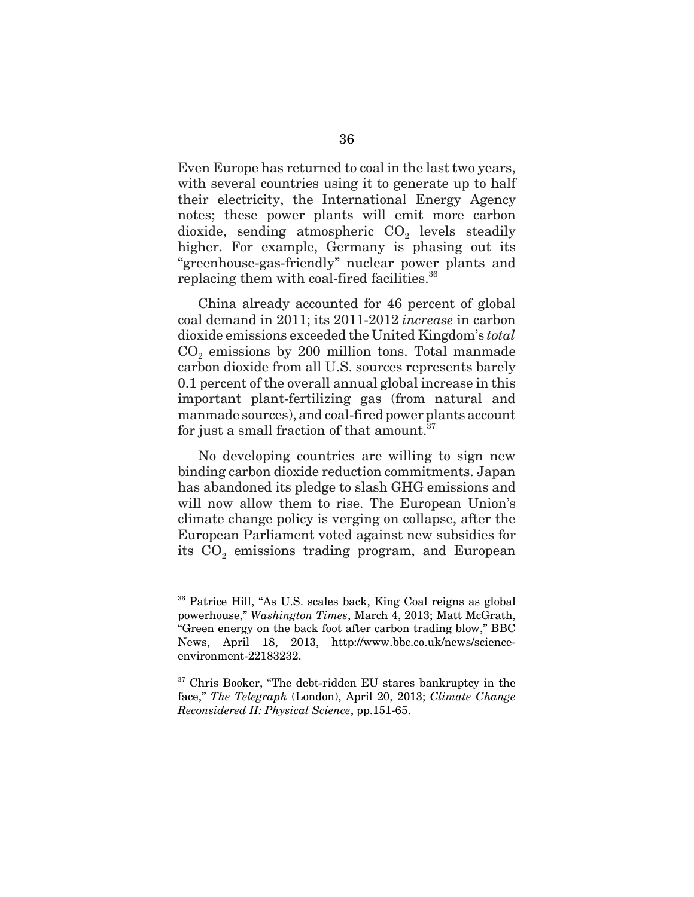Even Europe has returned to coal in the last two years, with several countries using it to generate up to half their electricity, the International Energy Agency notes; these power plants will emit more carbon dioxide, sending atmospheric $CO_2$ levels steadily higher. For example, Germany is phasing out its "greenhouse-gas-friendly" nuclear power plants and replacing them with coal-fired facilities.[36]

China already accounted for 46 percent of global coal demand in 2011; its 2011-2012 *increase* in carbon dioxide emissions exceeded the United Kingdom's *total* $CO_2$ emissions by 200 million tons. Total manmade carbon dioxide from all U.S. sources represents barely 0.1 percent of the overall annual global increase in this important plant-fertilizing gas (from natural and manmade sources), and coal-fired power plants account for just a small fraction of that amount.[37]

No developing countries are willing to sign new binding carbon dioxide reduction commitments. Japan has abandoned its pledge to slash GHG emissions and will now allow them to rise. The European Union's climate change policy is verging on collapse, after the European Parliament voted against new subsidies for its $CO_2$ emissions trading program, and European

---

[36] Patrice Hill, "As U.S. scales back, King Coal reigns as global powerhouse," *Washington Times*, March 4, 2013; Matt McGrath, "Green energy on the back foot after carbon trading blow," BBC News, April 18, 2013, http://www.bbc.co.uk/news/science-environment-22183232.

[37] Chris Booker, "The debt-ridden EU stares bankruptcy in the face," *The Telegraph* (London), April 20, 2013; *Climate Change Reconsidered II: Physical Science*, pp.151-65.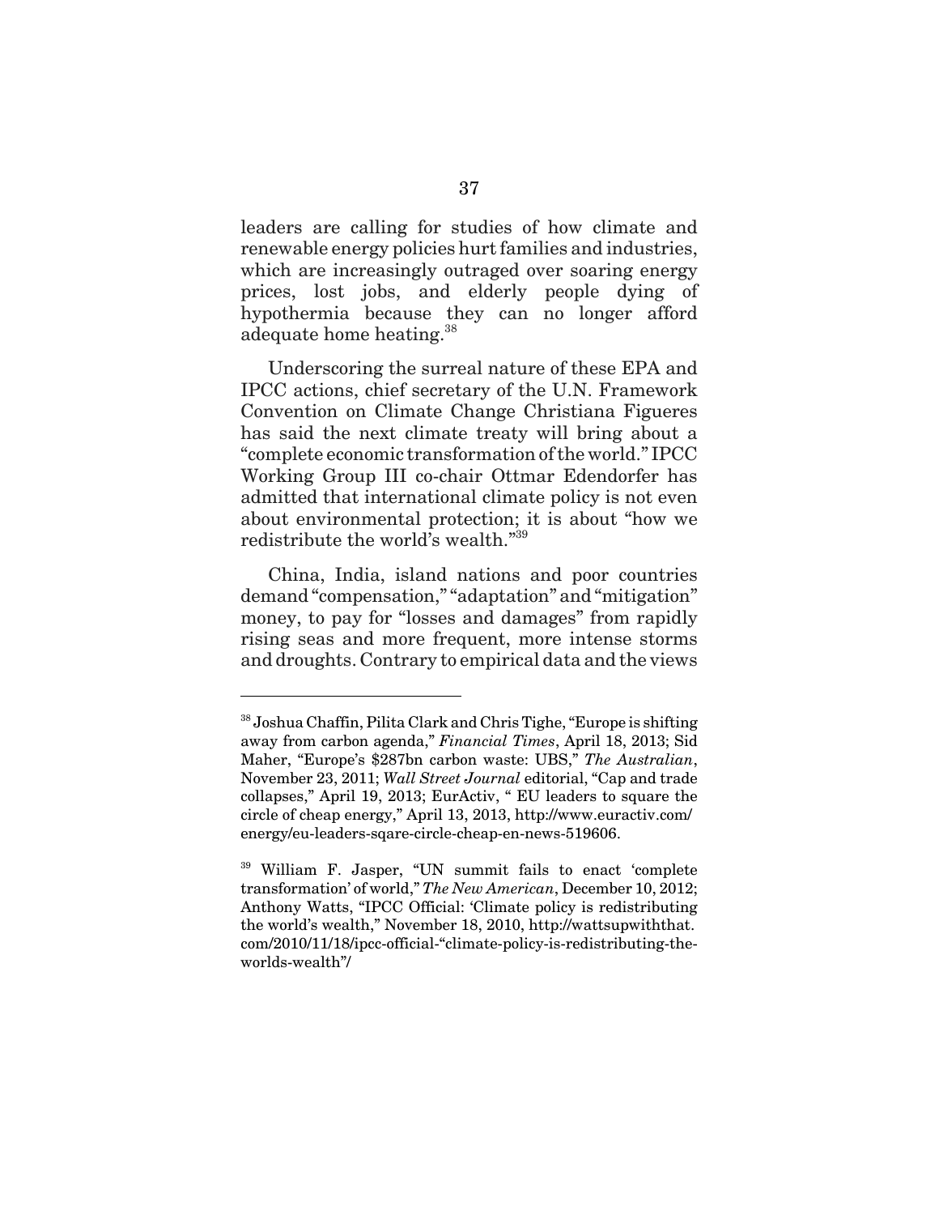leaders are calling for studies of how climate and renewable energy policies hurt families and industries, which are increasingly outraged over soaring energy prices, lost jobs, and elderly people dying of hypothermia because they can no longer afford adequate home heating.[38]

Underscoring the surreal nature of these EPA and IPCC actions, chief secretary of the U.N. Framework Convention on Climate Change Christiana Figueres has said the next climate treaty will bring about a "complete economic transformation of the world." IPCC Working Group III co-chair Ottmar Edendorfer has admitted that international climate policy is not even about environmental protection; it is about "how we redistribute the world's wealth."[39]

China, India, island nations and poor countries demand "compensation," "adaptation" and "mitigation" money, to pay for "losses and damages" from rapidly rising seas and more frequent, more intense storms and droughts. Contrary to empirical data and the views

---

[38] Joshua Chaffin, Pilita Clark and Chris Tighe, "Europe is shifting away from carbon agenda," *Financial Times*, April 18, 2013; Sid Maher, "Europe's $287bn carbon waste: UBS," *The Australian*, November 23, 2011; *Wall Street Journal* editorial, "Cap and trade collapses," April 19, 2013; EurActiv, " EU leaders to square the circle of cheap energy," April 13, 2013, http://www.euractiv.com/energy/eu-leaders-sqare-circle-cheap-en-news-519606.

[39] William F. Jasper, "UN summit fails to enact 'complete transformation' of world," *The New American*, December 10, 2012; Anthony Watts, "IPCC Official: 'Climate policy is redistributing the world's wealth," November 18, 2010, http://wattsupwiththat.com/2010/11/18/ipcc-official-"climate-policy-is-redistributing-the-worlds-wealth"/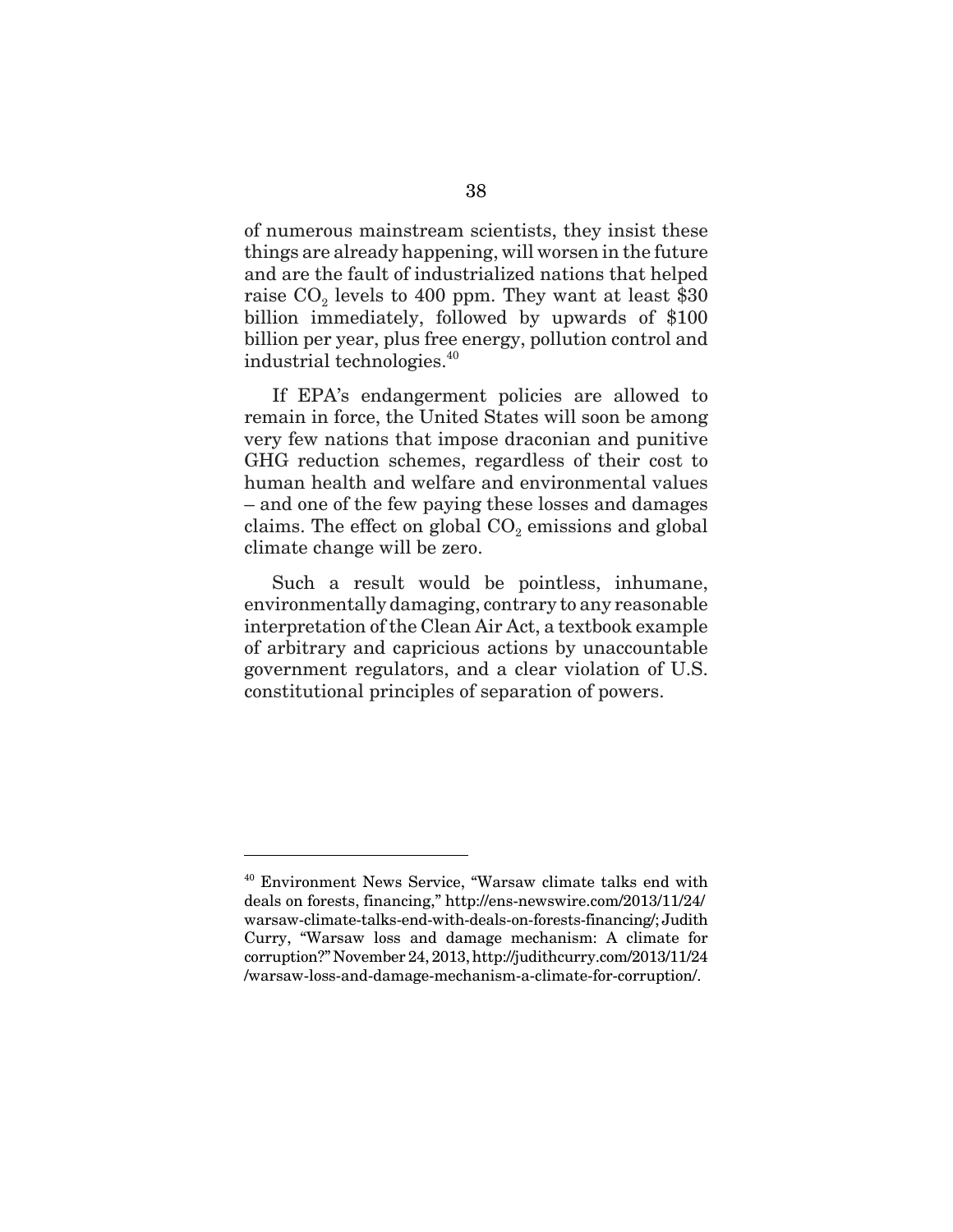of numerous mainstream scientists, they insist these things are already happening, will worsen in the future and are the fault of industrialized nations that helped raise $CO_2$ levels to 400 ppm. They want at least $30 billion immediately, followed by upwards of $100 billion per year, plus free energy, pollution control and industrial technologies.[40]

If EPA's endangerment policies are allowed to remain in force, the United States will soon be among very few nations that impose draconian and punitive GHG reduction schemes, regardless of their cost to human health and welfare and environmental values – and one of the few paying these losses and damages claims. The effect on global $CO_2$ emissions and global climate change will be zero.

Such a result would be pointless, inhumane, environmentally damaging, contrary to any reasonable interpretation of the Clean Air Act, a textbook example of arbitrary and capricious actions by unaccountable government regulators, and a clear violation of U.S. constitutional principles of separation of powers.

---

[40] Environment News Service, "Warsaw climate talks end with deals on forests, financing," http://ens-newswire.com/2013/11/24/warsaw-climate-talks-end-with-deals-on-forests-financing/; Judith Curry, "Warsaw loss and damage mechanism: A climate for corruption?" November 24, 2013, http://judithcurry.com/2013/11/24/warsaw-loss-and-damage-mechanism-a-climate-for-corruption/.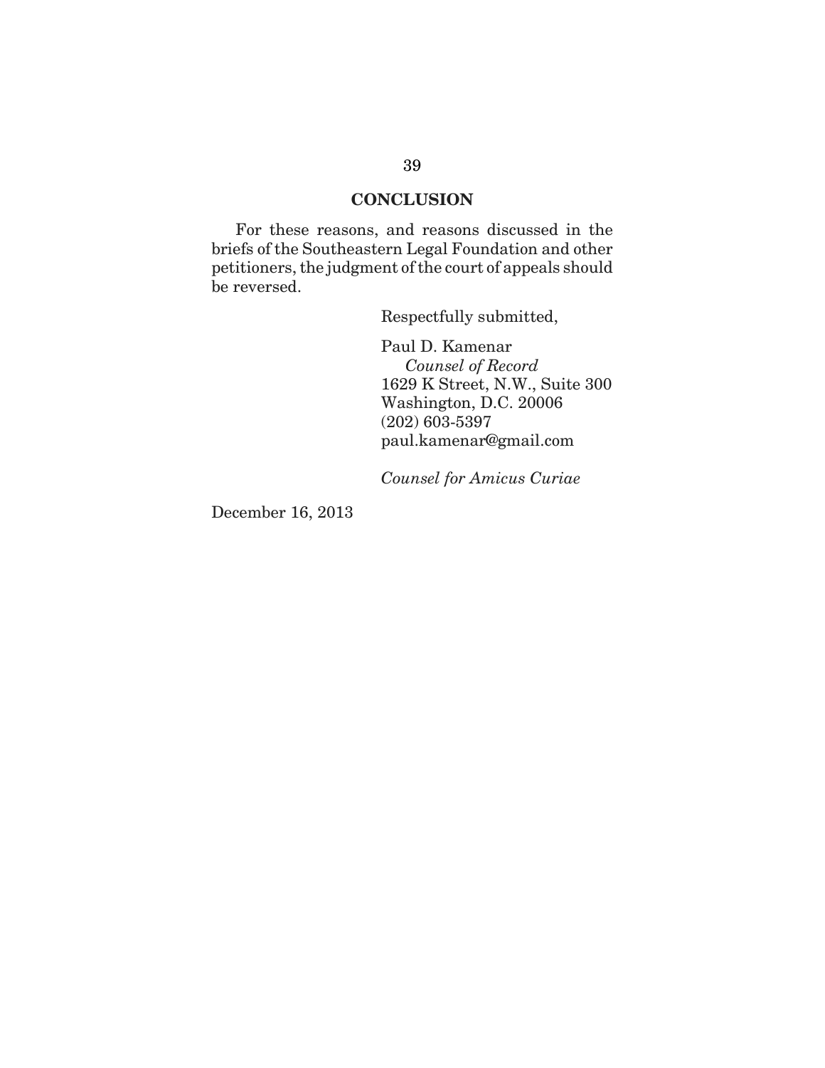## CONCLUSION

For these reasons, and reasons discussed in the briefs of the Southeastern Legal Foundation and other petitioners, the judgment of the court of appeals should be reversed.

Respectfully submitted,

Paul D. Kamenar
*Counsel of Record*
1629 K Street, N.W., Suite 300
Washington, D.C. 20006
(202) 603-5397
paul.kamenar@gmail.com

*Counsel for Amicus Curiae*

December 16, 2013